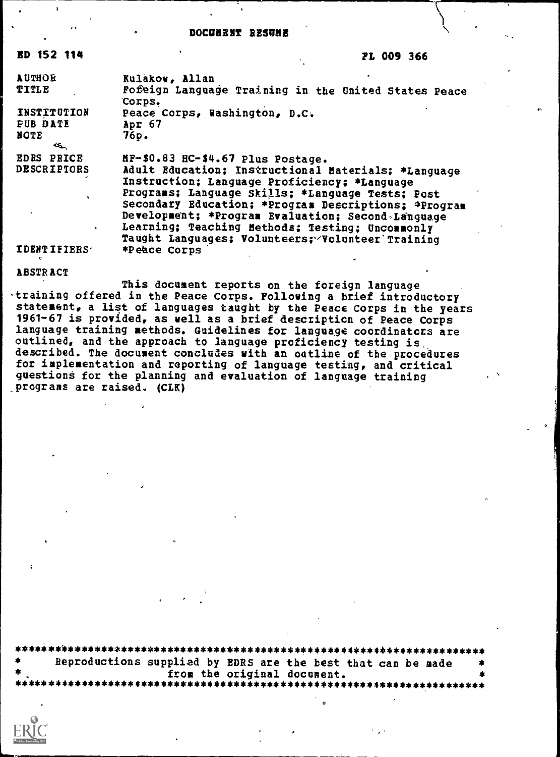# DOCUMENT RESUME

| | |
|---|---|
| ED 152 114 | FL 009 366 |
| AUTHOR | Kulakow, Allan |
| TITLE | Foreign Language Training in the United States Peace Corps. |
| INSTITUTION | Peace Corps, Washington, D.C. |
| PUB DATE | Apr 67 |
| NOTE | 76p. |
| EDRS PRICE | MF-$0.83 HC-$4.67 Plus Postage. |
| DESCRIPTORS | Adult Education; Instructional Materials; *Language Instruction; Language Proficiency; *Language Programs; Language Skills; *Language Tests; Post Secondary Education; *Program Descriptions; *Program Development; *Program Evaluation; Second Language Learning; Teaching Methods; Testing; Uncommonly Taught Languages; Volunteers; Volunteer Training |
| IDENTIFIERS | *Peace Corps |

**ABSTRACT**

This document reports on the foreign language training offered in the Peace Corps. Following a brief introductory statement, a list of languages taught by the Peace Corps in the years 1961-67 is provided, as well as a brief description of Peace Corps language training methods. Guidelines for language coordinators are outlined, and the approach to language proficiency testing is described. The document concludes with an outline of the procedures for implementation and reporting of language testing, and critical questions for the planning and evaluation of language training programs are raised. (CLK)

```
***********************************************************************
*     Reproductions supplied by EDRS are the best that can be made    *
*                    from the original document.                      *
***********************************************************************
```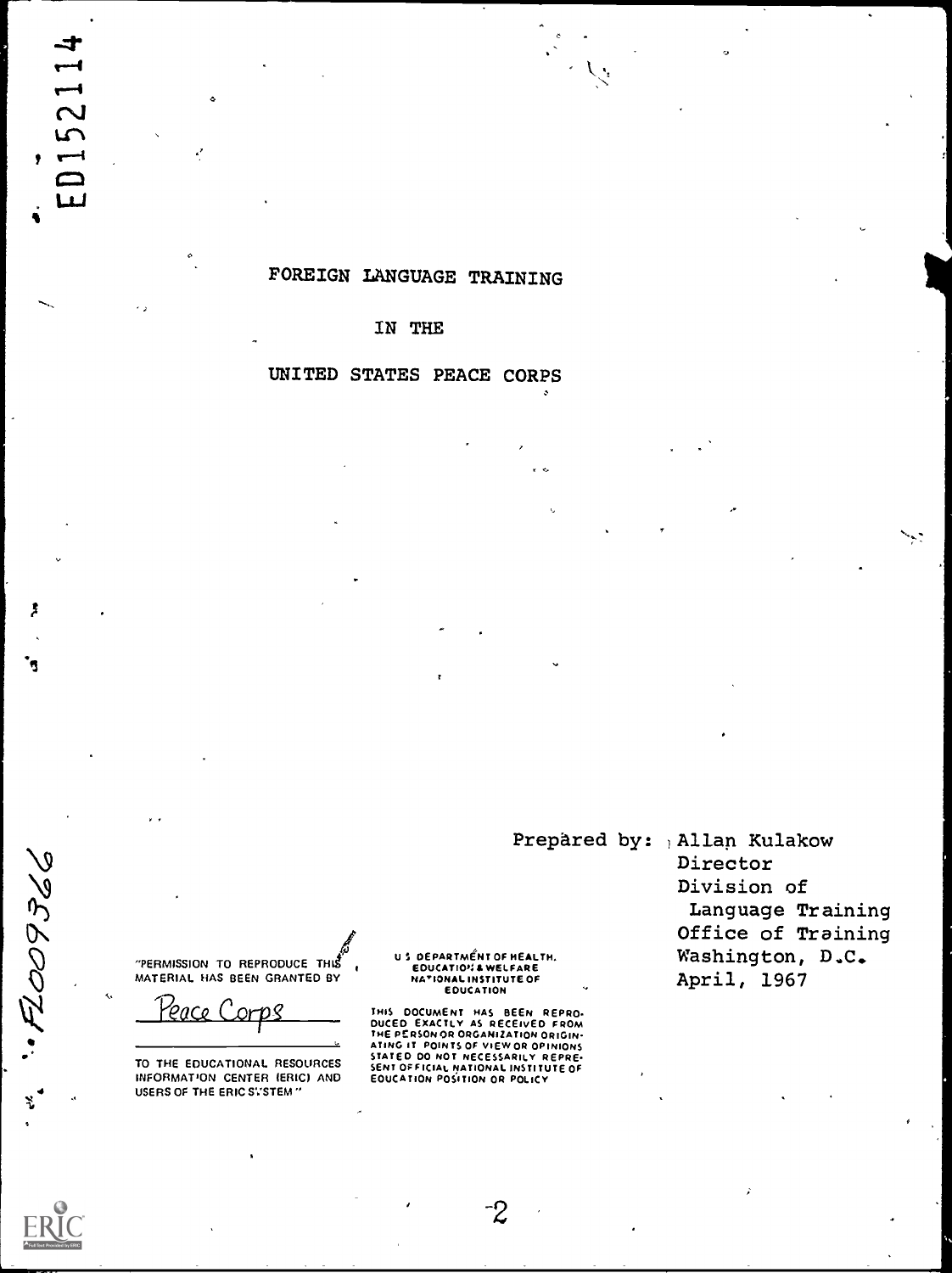# FOREIGN LANGUAGE TRAINING

## IN THE

## UNITED STATES PEACE CORPS

Prepared by: Allan Kulakow
Director
Division of
Language Training
Office of Training
Washington, D.C.
April, 1967

"PERMISSION TO REPRODUCE THIS MATERIAL HAS BEEN GRANTED BY

Peace Corps

TO THE EDUCATIONAL RESOURCES INFORMATION CENTER (ERIC) AND USERS OF THE ERIC SYSTEM"

U.S. DEPARTMENT OF HEALTH, EDUCATION & WELFARE
NATIONAL INSTITUTE OF EDUCATION

THIS DOCUMENT HAS BEEN REPRODUCED EXACTLY AS RECEIVED FROM THE PERSON OR ORGANIZATION ORIGINATING IT. POINTS OF VIEW OR OPINIONS STATED DO NOT NECESSARILY REPRESENT OFFICIAL NATIONAL INSTITUTE OF EDUCATION POSITION OR POLICY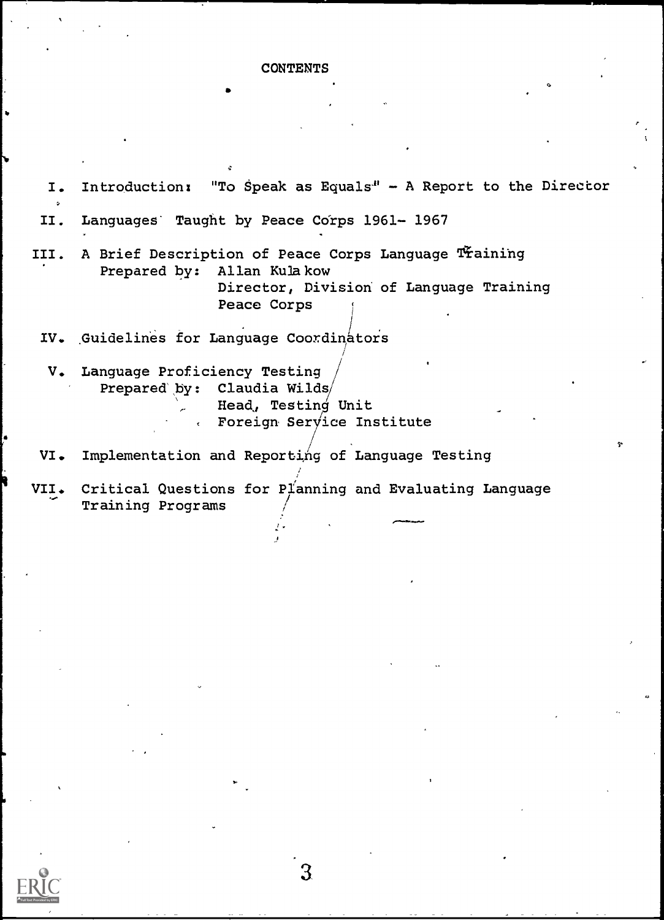# CONTENTS

I. Introduction: "To Speak as Equals" - A Report to the Director

II. Languages Taught by Peace Corps 1961- 1967

III. A Brief Description of Peace Corps Language Training
   Prepared by: Allan Kulakow
   Director, Division of Language Training
   Peace Corps

IV. Guidelines for Language Coordinators

V. Language Proficiency Testing
   Prepared by: Claudia Wilds
   Head, Testing Unit
   Foreign Service Institute

VI. Implementation and Reporting of Language Testing

VII. Critical Questions for Planning and Evaluating Language Training Programs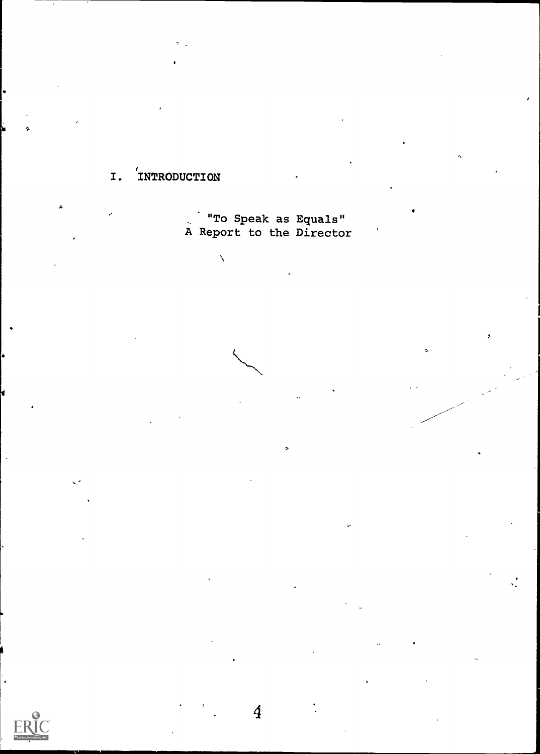# I. INTRODUCTION

"To Speak as Equals"
A Report to the Director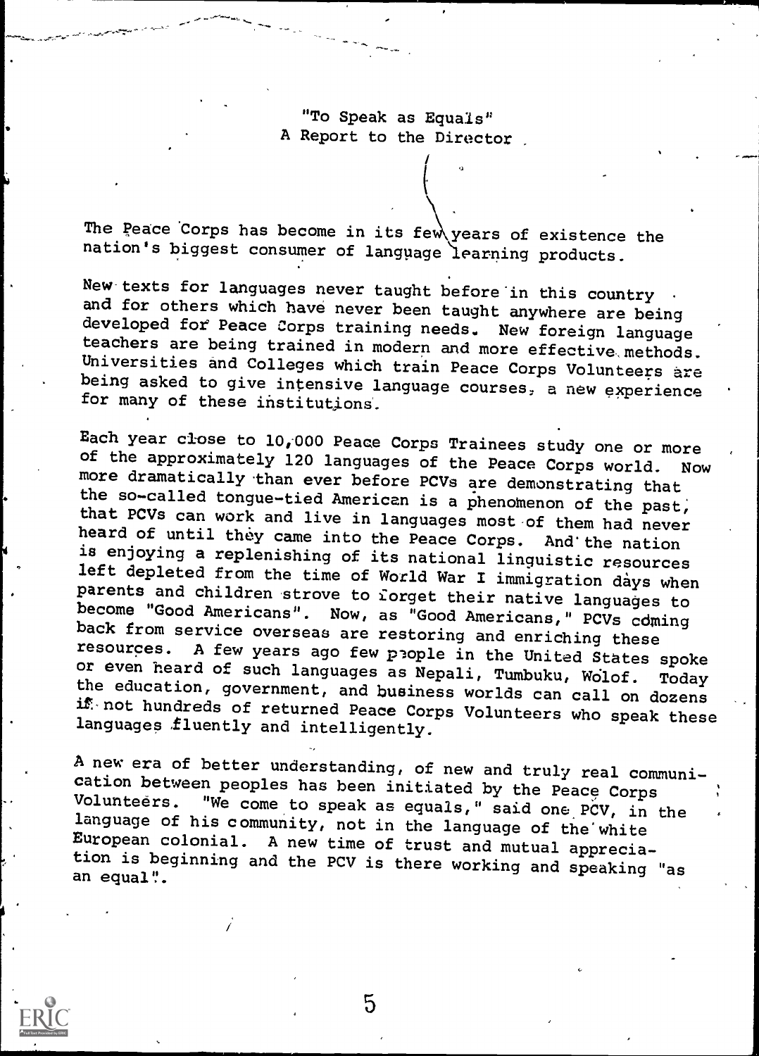# "To Speak as Equals"
## A Report to the Director

The Peace Corps has become in its few years of existence the nation's biggest consumer of language learning products.

New texts for languages never taught before in this country and for others which have never been taught anywhere are being developed for Peace Corps training needs. New foreign language teachers are being trained in modern and more effective methods. Universities and Colleges which train Peace Corps Volunteers are being asked to give intensive language courses, a new experience for many of these institutions.

Each year close to 10,000 Peace Corps Trainees study one or more of the approximately 120 languages of the Peace Corps world. Now more dramatically than ever before PCVs are demonstrating that the so-called tongue-tied American is a phenomenon of the past, that PCVs can work and live in languages most of them had never heard of until they came into the Peace Corps. And the nation is enjoying a replenishing of its national linguistic resources left depleted from the time of World War I immigration days when parents and children strove to forget their native languages to become "Good Americans". Now, as "Good Americans," PCVs coming back from service overseas are restoring and enriching these resources. A few years ago few people in the United States spoke or even heard of such languages as Nepali, Tumbuku, Wolof. Today the education, government, and business worlds can call on dozens if not hundreds of returned Peace Corps Volunteers who speak these languages fluently and intelligently.

A new era of better understanding, of new and truly real communication between peoples has been initiated by the Peace Corps Volunteers. "We come to speak as equals," said one PCV, in the language of his community, not in the language of the white European colonial. A new time of trust and mutual appreciation is beginning and the PCV is there working and speaking "as an equal".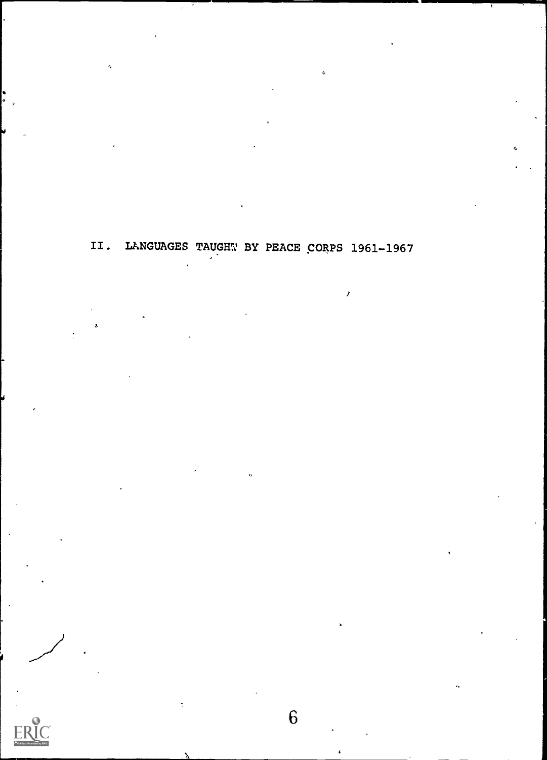# II. LANGUAGES TAUGHT BY PEACE CORPS 1961-1967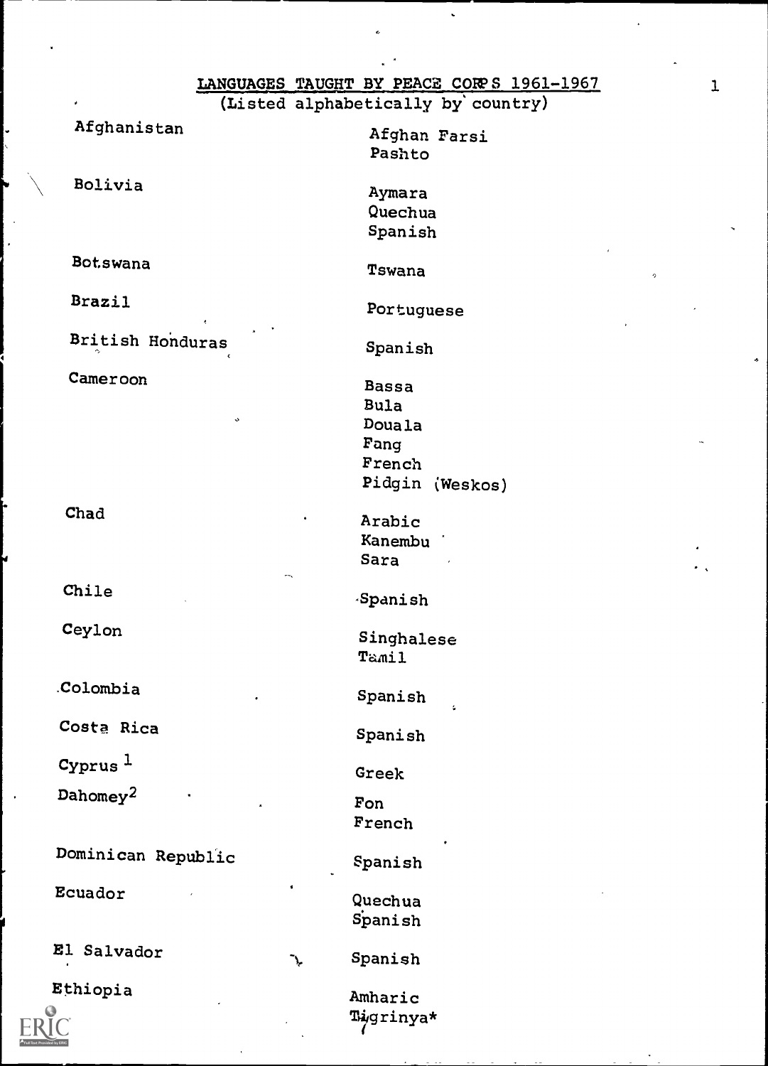# LANGUAGES TAUGHT BY PEACE CORPS 1961-1967

(Listed alphabetically by country)

| Country | Languages |
|---|---|
| Afghanistan | Afghan Farsi<br>Pashto |
| Bolivia | Aymara<br>Quechua<br>Spanish |
| Botswana | Tswana |
| Brazil | Portuguese |
| British Honduras | Spanish |
| Cameroon | Bassa<br>Bula<br>Douala<br>Fang<br>French<br>Pidgin (Weskos) |
| Chad | Arabic<br>Kanembu<br>Sara |
| Chile | Spanish |
| Ceylon | Singhalese<br>Tamil |
| Colombia | Spanish |
| Costa Rica | Spanish |
| Cyprus [1] | Greek |
| Dahomey [2] | Fon<br>French |
| Dominican Republic | Spanish |
| Ecuador | Quechua<br>Spanish |
| El Salvador | Spanish |
| Ethiopia | Amharic<br>Tigrinya* |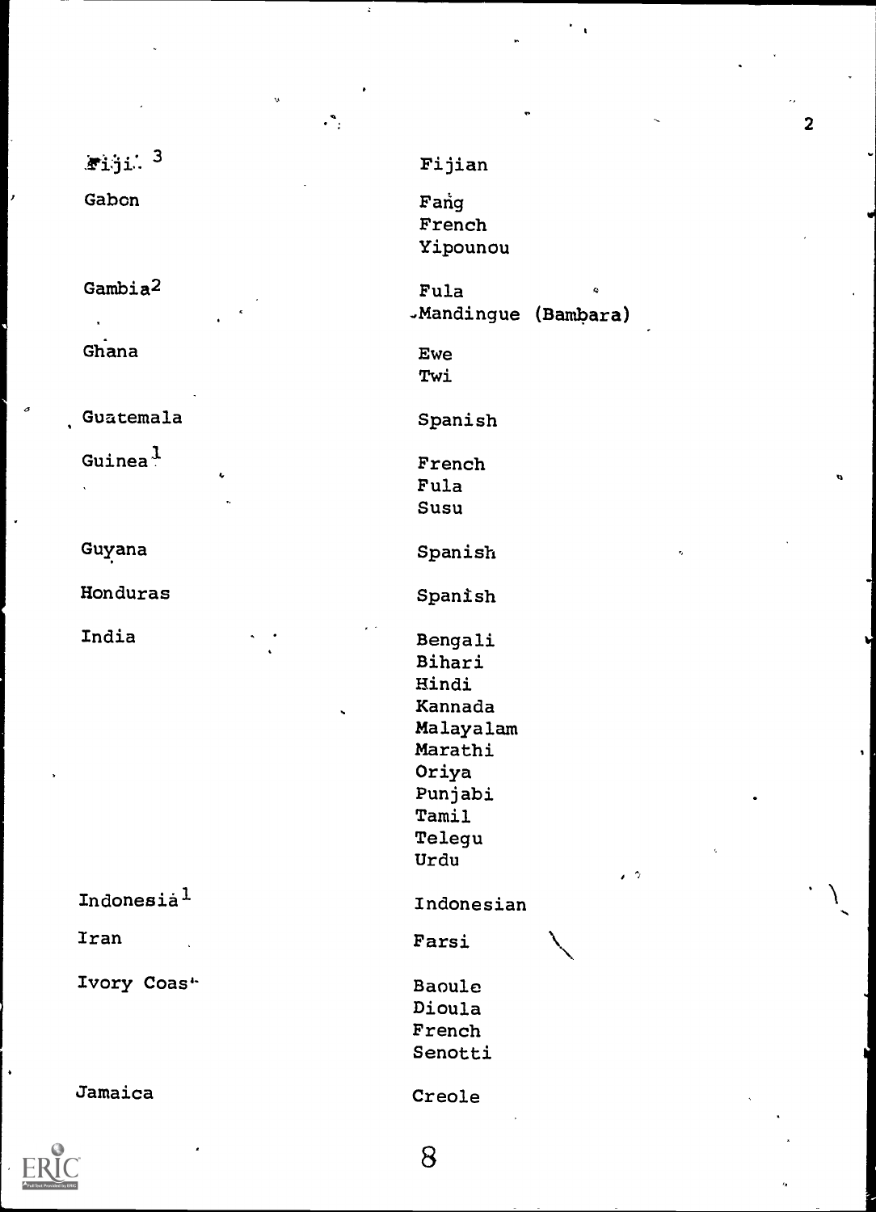| | |
|---|---|
| Fiji [3] | Fijian |
| Gabon | Fang<br>French<br>Yipounou |
| Gambia [2] | Fula<br>Mandingue (Bambara) |
| Ghana | Ewe<br>Twi |
| Guatemala | Spanish |
| Guinea [1] | French<br>Fula<br>Susu |
| Guyana | Spanish |
| Honduras | Spanish |
| India | Bengali<br>Bihari<br>Hindi<br>Kannada<br>Malayalam<br>Marathi<br>Oriya<br>Punjabi<br>Tamil<br>Telegu<br>Urdu |
| Indonesia [1] | Indonesian |
| Iran | Farsi |
| Ivory Coast | Baoule<br>Dioula<br>French<br>Senotti |
| Jamaica | Creole |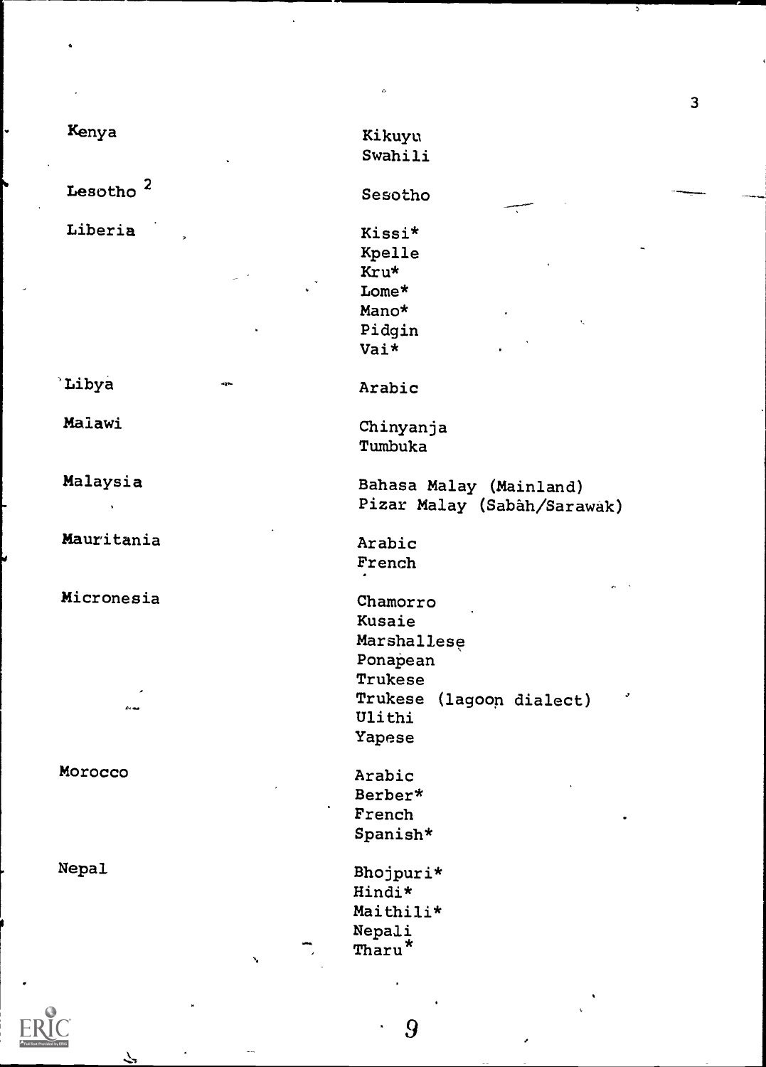| | |
|---|---|
| Kenya | Kikuyu<br>Swahili |
| Lesotho [2] | Sesotho |
| Liberia | Kissi*<br>Kpelle<br>Kru*<br>Lome*<br>Mano*<br>Pidgin<br>Vai* |
| Libya | Arabic |
| Malawi | Chinyanja<br>Tumbuka |
| Malaysia | Bahasa Malay (Mainland)<br>Pizar Malay (Sabàh/Sarawàk) |
| Mauritania | Arabic<br>French |
| Micronesia | Chamorro<br>Kusaie<br>Marshallese<br>Ponapean<br>Trukese<br>Trukese (lagoon dialect)<br>Ulithi<br>Yapese |
| Morocco | Arabic<br>Berber*<br>French<br>Spanish* |
| Nepal | Bhojpuri*<br>Hindi*<br>Maithili*<br>Nepali<br>Tharu* |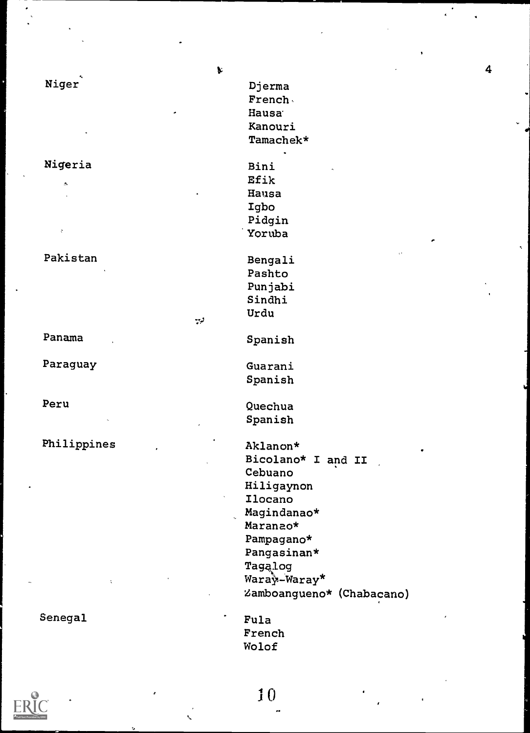| | |
|---|---|
| Niger | Djerma<br>French<br>Hausa<br>Kanouri<br>Tamachek* |
| Nigeria | Bini<br>Efik<br>Hausa<br>Igbo<br>Pidgin<br>Yoruba |
| Pakistan | Bengali<br>Pashto<br>Punjabi<br>Sindhi<br>Urdu |
| Panama | Spanish |
| Paraguay | Guarani<br>Spanish |
| Peru | Quechua<br>Spanish |
| Philippines | Aklanon*<br>Bicolano* I and II<br>Cebuano<br>Hiligaynon<br>Ilocano<br>Magindanao*<br>Maranao*<br>Pampagano*<br>Pangasinan*<br>Tagalog<br>Waray-Waray*<br>Zamboangueno* (Chabacano) |
| Senegal | Fula<br>French<br>Wolof |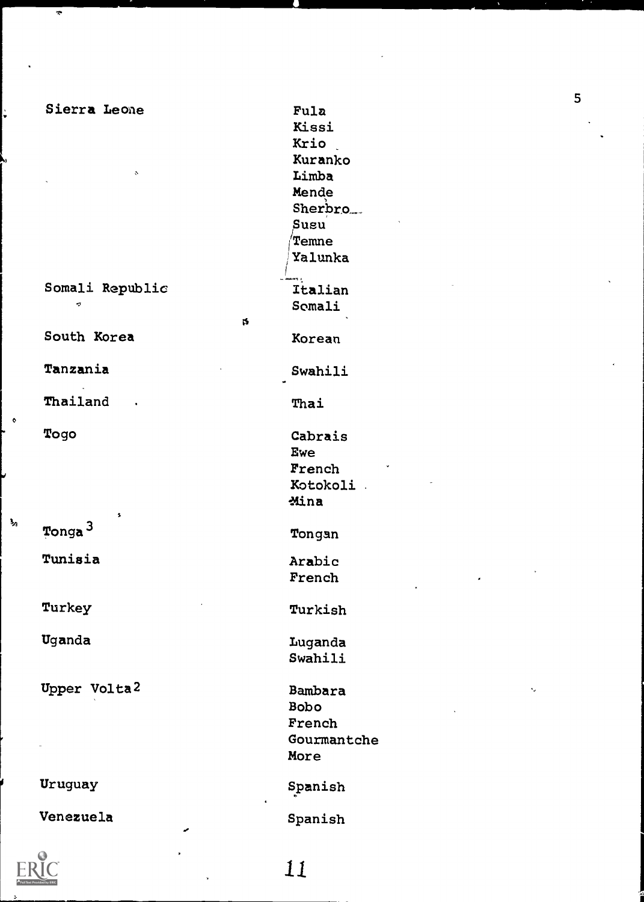| | |
|---|---|
| Sierra Leone | Fula<br>Kissi<br>Krio<br>Kuranko<br>Limba<br>Mende<br>Sherbro<br>Susu<br>Temne<br>Yalunka |
| Somali Republic | Italian<br>Somali |
| South Korea | Korean |
| Tanzania | Swahili |
| Thailand | Thai |
| Togo | Cabrais<br>Ewe<br>French<br>Kotokoli<br>Mina |
| Tonga[3] | Tongan |
| Tunisia | Arabic<br>French |
| Turkey | Turkish |
| Uganda | Luganda<br>Swahili |
| Upper Volta[2] | Bambara<br>Bobo<br>French<br>Gourmantche<br>More |
| Uruguay | Spanish |
| Venezuela | Spanish |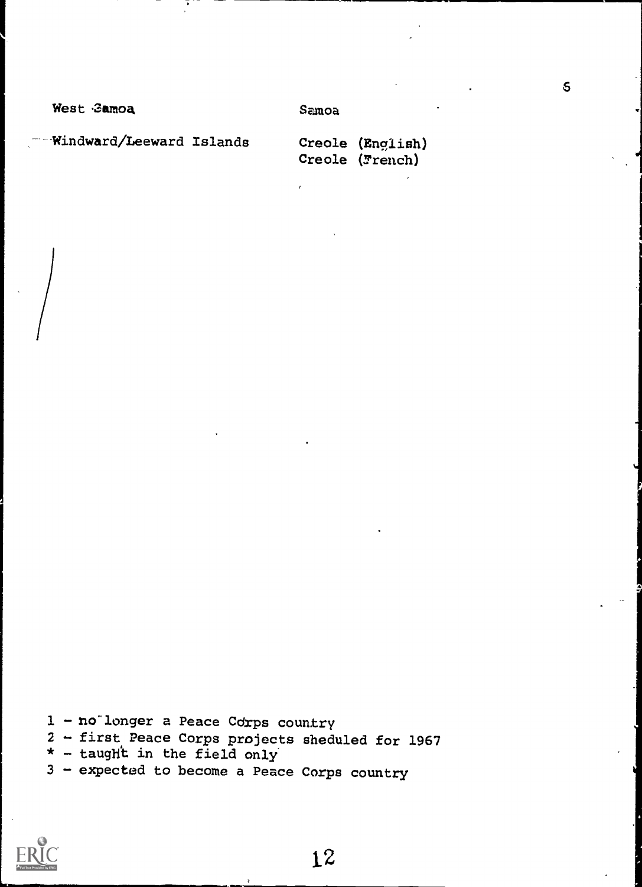| | |
|---|---|
| West Samoa | Samoa |
| Windward/Leeward Islands | Creole (English) |
| | Creole (French) |

1 - no longer a Peace Corps country
2 - first Peace Corps projects sheduled for 1967
* - taught in the field only
3 - expected to become a Peace Corps country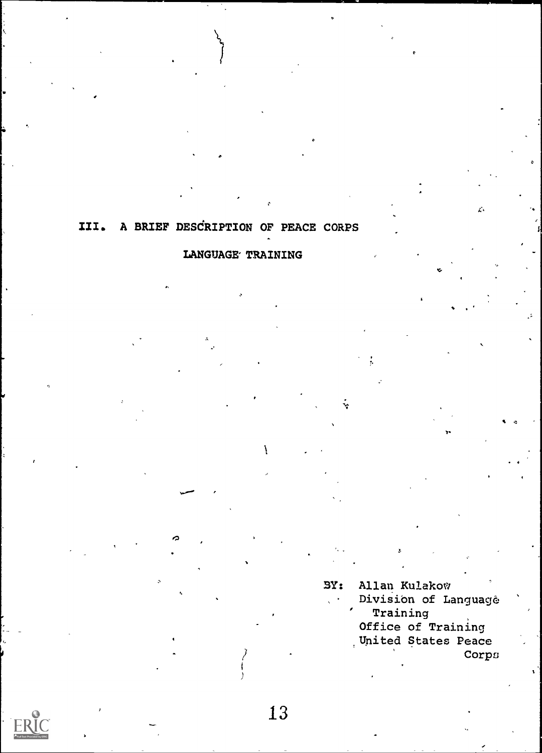# III. A BRIEF DESCRIPTION OF PEACE CORPS LANGUAGE TRAINING

BY: Allan Kulakow
Division of Language Training
Office of Training
United States Peace Corps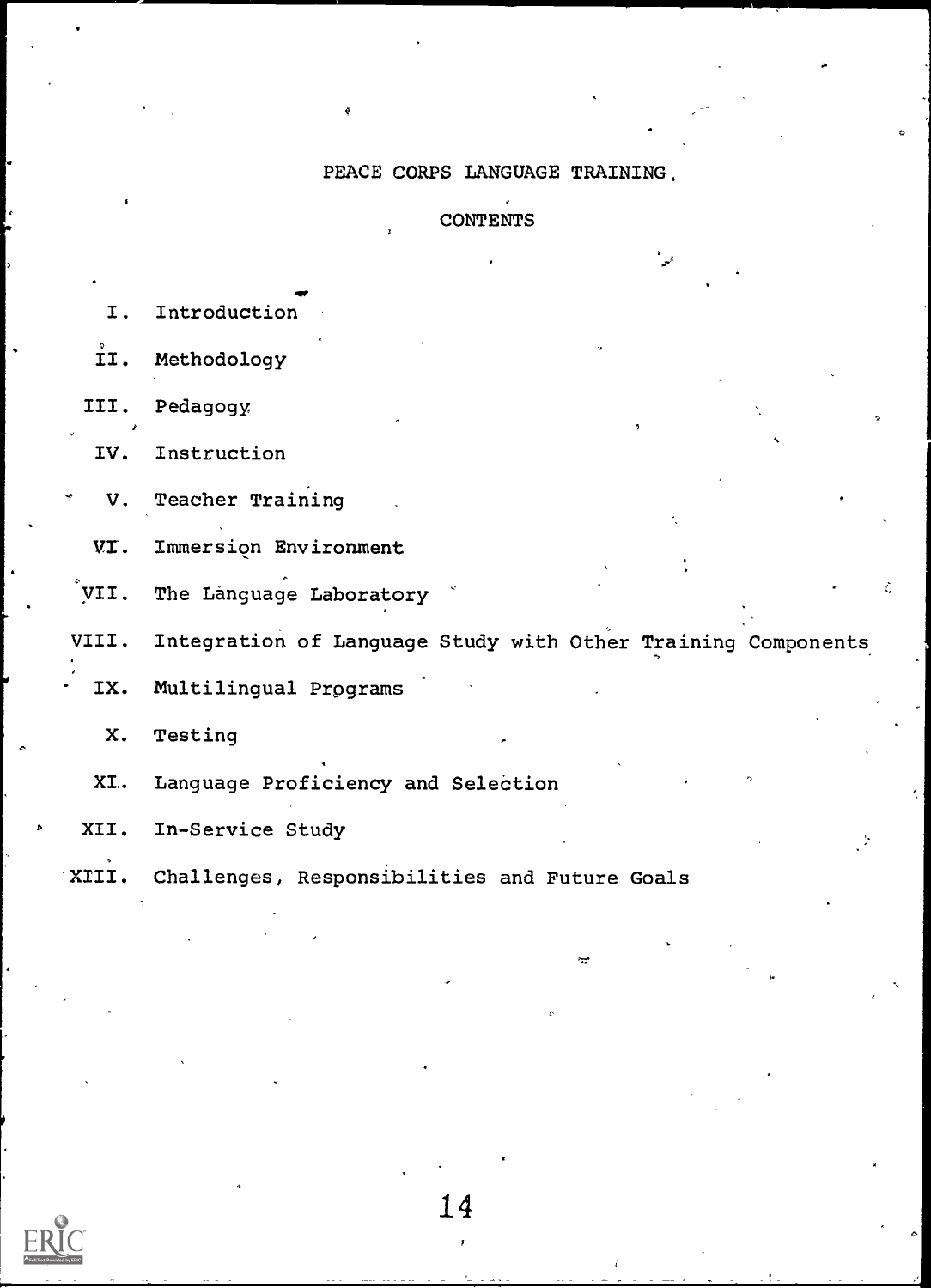# PEACE CORPS LANGUAGE TRAINING

## CONTENTS

I. Introduction

II. Methodology

III. Pedagogy

IV. Instruction

V. Teacher Training

VI. Immersion Environment

VII. The Language Laboratory

VIII. Integration of Language Study with Other Training Components

IX. Multilingual Programs

X. Testing

XI. Language Proficiency and Selection

XII. In-Service Study

XIII. Challenges, Responsibilities and Future Goals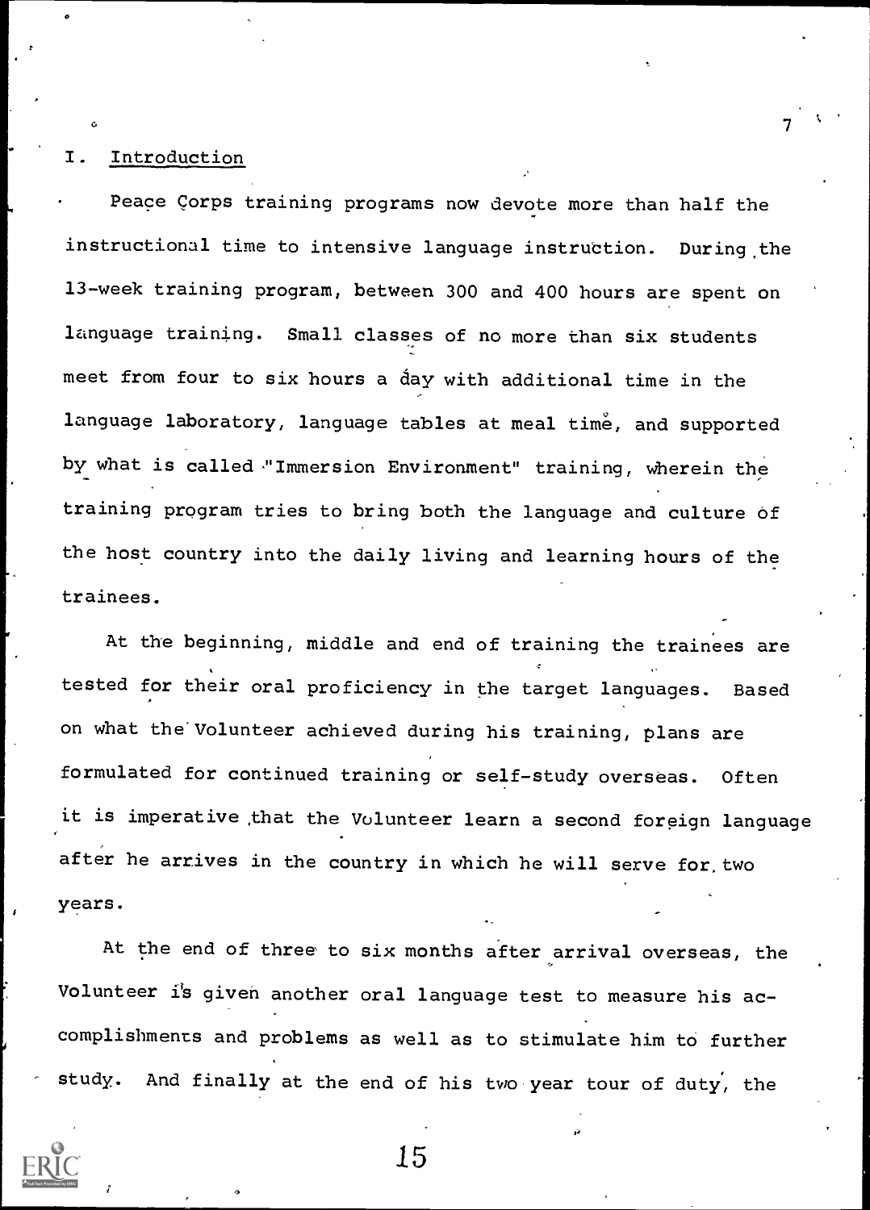## I. Introduction

Peace Corps training programs now devote more than half the instructional time to intensive language instruction. During the 13-week training program, between 300 and 400 hours are spent on language training. Small classes of no more than six students meet from four to six hours a day with additional time in the language laboratory, language tables at meal time, and supported by what is called "Immersion Environment" training, wherein the training program tries to bring both the language and culture of the host country into the daily living and learning hours of the trainees.

At the beginning, middle and end of training the trainees are tested for their oral proficiency in the target languages. Based on what the Volunteer achieved during his training, plans are formulated for continued training or self-study overseas. Often it is imperative that the Volunteer learn a second foreign language after he arrives in the country in which he will serve for two years.

At the end of three to six months after arrival overseas, the Volunteer is given another oral language test to measure his accomplishments and problems as well as to stimulate him to further study. And finally at the end of his two year tour of duty, the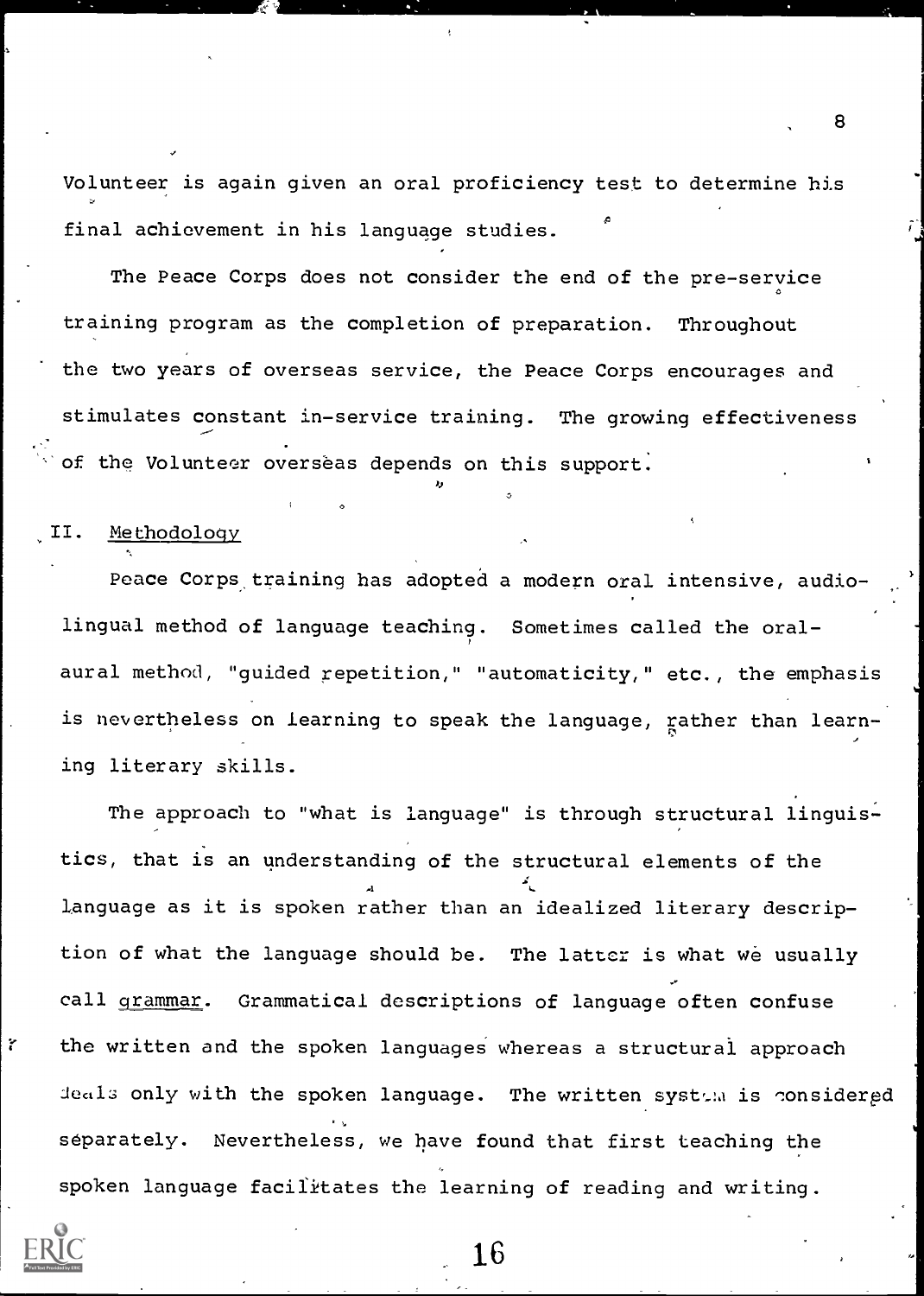Volunteer is again given an oral proficiency test to determine his final achievement in his language studies.

The Peace Corps does not consider the end of the pre-service training program as the completion of preparation. Throughout the two years of overseas service, the Peace Corps encourages and stimulates constant in-service training. The growing effectiveness of the Volunteer overseas depends on this support.

## II. Methodology

Peace Corps training has adopted a modern oral intensive, audio-lingual method of language teaching. Sometimes called the oral-aural method, "guided repetition," "automaticity," etc., the emphasis is nevertheless on learning to speak the language, rather than learning literary skills.

The approach to "what is language" is through structural linguistics, that is an understanding of the structural elements of the language as it is spoken rather than an idealized literary description of what the language should be. The latter is what we usually call grammar. Grammatical descriptions of language often confuse the written and the spoken languages whereas a structural approach deals only with the spoken language. The written system is considered separately. Nevertheless, we have found that first teaching the spoken language facilitates the learning of reading and writing.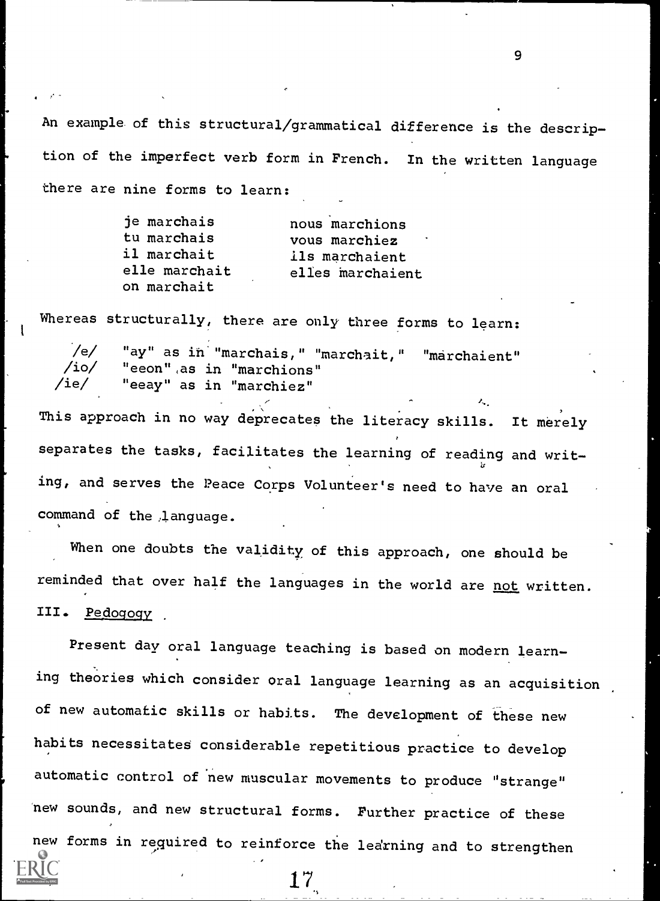An example of this structural/grammatical difference is the description of the imperfect verb form in French. In the written language there are nine forms to learn:

| | |
|---|---|
| je marchais | nous marchions |
| tu marchais | vous marchiez |
| il marchait | ils marchaient |
| elle marchait | elles marchaient |
| on marchait | |

Whereas structurally, there are only three forms to learn:

/e/ "ay" as in "marchais," "marchait," "marchaient"
/io/ "eeon" as in "marchions"
/ie/ "eeay" as in "marchiez"

This approach in no way deprecates the literacy skills. It merely separates the tasks, facilitates the learning of reading and writing, and serves the Peace Corps Volunteer's need to have an oral command of the language.

When one doubts the validity of this approach, one should be reminded that over half the languages in the world are not written.

## III. Pedogogy

Present day oral language teaching is based on modern learning theories which consider oral language learning as an acquisition of new automatic skills or habits. The development of these new habits necessitates considerable repetitious practice to develop automatic control of new muscular movements to produce "strange" new sounds, and new structural forms. Further practice of these new forms in required to reinforce the learning and to strengthen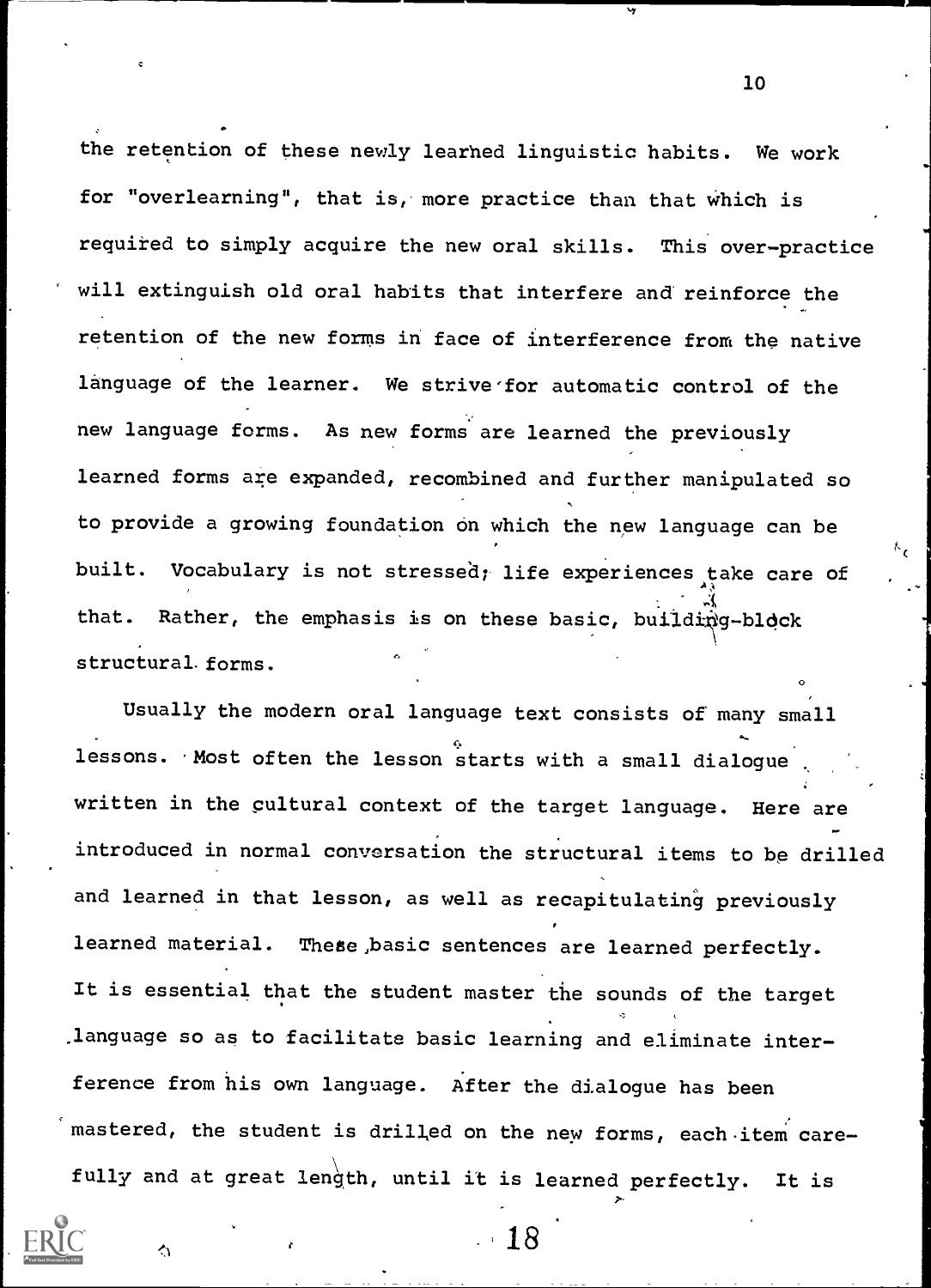the retention of these newly learned linguistic habits. We work for "overlearning", that is, more practice than that which is required to simply acquire the new oral skills. This over-practice will extinguish old oral habits that interfere and reinforce the retention of the new forms in face of interference from the native language of the learner. We strive for automatic control of the new language forms. As new forms are learned the previously learned forms are expanded, recombined and further manipulated so to provide a growing foundation on which the new language can be built. Vocabulary is not stressed; life experiences take care of that. Rather, the emphasis is on these basic, building-block structural forms.

Usually the modern oral language text consists of many small lessons. Most often the lesson starts with a small dialogue written in the cultural context of the target language. Here are introduced in normal conversation the structural items to be drilled and learned in that lesson, as well as recapitulating previously learned material. These basic sentences are learned perfectly. It is essential that the student master the sounds of the target language so as to facilitate basic learning and eliminate interference from his own language. After the dialogue has been mastered, the student is drilled on the new forms, each item carefully and at great length, until it is learned perfectly. It is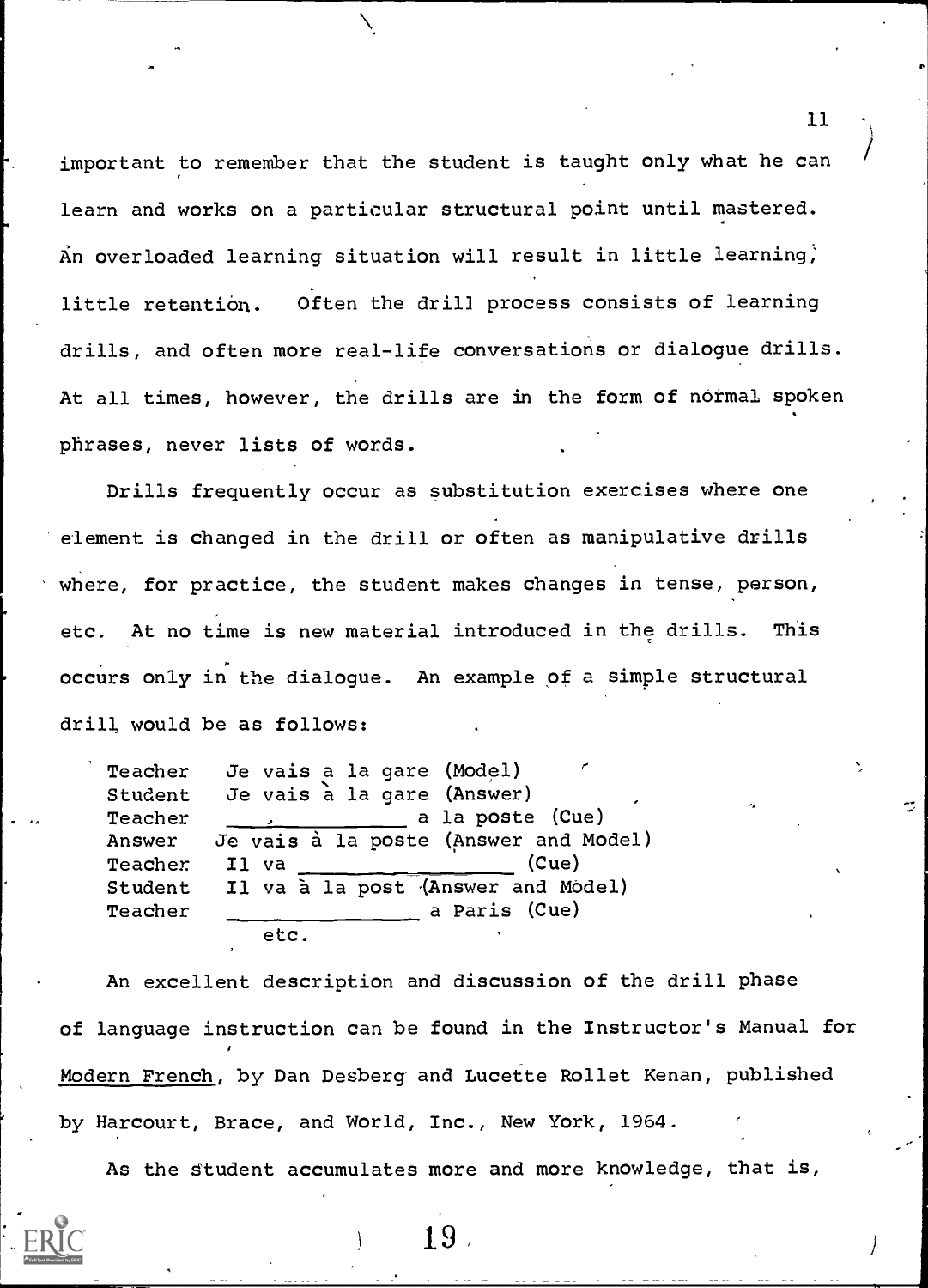important to remember that the student is taught only what he can learn and works on a particular structural point until mastered. An overloaded learning situation will result in little learning, little retention. Often the drill process consists of learning drills, and often more real-life conversations or dialogue drills. At all times, however, the drills are in the form of normal spoken phrases, never lists of words.

Drills frequently occur as substitution exercises where one element is changed in the drill or often as manipulative drills where, for practice, the student makes changes in tense, person, etc. At no time is new material introduced in the drills. This occurs only in the dialogue. An example of a simple structural drill would be as follows:

```
Teacher   Je vais a la gare (Model)
Student   Je vais à la gare (Answer)
Teacher   ______,__________ a la poste (Cue)
Answer    Je vais à la poste (Answer and Model)
Teacher   Il va ________________ (Cue)
Student   Il va à la post (Answer and Model)
Teacher   _________________ a Paris (Cue)
          etc.
```

An excellent description and discussion of the drill phase of language instruction can be found in the Instructor's Manual for Modern French, by Dan Desberg and Lucette Rollet Kenan, published by Harcourt, Brace, and World, Inc., New York, 1964.

As the student accumulates more and more knowledge, that is,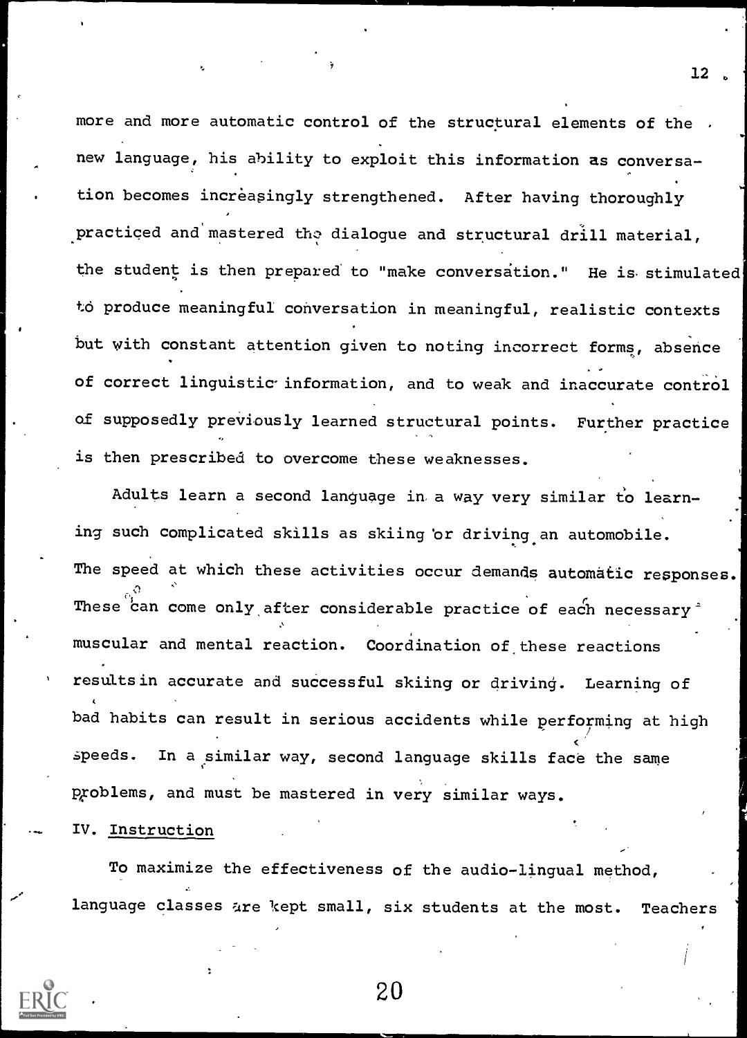more and more automatic control of the structural elements of the new language, his ability to exploit this information as conversation becomes increasingly strengthened. After having thoroughly practiced and mastered the dialogue and structural drill material, the student is then prepared to "make conversation." He is stimulated to produce meaningful conversation in meaningful, realistic contexts but with constant attention given to noting incorrect forms, absence of correct linguistic information, and to weak and inaccurate control of supposedly previously learned structural points. Further practice is then prescribed to overcome these weaknesses.

Adults learn a second language in a way very similar to learning such complicated skills as skiing or driving an automobile. The speed at which these activities occur demands automatic responses. These can come only after considerable practice of each necessary muscular and mental reaction. Coordination of these reactions results in accurate and successful skiing or driving. Learning of bad habits can result in serious accidents while performing at high speeds. In a similar way, second language skills face the same problems, and must be mastered in very similar ways.

## IV. Instruction

To maximize the effectiveness of the audio-lingual method, language classes are kept small, six students at the most. Teachers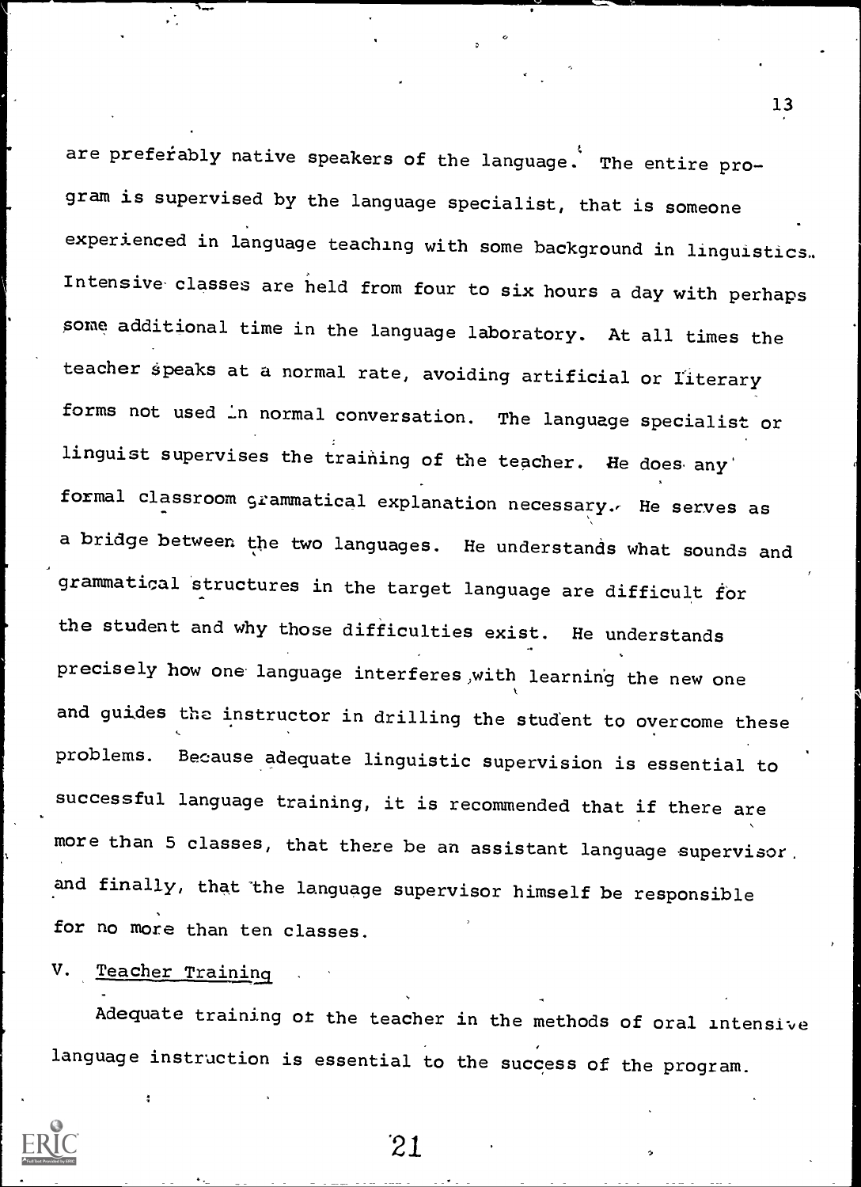are preferably native speakers of the language. The entire program is supervised by the language specialist, that is someone experienced in language teaching with some background in linguistics. Intensive classes are held from four to six hours a day with perhaps some additional time in the language laboratory. At all times the teacher speaks at a normal rate, avoiding artificial or literary forms not used in normal conversation. The language specialist or linguist supervises the training of the teacher. He does any formal classroom grammatical explanation necessary. He serves as a bridge between the two languages. He understands what sounds and grammatical structures in the target language are difficult for the student and why those difficulties exist. He understands precisely how one language interferes with learning the new one and guides the instructor in drilling the student to overcome these problems. Because adequate linguistic supervision is essential to successful language training, it is recommended that if there are more than 5 classes, that there be an assistant language supervisor and finally, that the language supervisor himself be responsible for no more than ten classes.

## V. Teacher Training

Adequate training of the teacher in the methods of oral intensive language instruction is essential to the success of the program.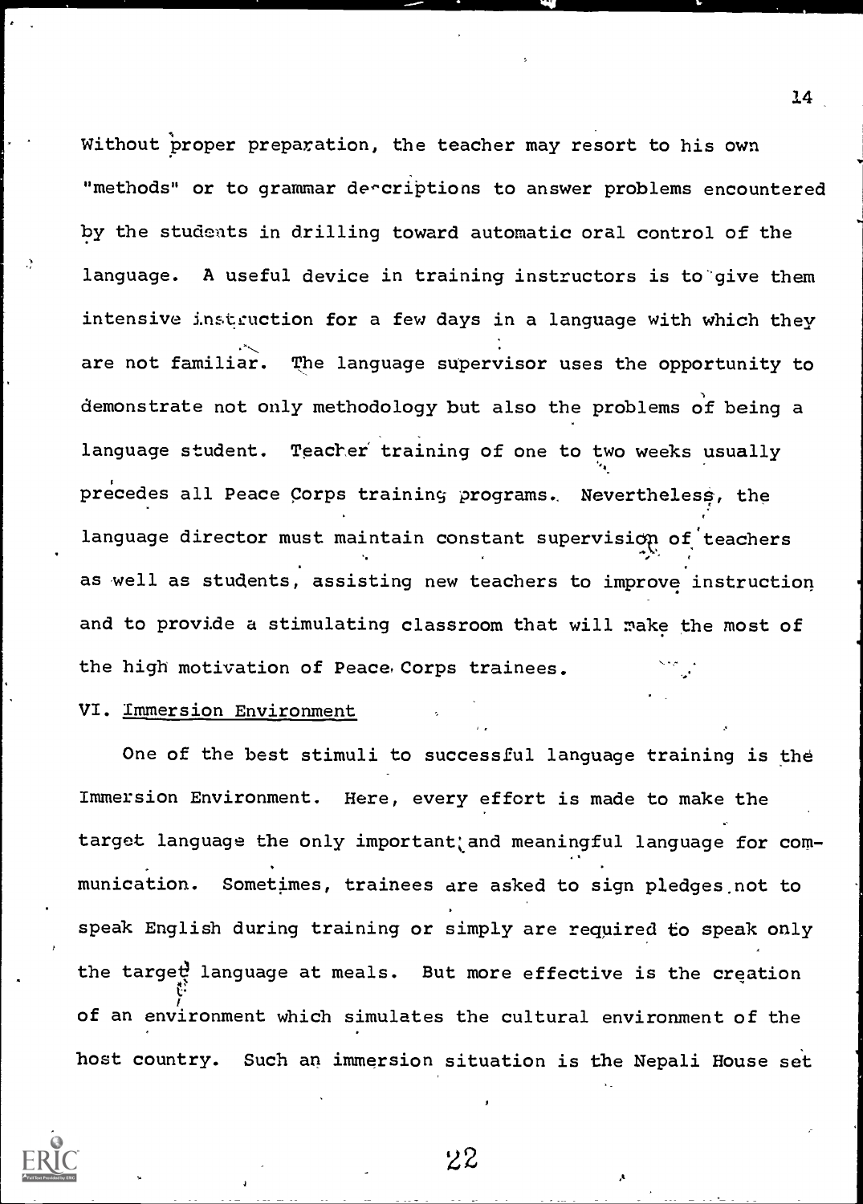Without proper preparation, the teacher may resort to his own "methods" or to grammar descriptions to answer problems encountered by the students in drilling toward automatic oral control of the language. A useful device in training instructors is to give them intensive instruction for a few days in a language with which they are not familiar. The language supervisor uses the opportunity to demonstrate not only methodology but also the problems of being a language student. Teacher training of one to two weeks usually precedes all Peace Corps training programs. Nevertheless, the language director must maintain constant supervision of teachers as well as students, assisting new teachers to improve instruction and to provide a stimulating classroom that will make the most of the high motivation of Peace Corps trainees.

## VI. Immersion Environment

One of the best stimuli to successful language training is the Immersion Environment. Here, every effort is made to make the target language the only important and meaningful language for communication. Sometimes, trainees are asked to sign pledges not to speak English during training or simply are required to speak only the target language at meals. But more effective is the creation of an environment which simulates the cultural environment of the host country. Such an immersion situation is the Nepali House set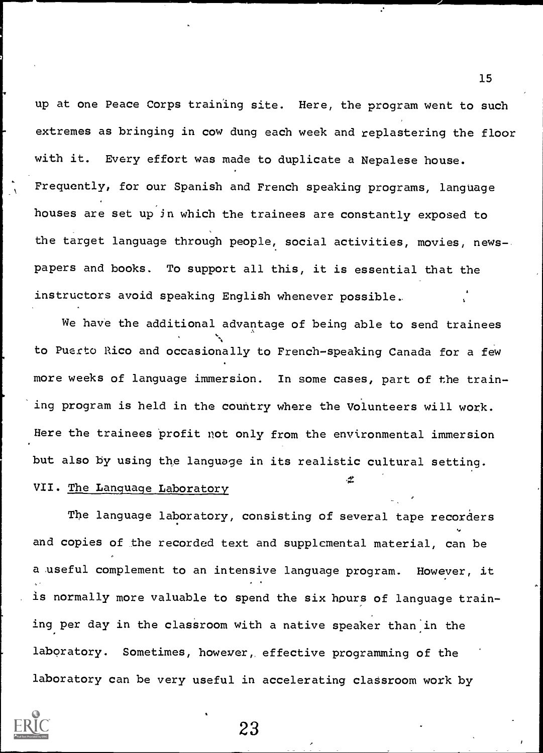up at one Peace Corps training site. Here, the program went to such extremes as bringing in cow dung each week and replastering the floor with it. Every effort was made to duplicate a Nepalese house. Frequently, for our Spanish and French speaking programs, language houses are set up in which the trainees are constantly exposed to the target language through people, social activities, movies, newspapers and books. To support all this, it is essential that the instructors avoid speaking English whenever possible.

We have the additional advantage of being able to send trainees to Puerto Rico and occasionally to French-speaking Canada for a few more weeks of language immersion. In some cases, part of the training program is held in the country where the Volunteers will work. Here the trainees profit not only from the environmental immersion but also by using the language in its realistic cultural setting.

## VII. The Language Laboratory

The language laboratory, consisting of several tape recorders and copies of the recorded text and supplemental material, can be a useful complement to an intensive language program. However, it is normally more valuable to spend the six hours of language training per day in the classroom with a native speaker than in the laboratory. Sometimes, however, effective programming of the laboratory can be very useful in accelerating classroom work by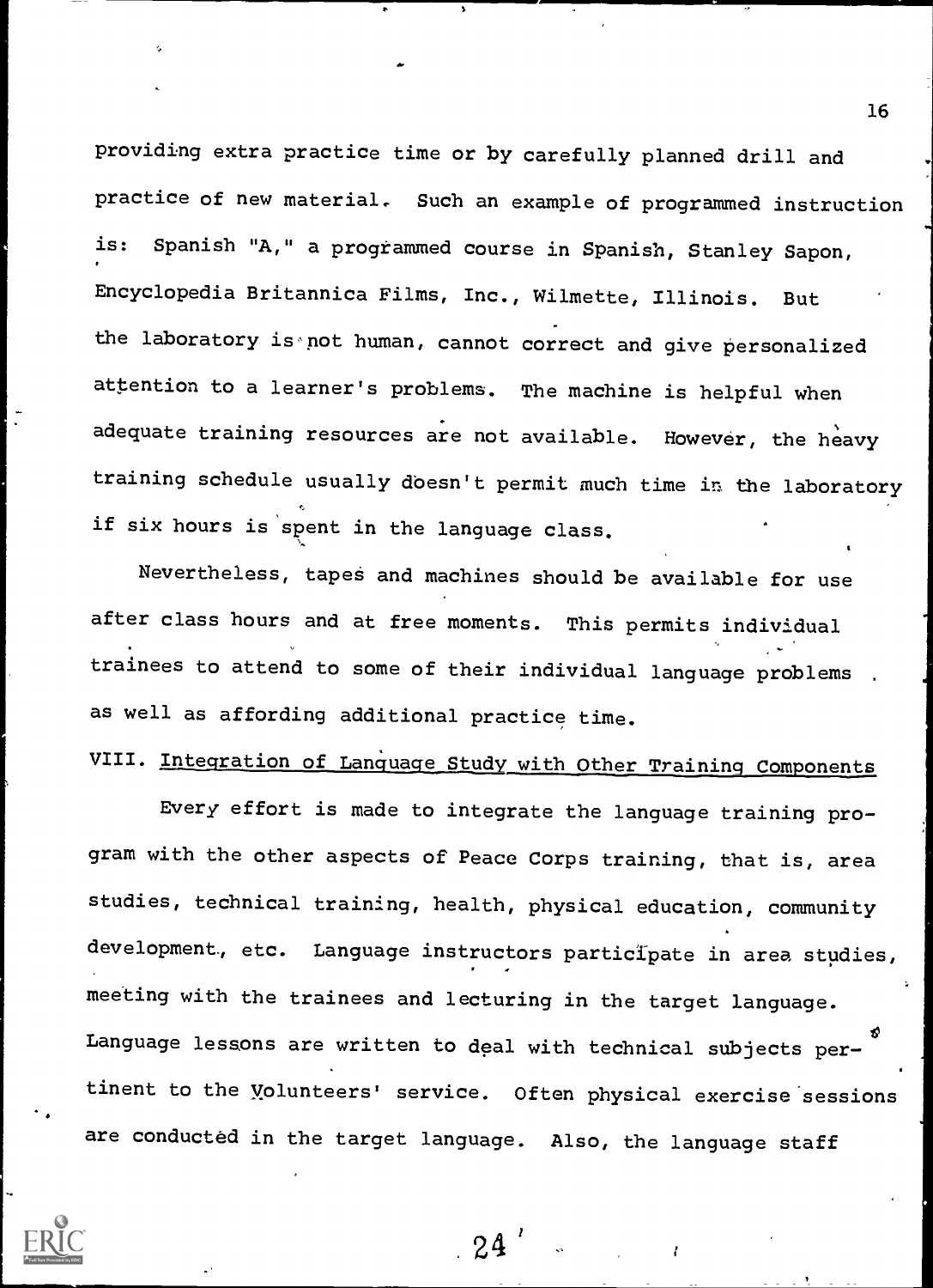providing extra practice time or by carefully planned drill and practice of new material. Such an example of programmed instruction is: Spanish "A," a programmed course in Spanish, Stanley Sapon, Encyclopedia Britannica Films, Inc., Wilmette, Illinois. But the laboratory is not human, cannot correct and give personalized attention to a learner's problems. The machine is helpful when adequate training resources are not available. However, the heavy training schedule usually doesn't permit much time in the laboratory if six hours is spent in the language class.

Nevertheless, tapes and machines should be available for use after class hours and at free moments. This permits individual trainees to attend to some of their individual language problems as well as affording additional practice time.

## VIII. Integration of Language Study with Other Training Components

Every effort is made to integrate the language training program with the other aspects of Peace Corps training, that is, area studies, technical training, health, physical education, community development, etc. Language instructors participate in area studies, meeting with the trainees and lecturing in the target language. Language lessons are written to deal with technical subjects pertinent to the Volunteers' service. Often physical exercise sessions are conducted in the target language. Also, the language staff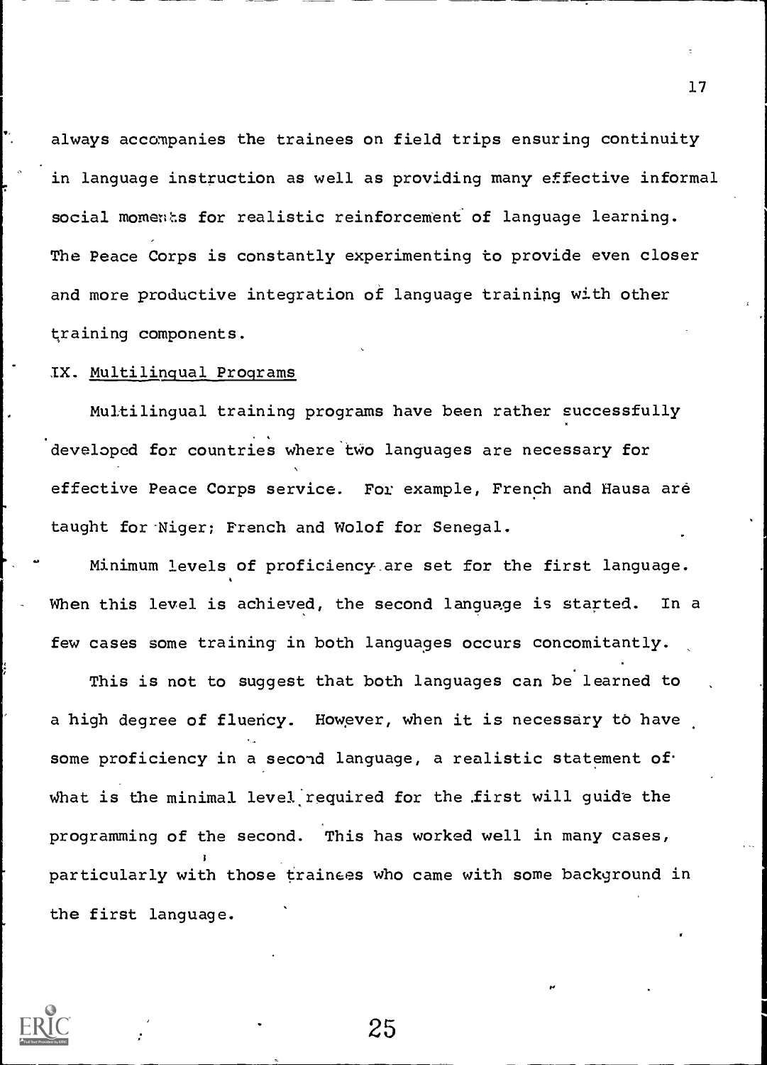always accompanies the trainees on field trips ensuring continuity in language instruction as well as providing many effective informal social moments for realistic reinforcement of language learning. The Peace Corps is constantly experimenting to provide even closer and more productive integration of language training with other training components.

IX. Multilingual Programs

Multilingual training programs have been rather successfully developed for countries where two languages are necessary for effective Peace Corps service. For example, French and Hausa are taught for Niger; French and Wolof for Senegal.

Minimum levels of proficiency are set for the first language. When this level is achieved, the second language is started. In a few cases some training in both languages occurs concomitantly.

This is not to suggest that both languages can be learned to a high degree of fluency. However, when it is necessary to have some proficiency in a second language, a realistic statement of what is the minimal level required for the first will guide the programming of the second. This has worked well in many cases, particularly with those trainees who came with some background in the first language.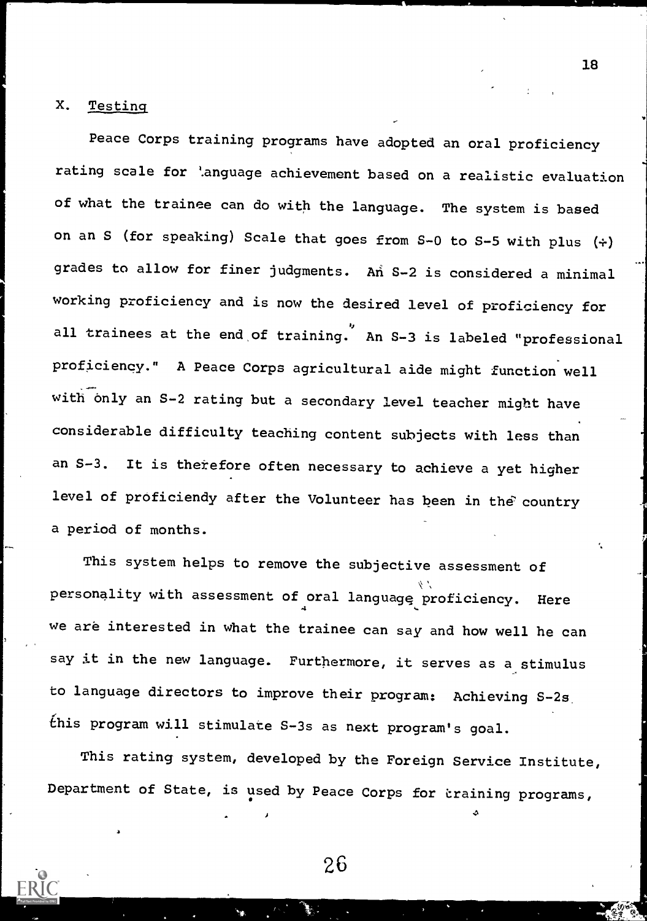## X. Testing

Peace Corps training programs have adopted an oral proficiency rating scale for language achievement based on a realistic evaluation of what the trainee can do with the language. The system is based on an S (for speaking) Scale that goes from S-0 to S-5 with plus (+) grades to allow for finer judgments. An S-2 is considered a minimal working proficiency and is now the desired level of proficiency for all trainees at the end of training. An S-3 is labeled "professional proficiency." A Peace Corps agricultural aide might function well with only an S-2 rating but a secondary level teacher might have considerable difficulty teaching content subjects with less than an S-3. It is therefore often necessary to achieve a yet higher level of proficiendy after the Volunteer has been in the country a period of months.

This system helps to remove the subjective assessment of personality with assessment of oral language proficiency. Here we are interested in what the trainee can say and how well he can say it in the new language. Furthermore, it serves as a stimulus to language directors to improve their program: Achieving S-2s this program will stimulate S-3s as next program's goal.

This rating system, developed by the Foreign Service Institute, Department of State, is used by Peace Corps for training programs,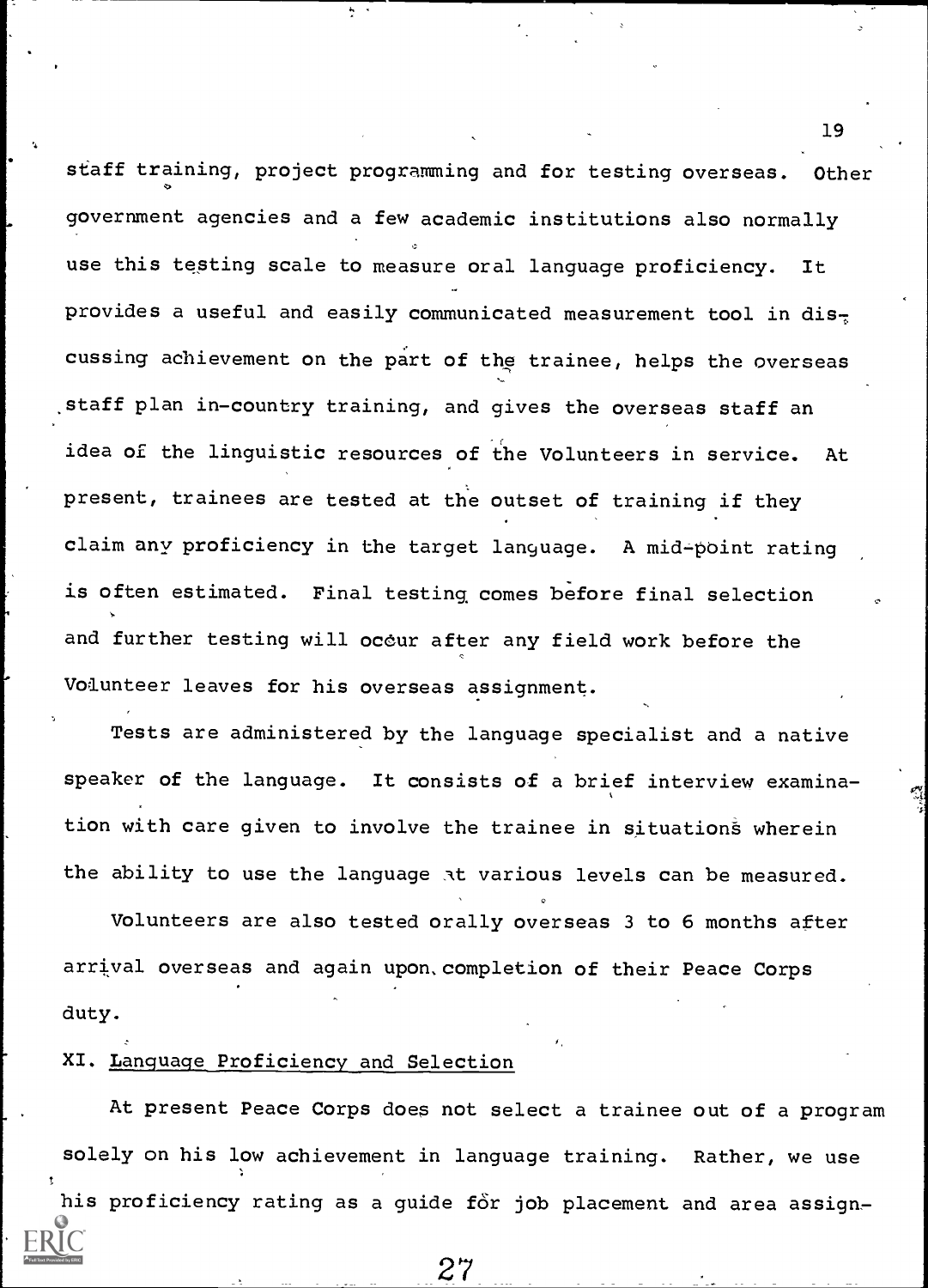staff training, project programming and for testing overseas. Other government agencies and a few academic institutions also normally use this testing scale to measure oral language proficiency. It provides a useful and easily communicated measurement tool in discussing achievement on the part of the trainee, helps the overseas staff plan in-country training, and gives the overseas staff an idea of the linguistic resources of the Volunteers in service. At present, trainees are tested at the outset of training if they claim any proficiency in the target language. A mid-point rating is often estimated. Final testing comes before final selection and further testing will occur after any field work before the Volunteer leaves for his overseas assignment.

Tests are administered by the language specialist and a native speaker of the language. It consists of a brief interview examination with care given to involve the trainee in situations wherein the ability to use the language at various levels can be measured.

Volunteers are also tested orally overseas 3 to 6 months after arrival overseas and again upon completion of their Peace Corps duty.

## XI. Language Proficiency and Selection

At present Peace Corps does not select a trainee out of a program solely on his low achievement in language training. Rather, we use his proficiency rating as a guide for job placement and area assign-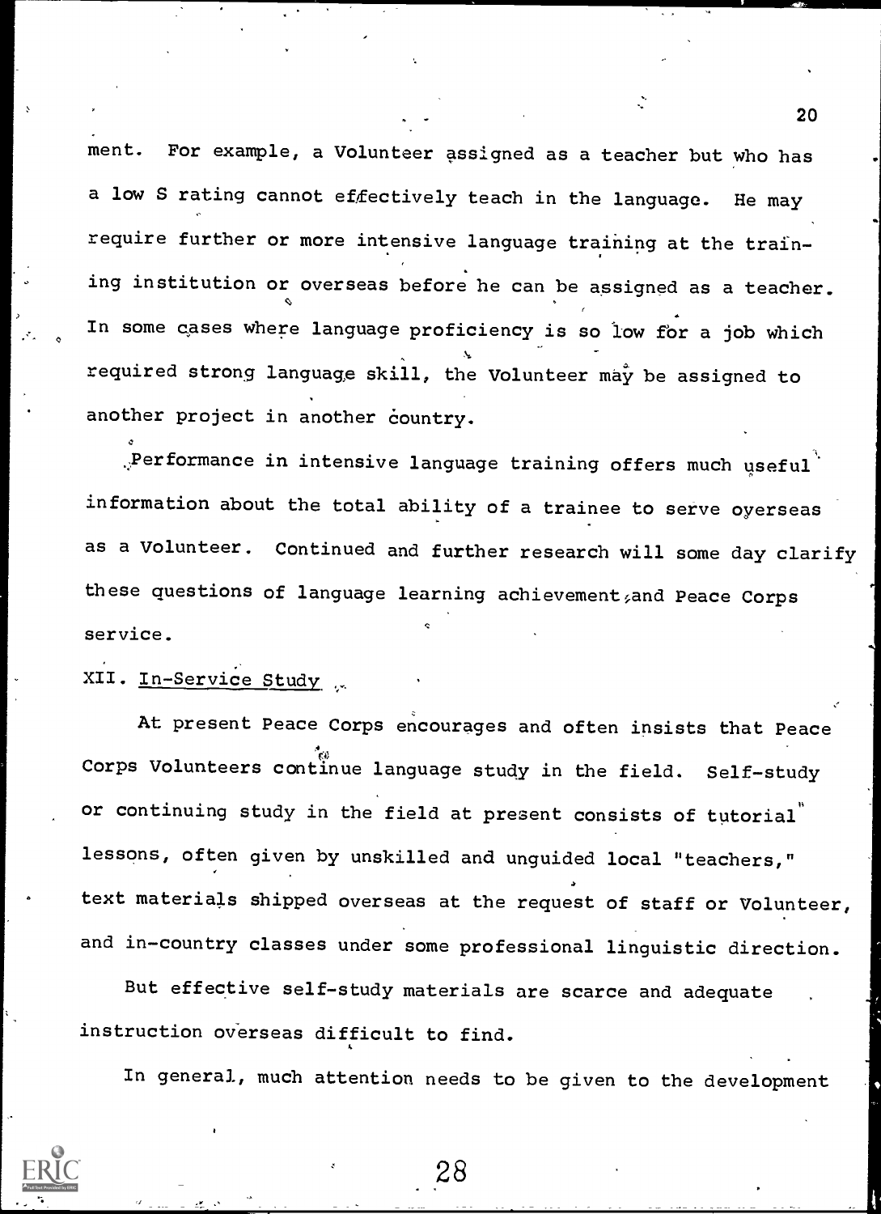ment. For example, a Volunteer assigned as a teacher but who has a low S rating cannot effectively teach in the language. He may require further or more intensive language training at the training institution or overseas before he can be assigned as a teacher. In some cases where language proficiency is so low for a job which required strong language skill, the Volunteer may be assigned to another project in another country.

Performance in intensive language training offers much useful information about the total ability of a trainee to serve overseas as a Volunteer. Continued and further research will some day clarify these questions of language learning achievement and Peace Corps service.

## XII. In-Service Study

At present Peace Corps encourages and often insists that Peace Corps Volunteers continue language study in the field. Self-study or continuing study in the field at present consists of tutorial lessons, often given by unskilled and unguided local "teachers," text materials shipped overseas at the request of staff or Volunteer, and in-country classes under some professional linguistic direction.

But effective self-study materials are scarce and adequate instruction overseas difficult to find.

In general, much attention needs to be given to the development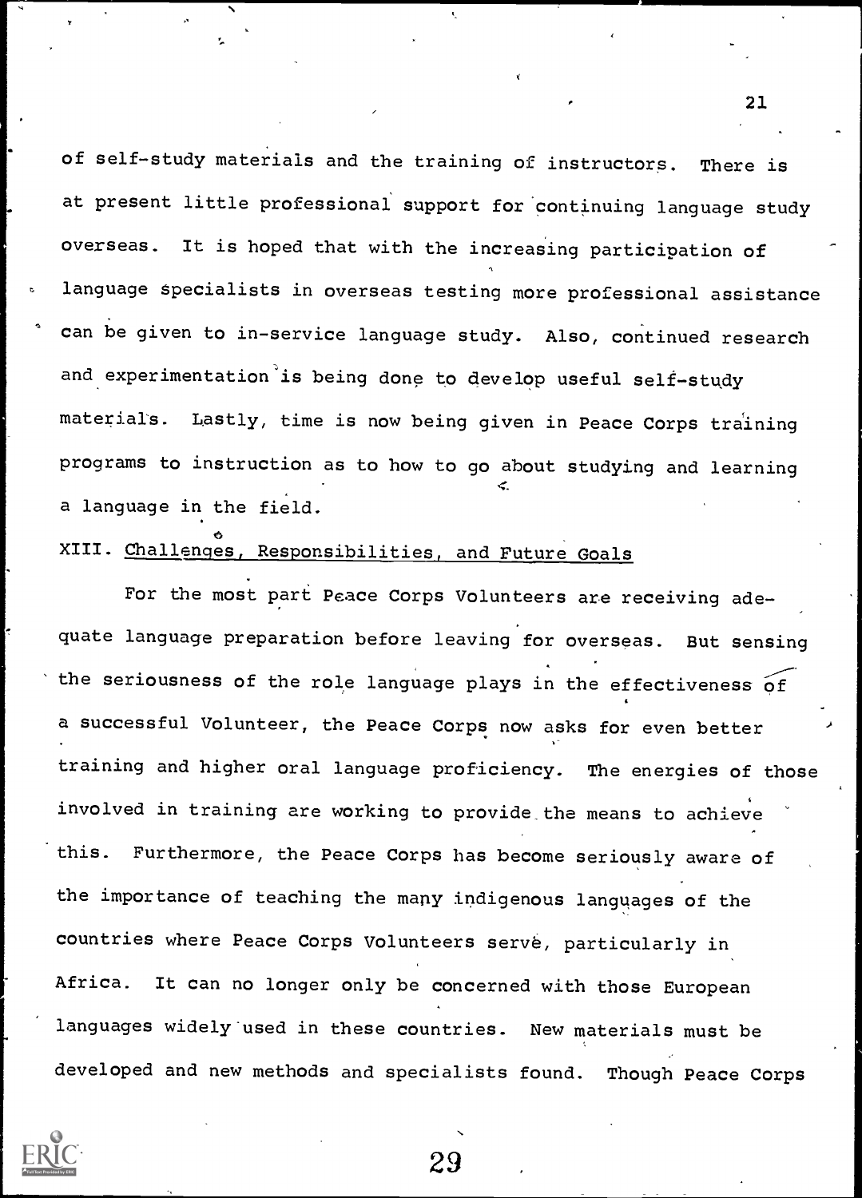of self-study materials and the training of instructors. There is at present little professional support for continuing language study overseas. It is hoped that with the increasing participation of language specialists in overseas testing more professional assistance can be given to in-service language study. Also, continued research and experimentation is being done to develop useful self-study materials. Lastly, time is now being given in Peace Corps training programs to instruction as to how to go about studying and learning a language in the field.

## XIII. Challenges, Responsibilities, and Future Goals

For the most part Peace Corps Volunteers are receiving adequate language preparation before leaving for overseas. But sensing the seriousness of the role language plays in the effectiveness of a successful Volunteer, the Peace Corps now asks for even better training and higher oral language proficiency. The energies of those involved in training are working to provide the means to achieve this. Furthermore, the Peace Corps has become seriously aware of the importance of teaching the many indigenous languages of the countries where Peace Corps Volunteers serve, particularly in Africa. It can no longer only be concerned with those European languages widely used in these countries. New materials must be developed and new methods and specialists found. Though Peace Corps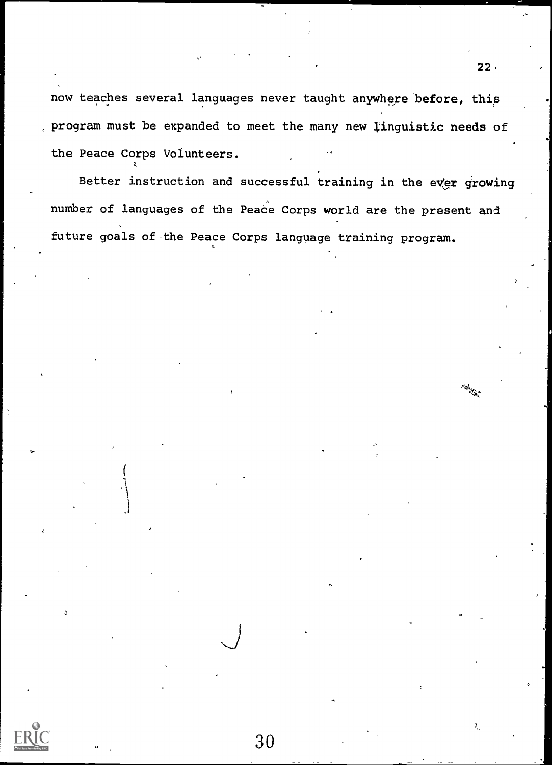now teaches several languages never taught anywhere before, this program must be expanded to meet the many new linguistic needs of the Peace Corps Volunteers.

Better instruction and successful training in the ever growing number of languages of the Peace Corps world are the present and future goals of the Peace Corps language training program.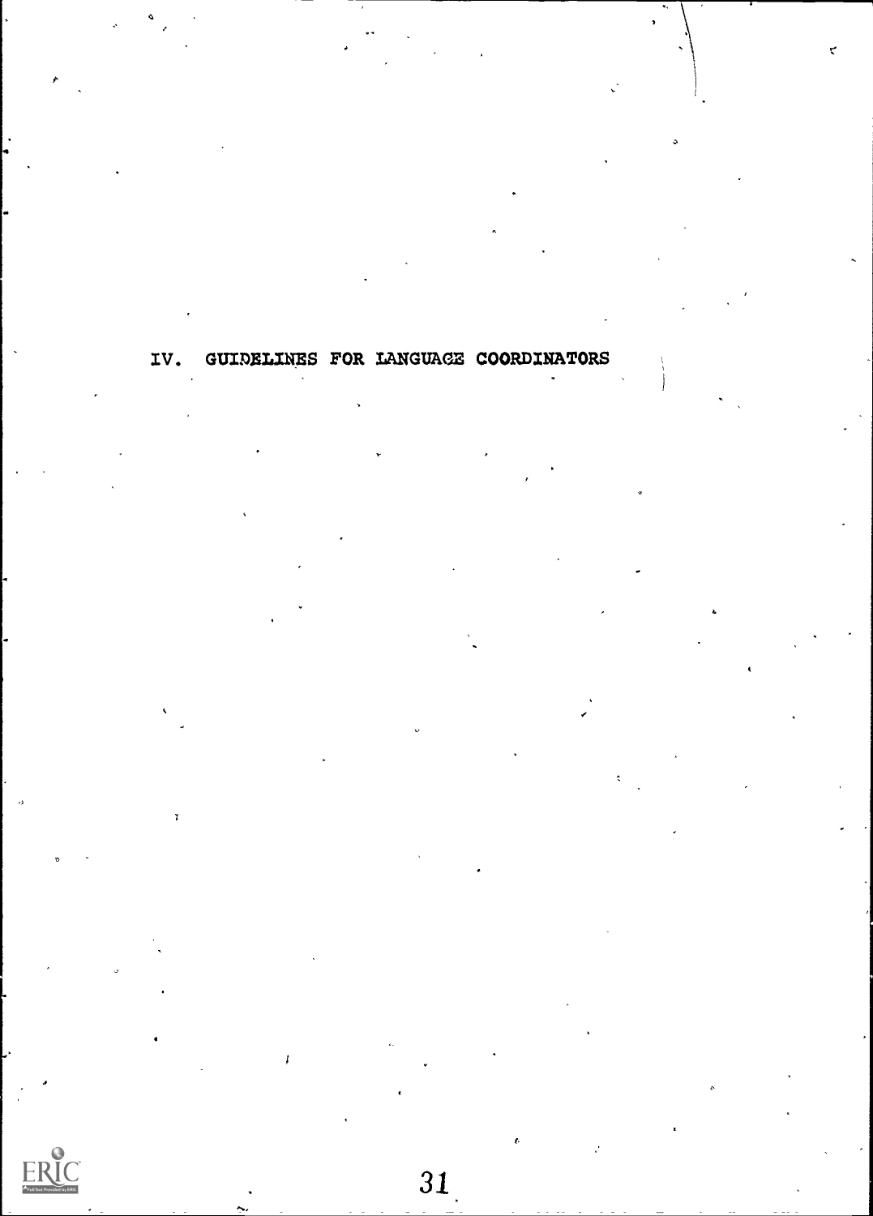# IV. GUIDELINES FOR LANGUAGE COORDINATORS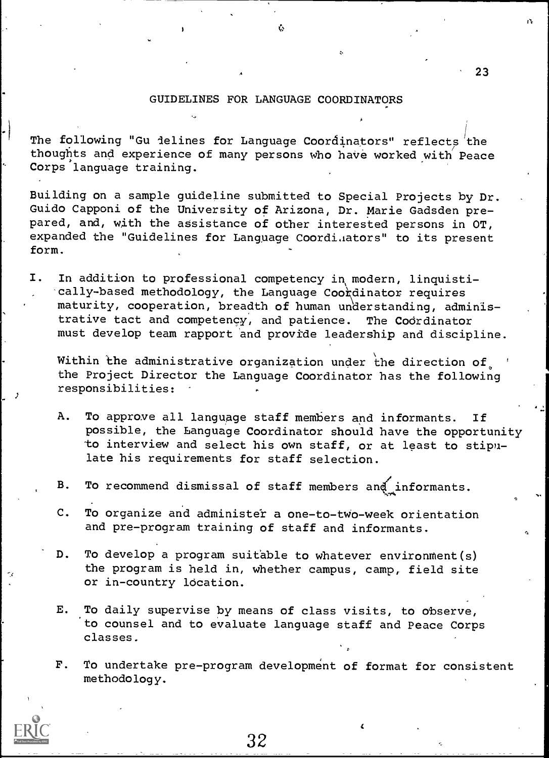## GUIDELINES FOR LANGUAGE COORDINATORS

The following "Guidelines for Language Coordinators" reflects the thoughts and experience of many persons who have worked with Peace Corps language training.

Building on a sample guideline submitted to Special Projects by Dr. Guido Capponi of the University of Arizona, Dr. Marie Gadsden prepared, and, with the assistance of other interested persons in OT, expanded the "Guidelines for Language Coordinators" to its present form.

I. In addition to professional competency in modern, linquistically-based methodology, the Language Coordinator requires maturity, cooperation, breadth of human understanding, administrative tact and competency, and patience. The Coördinator must develop team rapport and provide leadership and discipline.

   Within the administrative organization under the direction of the Project Director the Language Coordinator has the following responsibilities:

   A. To approve all language staff members and informants. If possible, the Language Coordinator should have the opportunity to interview and select his own staff, or at least to stipulate his requirements for staff selection.

   B. To recommend dismissal of staff members and informants.

   C. To organize and administer a one-to-two-week orientation and pre-program training of staff and informants.

   D. To develop a program suitable to whatever environment(s) the program is held in, whether campus, camp, field site or in-country location.

   E. To daily supervise by means of class visits, to observe, to counsel and to evaluate language staff and Peace Corps classes.

   F. To undertake pre-program development of format for consistent methodology.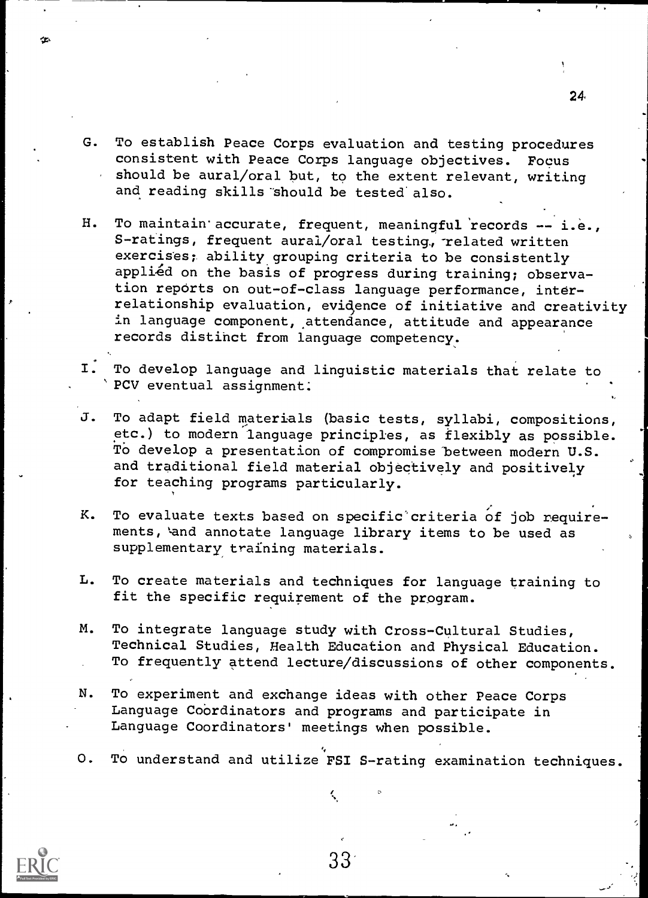G. To establish Peace Corps evaluation and testing procedures consistent with Peace Corps language objectives. Focus should be aural/oral but, to the extent relevant, writing and reading skills should be tested also.

H. To maintain accurate, frequent, meaningful records -- i.e., S-ratings, frequent aural/oral testing, related written exercises; ability grouping criteria to be consistently applied on the basis of progress during training; observation reports on out-of-class language performance, interrelationship evaluation, evidence of initiative and creativity in language component, attendance, attitude and appearance records distinct from language competency.

I. To develop language and linguistic materials that relate to PCV eventual assignment.

J. To adapt field materials (basic tests, syllabi, compositions, etc.) to modern language principles, as flexibly as possible. To develop a presentation of compromise between modern U.S. and traditional field material objectively and positively for teaching programs particularly.

K. To evaluate texts based on specific criteria of job requirements, and annotate language library items to be used as supplementary training materials.

L. To create materials and techniques for language training to fit the specific requirement of the program.

M. To integrate language study with Cross-Cultural Studies, Technical Studies, Health Education and Physical Education. To frequently attend lecture/discussions of other components.

N. To experiment and exchange ideas with other Peace Corps Language Coordinators and programs and participate in Language Coordinators' meetings when possible.

O. To understand and utilize FSI S-rating examination techniques.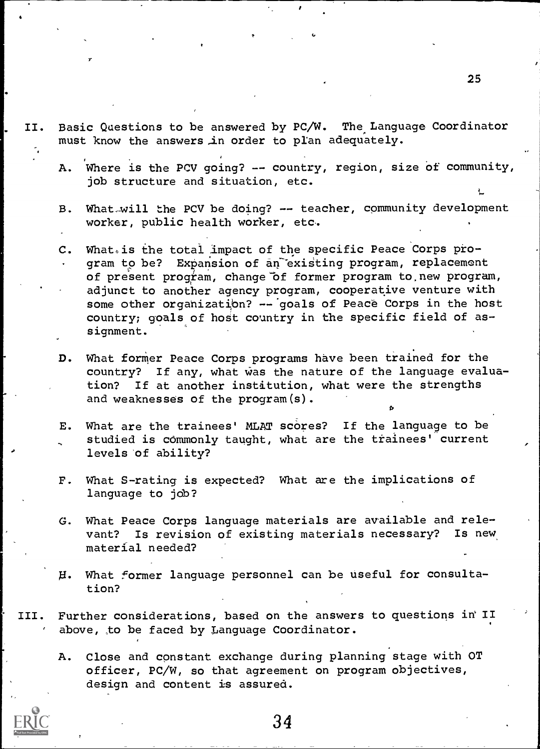II. Basic Questions to be answered by PC/W. The Language Coordinator must know the answers in order to plan adequately.

   A. Where is the PCV going? -- country, region, size of community, job structure and situation, etc.

   B. What will the PCV be doing? -- teacher, community development worker, public health worker, etc.

   C. What is the total impact of the specific Peace Corps program to be? Expansion of an existing program, replacement of present program, change of former program to new program, adjunct to another agency program, cooperative venture with some other organization? -- goals of Peace Corps in the host country; goals of host country in the specific field of assignment.

   D. What former Peace Corps programs have been trained for the country? If any, what was the nature of the language evaluation? If at another institution, what were the strengths and weaknesses of the program(s).

   E. What are the trainees' MLAT scores? If the language to be studied is commonly taught, what are the trainees' current levels of ability?

   F. What S-rating is expected? What are the implications of language to job?

   G. What Peace Corps language materials are available and relevant? Is revision of existing materials necessary? Is new material needed?

   H. What former language personnel can be useful for consultation?

III. Further considerations, based on the answers to questions in II above, to be faced by Language Coordinator.

   A. Close and constant exchange during planning stage with OT officer, PC/W, so that agreement on program objectives, design and content is assured.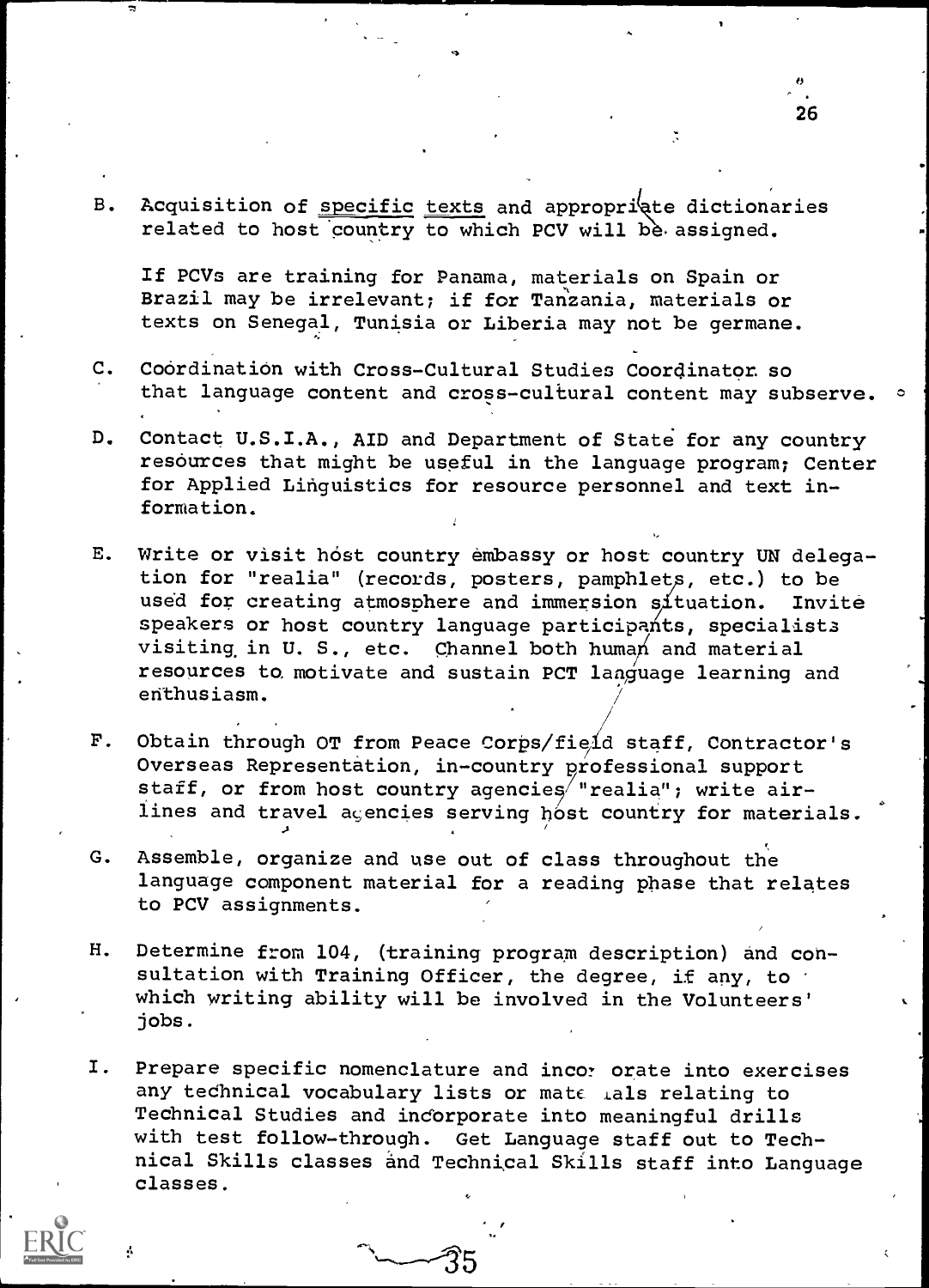B. Acquisition of <u>specific texts</u> and appropriate dictionaries related to host country to which PCV will be assigned.

   If PCVs are training for Panama, materials on Spain or Brazil may be irrelevant; if for Tanzania, materials or texts on Senegal, Tunisia or Liberia may not be germane.

C. Coordination with Cross-Cultural Studies Coordinator so that language content and cross-cultural content may subserve.

D. Contact U.S.I.A., AID and Department of State for any country resources that might be useful in the language program; Center for Applied Linguistics for resource personnel and text information.

E. Write or visit host country embassy or host country UN delegation for "realia" (records, posters, pamphlets, etc.) to be used for creating atmosphere and immersion situation. Invite speakers or host country language participants, specialists visiting in U. S., etc. Channel both human and material resources to motivate and sustain PCT language learning and enthusiasm.

F. Obtain through OT from Peace Corps/field staff, Contractor's Overseas Representation, in-country professional support staff, or from host country agencies "realia"; write airlines and travel agencies serving host country for materials.

G. Assemble, organize and use out of class throughout the language component material for a reading phase that relates to PCV assignments.

H. Determine from 104, (training program description) and consultation with Training Officer, the degree, if any, to which writing ability will be involved in the Volunteers' jobs.

I. Prepare specific nomenclature and incorporate into exercises any technical vocabulary lists or materials relating to Technical Studies and incorporate into meaningful drills with test follow-through. Get Language staff out to Technical Skills classes and Technical Skills staff into Language classes.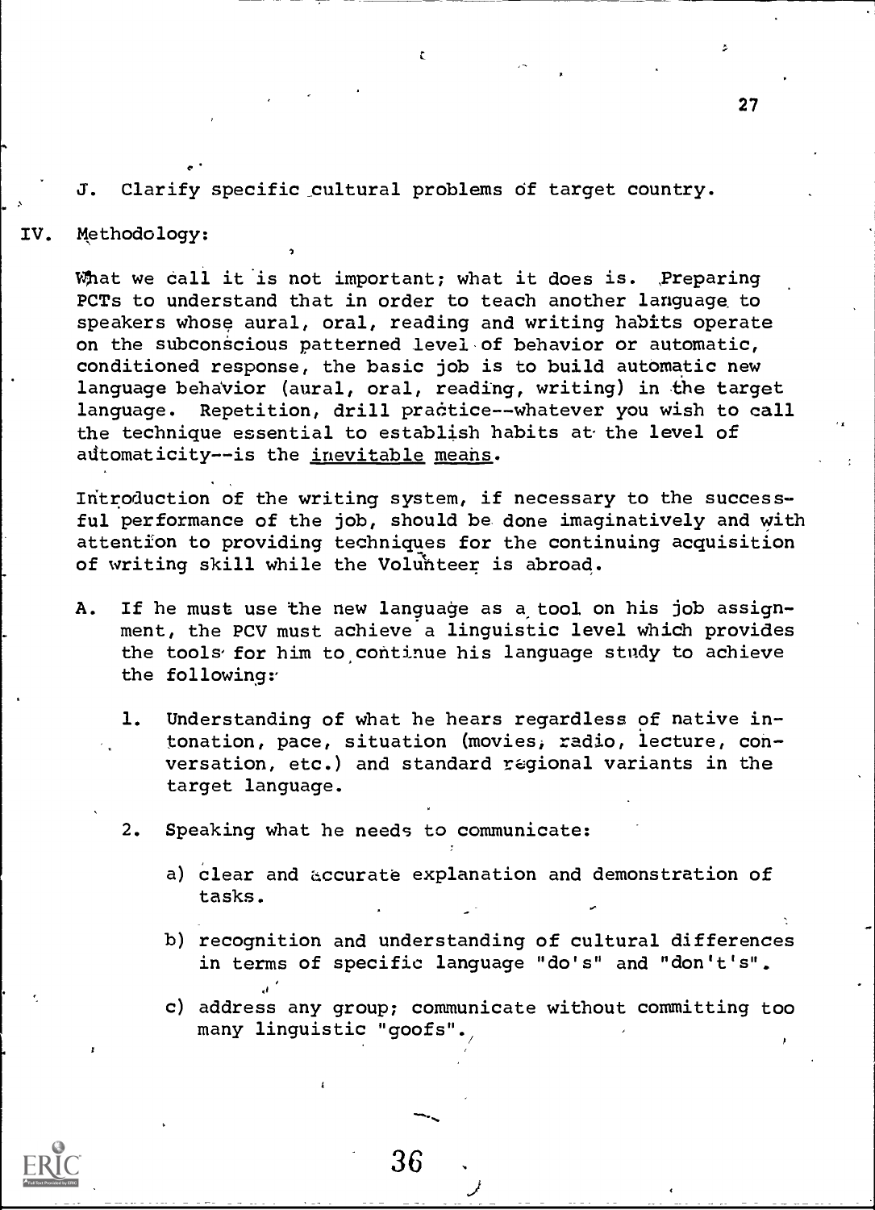J. Clarify specific cultural problems of target country.

IV. Methodology:

What we call it is not important; what it does is. Preparing PCTs to understand that in order to teach another language to speakers whose aural, oral, reading and writing habits operate on the subconscious patterned level of behavior or automatic, conditioned response, the basic job is to build automatic new language behavior (aural, oral, reading, writing) in the target language. Repetition, drill practice--whatever you wish to call the technique essential to establish habits at the level of automaticity--is the inevitable means.

Introduction of the writing system, if necessary to the successful performance of the job, should be done imaginatively and with attention to providing techniques for the continuing acquisition of writing skill while the Volunteer is abroad.

A. If he must use the new language as a tool on his job assignment, the PCV must achieve a linguistic level which provides the tools for him to continue his language study to achieve the following:

   1. Understanding of what he hears regardless of native intonation, pace, situation (movies, radio, lecture, conversation, etc.) and standard regional variants in the target language.

   2. Speaking what he needs to communicate:

      a) clear and accurate explanation and demonstration of tasks.

      b) recognition and understanding of cultural differences in terms of specific language "do's" and "don't's".

      c) address any group; communicate without committing too many linguistic "goofs".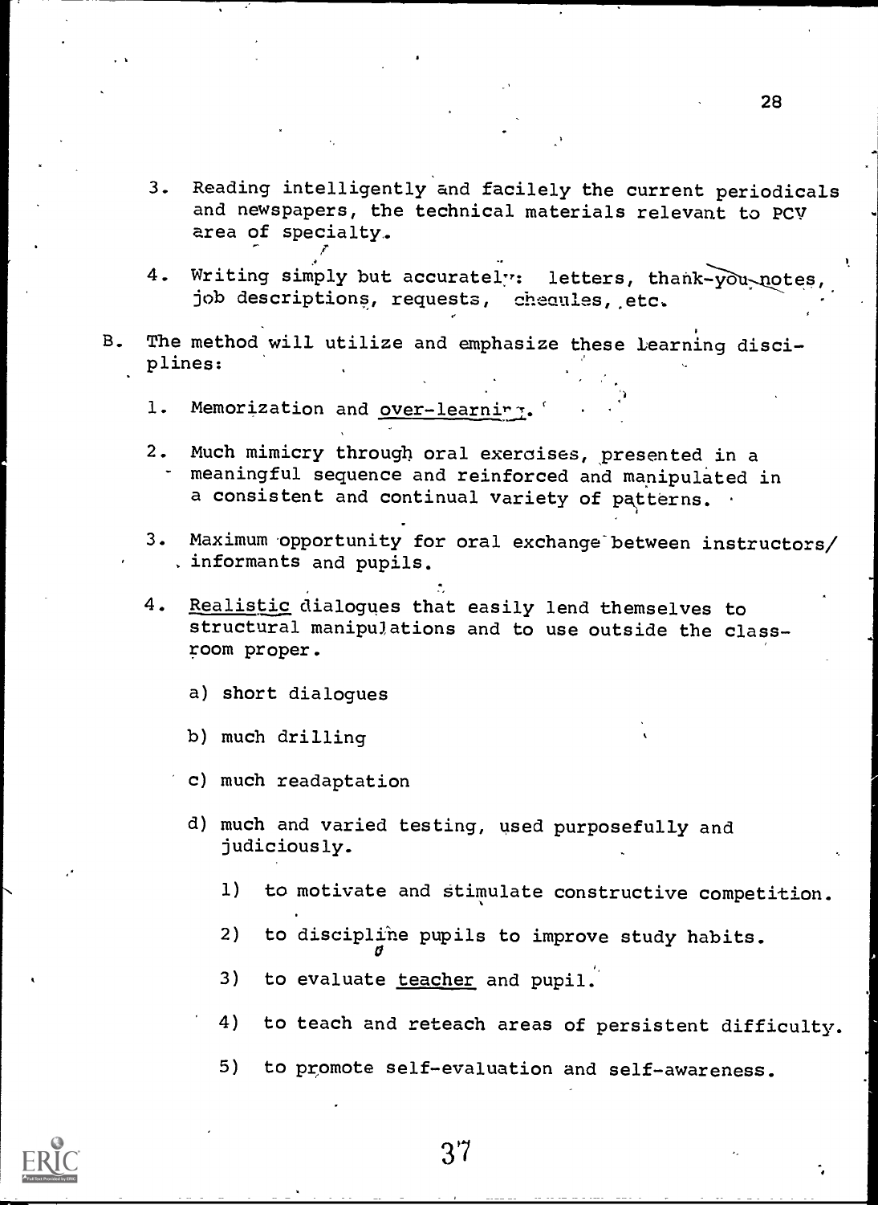3. Reading intelligently and facilely the current periodicals and newspapers, the technical materials relevant to PCV area of specialty.

4. Writing simply but accurately: letters, thank-you notes, job descriptions, requests, schedules, etc.

B. The method will utilize and emphasize these learning disciplines:

   1. Memorization and <u>over-learning</u>.

   2. Much mimicry through oral exercises, presented in a meaningful sequence and reinforced and manipulated in a consistent and continual variety of patterns.

   3. Maximum opportunity for oral exchange between instructors/ informants and pupils.

   4. <u>Realistic</u> dialogues that easily lend themselves to structural manipulations and to use outside the classroom proper.

      a) short dialogues

      b) much drilling

      c) much readaptation

      d) much and varied testing, used purposefully and judiciously.

         1) to motivate and stimulate constructive competition.

         2) to discipline pupils to improve study habits.

         3) to evaluate <u>teacher</u> and pupil.

         4) to teach and reteach areas of persistent difficulty.

         5) to promote self-evaluation and self-awareness.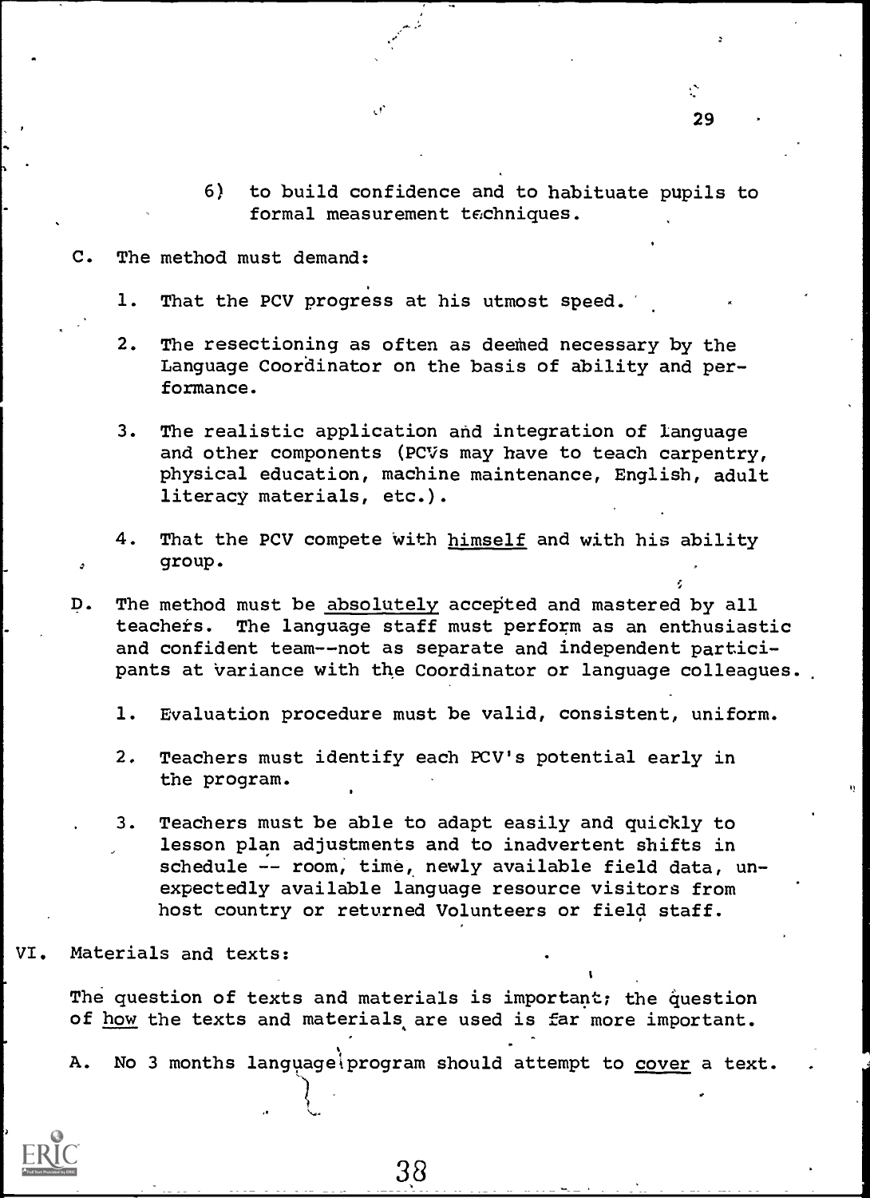6) to build confidence and to habituate pupils to formal measurement techniques.

C. The method must demand:

1. That the PCV progress at his utmost speed.

2. The resectioning as often as deemed necessary by the Language Coordinator on the basis of ability and performance.

3. The realistic application and integration of language and other components (PCVs may have to teach carpentry, physical education, machine maintenance, English, adult literacy materials, etc.).

4. That the PCV compete with <u>himself</u> and with his ability group.

D. The method must be <u>absolutely</u> accepted and mastered by all teachers. The language staff must perform as an enthusiastic and confident team--not as separate and independent participants at variance with the Coordinator or language colleagues.

1. Evaluation procedure must be valid, consistent, uniform.

2. Teachers must identify each PCV's potential early in the program.

3. Teachers must be able to adapt easily and quickly to lesson plan adjustments and to inadvertent shifts in schedule -- room, time, newly available field data, unexpectedly available language resource visitors from host country or returned Volunteers or field staff.

VI. Materials and texts:

The question of texts and materials is important; the question of <u>how</u> the texts and materials are used is far more important.

A. No 3 months language program should attempt to <u>cover</u> a text.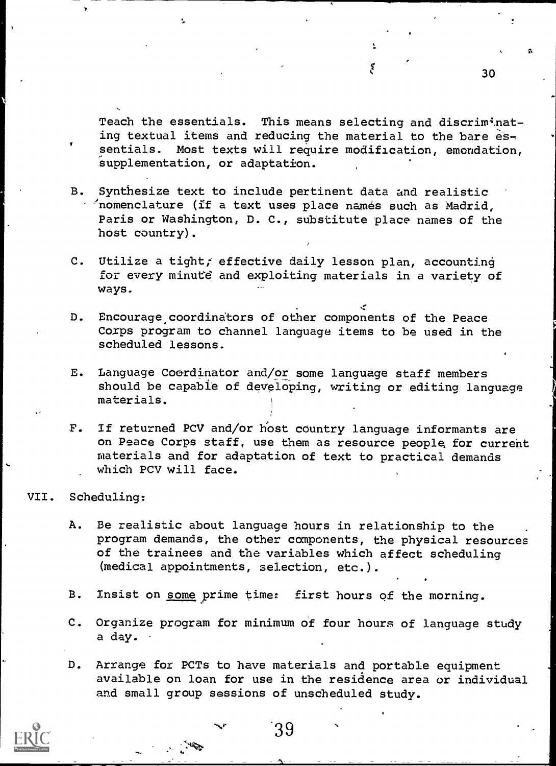Teach the essentials. This means selecting and discriminating textual items and reducing the material to the bare essentials. Most texts will require modification, emendation, supplementation, or adaptation.

B. Synthesize text to include pertinent data and realistic nomenclature (if a text uses place names such as Madrid, Paris or Washington, D. C., substitute place names of the host country).

C. Utilize a tight, effective daily lesson plan, accounting for every minute and exploiting materials in a variety of ways.

D. Encourage coordinators of other components of the Peace Corps program to channel language items to be used in the scheduled lessons.

E. Language Coordinator and/or some language staff members should be capable of developing, writing or editing language materials.

F. If returned PCV and/or host country language informants are on Peace Corps staff, use them as resource people for current materials and for adaptation of text to practical demands which PCV will face.

VII. Scheduling:

A. Be realistic about language hours in relationship to the program demands, the other components, the physical resources of the trainees and the variables which affect scheduling (medical appointments, selection, etc.).

B. Insist on <u>some</u> prime time: first hours of the morning.

C. Organize program for minimum of four hours of language study a day.

D. Arrange for PCTs to have materials and portable equipment available on loan for use in the residence area or individual and small group sessions of unscheduled study.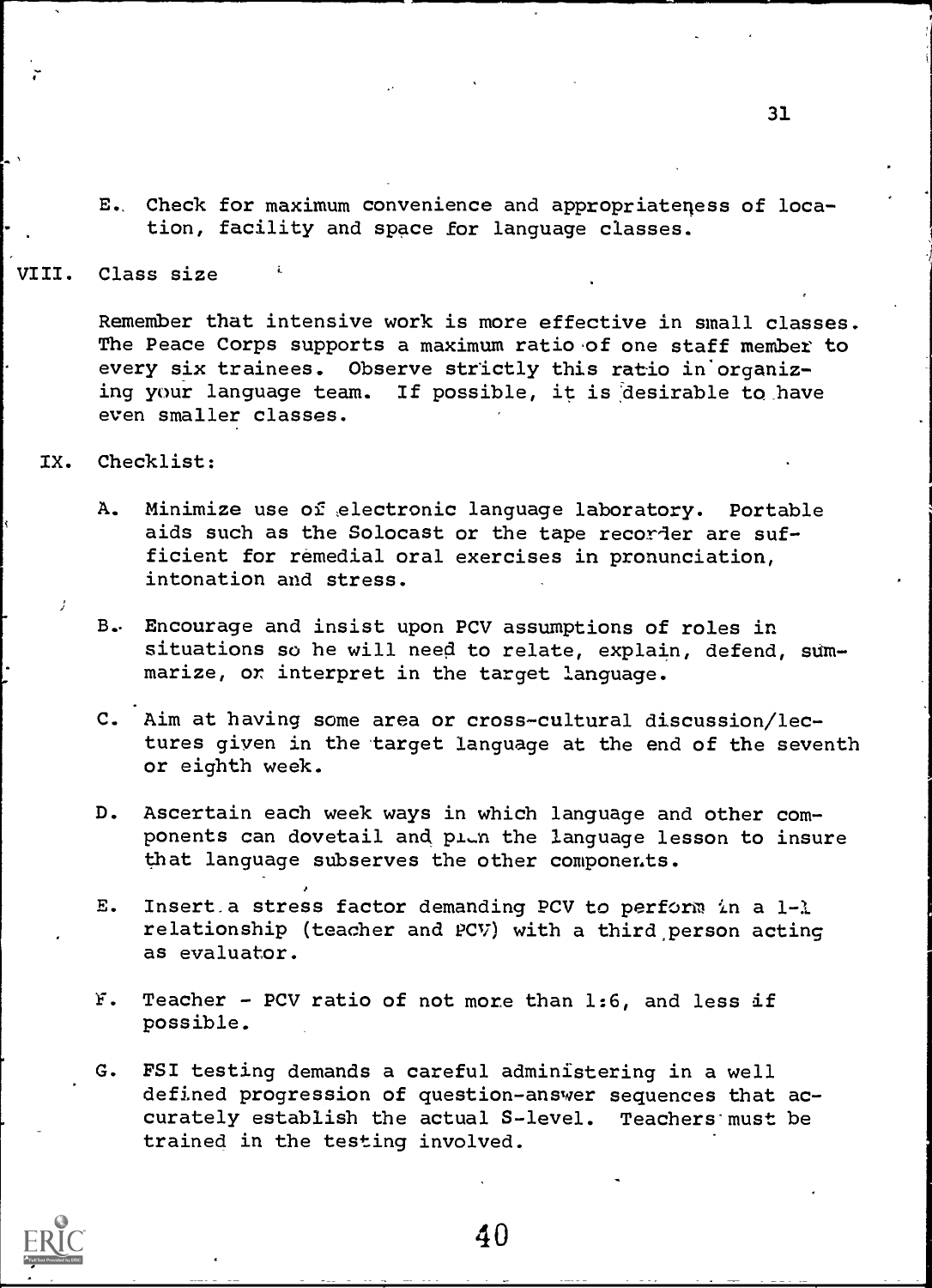E. Check for maximum convenience and appropriateness of location, facility and space for language classes.

## VIII. Class size

Remember that intensive work is more effective in small classes. The Peace Corps supports a maximum ratio of one staff member to every six trainees. Observe strictly this ratio in organizing your language team. If possible, it is desirable to have even smaller classes.

## IX. Checklist:

A. Minimize use of electronic language laboratory. Portable aids such as the Solocast or the tape recorder are sufficient for remedial oral exercises in pronunciation, intonation and stress.

B. Encourage and insist upon PCV assumptions of roles in situations so he will need to relate, explain, defend, summarize, or interpret in the target language.

C. Aim at having some area or cross-cultural discussion/lectures given in the target language at the end of the seventh or eighth week.

D. Ascertain each week ways in which language and other components can dovetail and plan the language lesson to insure that language subserves the other components.

E. Insert a stress factor demanding PCV to perform in a 1-1 relationship (teacher and PCV) with a third person acting as evaluator.

F. Teacher - PCV ratio of not more than 1:6, and less if possible.

G. FSI testing demands a careful administering in a well defined progression of question-answer sequences that accurately establish the actual S-level. Teachers must be trained in the testing involved.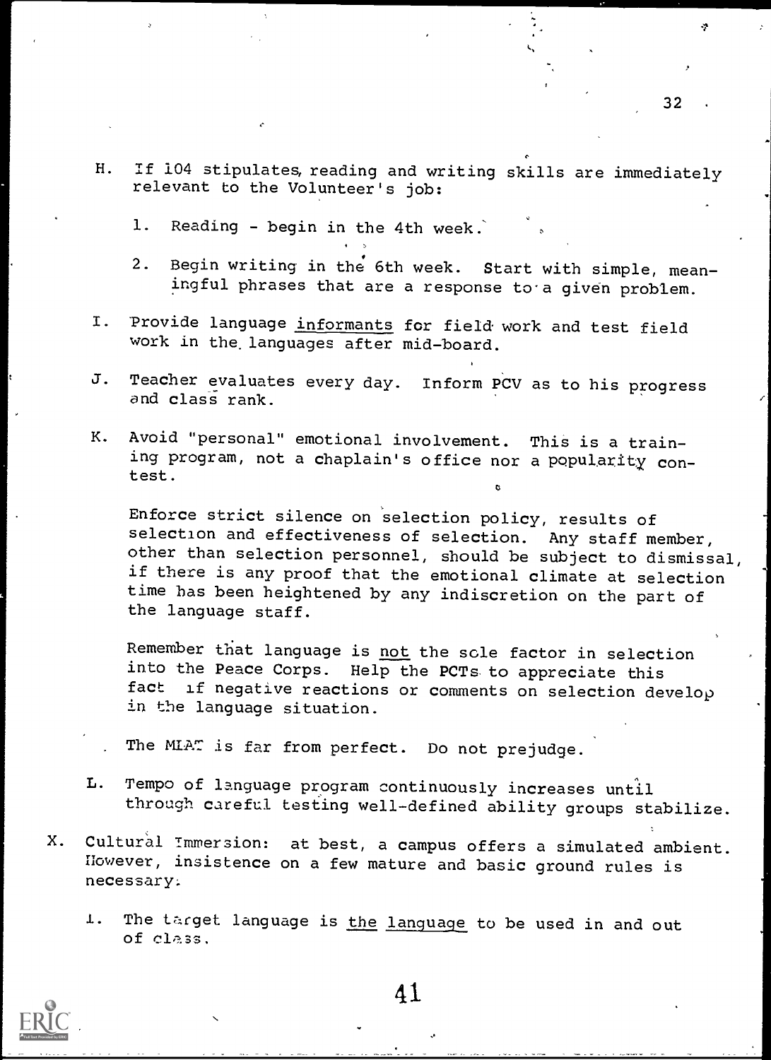H. If 104 stipulates, reading and writing skills are immediately relevant to the Volunteer's job:

   1. Reading - begin in the 4th week.

   2. Begin writing in the 6th week. Start with simple, meaningful phrases that are a response to a given problem.

I. Provide language <u>informants</u> for field work and test field work in the languages after mid-board.

J. Teacher evaluates every day. Inform PCV as to his progress and class rank.

K. Avoid "personal" emotional involvement. This is a training program, not a chaplain's office nor a popularity contest.

   Enforce strict silence on selection policy, results of selection and effectiveness of selection. Any staff member, other than selection personnel, should be subject to dismissal, if there is any proof that the emotional climate at selection time has been heightened by any indiscretion on the part of the language staff.

   Remember that language is <u>not</u> the sole factor in selection into the Peace Corps. Help the PCTs to appreciate this fact if negative reactions or comments on selection develop in the language situation.

   The MLAT is far from perfect. Do not prejudge.

L. Tempo of language program continuously increases until through careful testing well-defined ability groups stabilize.

X. Cultural Immersion: at best, a campus offers a simulated ambient. However, insistence on a few mature and basic ground rules is necessary:

   1. The target language is <u>the language</u> to be used in and out of class.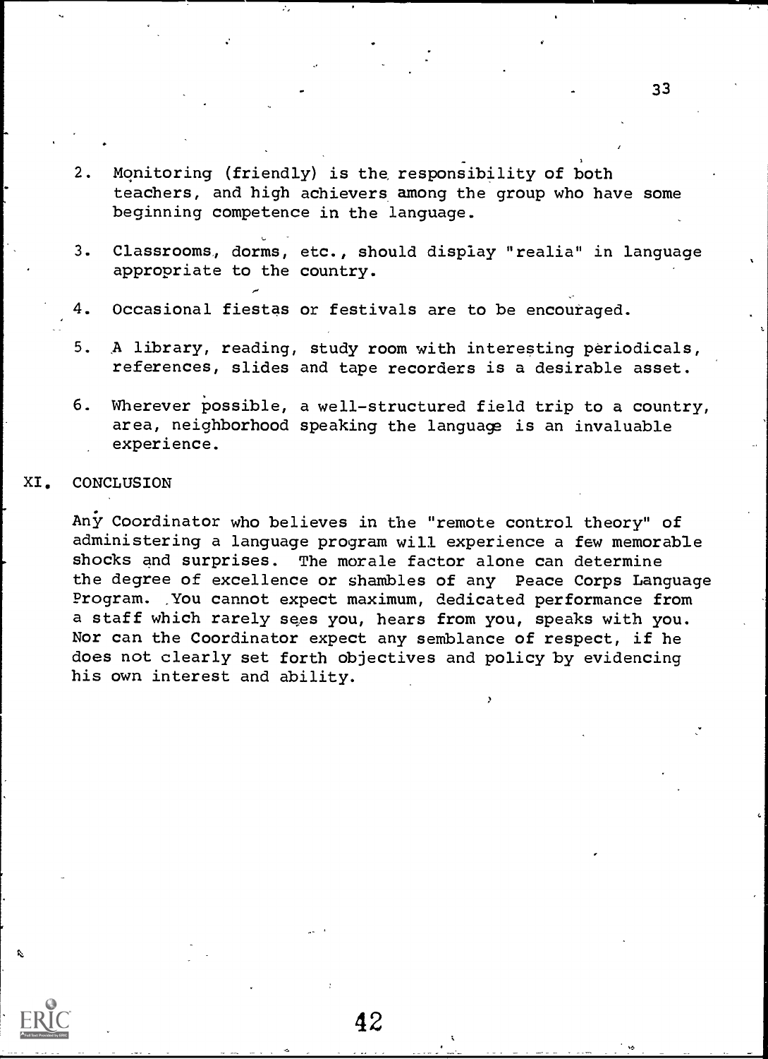2. Monitoring (friendly) is the responsibility of both teachers, and high achievers among the group who have some beginning competence in the language.

3. Classrooms, dorms, etc., should display "realia" in language appropriate to the country.

4. Occasional fiestas or festivals are to be encouraged.

5. A library, reading, study room with interesting periodicals, references, slides and tape recorders is a desirable asset.

6. Wherever possible, a well-structured field trip to a country, area, neighborhood speaking the language is an invaluable experience.

## XI. CONCLUSION

Any Coordinator who believes in the "remote control theory" of administering a language program will experience a few memorable shocks and surprises. The morale factor alone can determine the degree of excellence or shambles of any Peace Corps Language Program. You cannot expect maximum, dedicated performance from a staff which rarely sees you, hears from you, speaks with you. Nor can the Coordinator expect any semblance of respect, if he does not clearly set forth objectives and policy by evidencing his own interest and ability.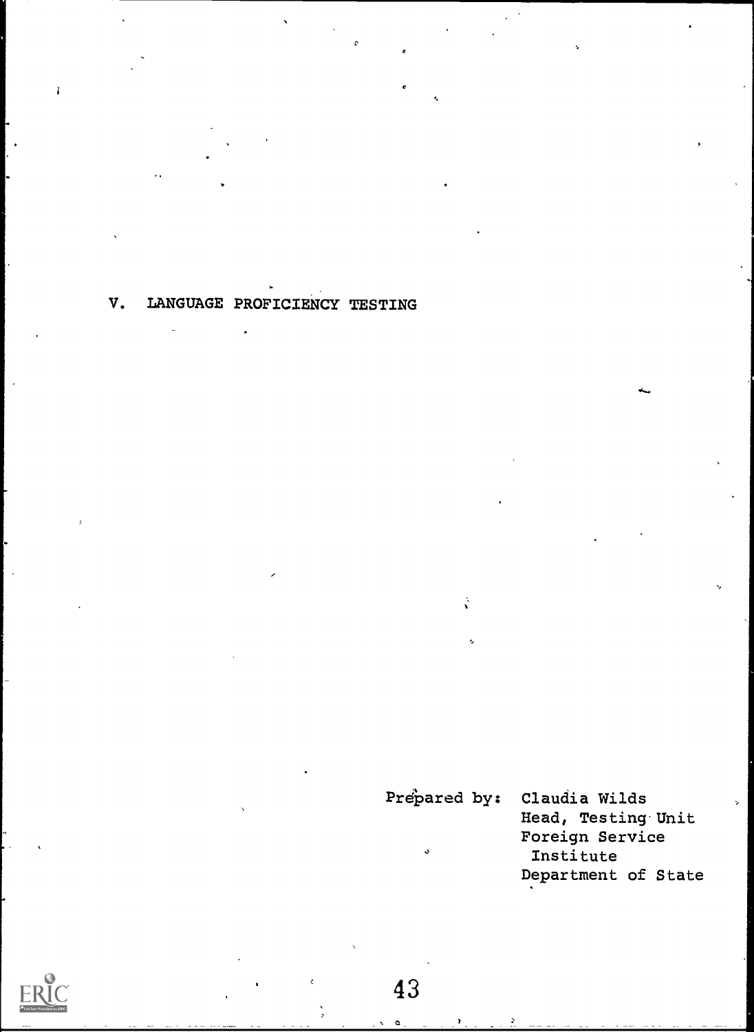# V. LANGUAGE PROFICIENCY TESTING

Prepared by: Claudia Wilds
Head, Testing Unit
Foreign Service Institute
Department of State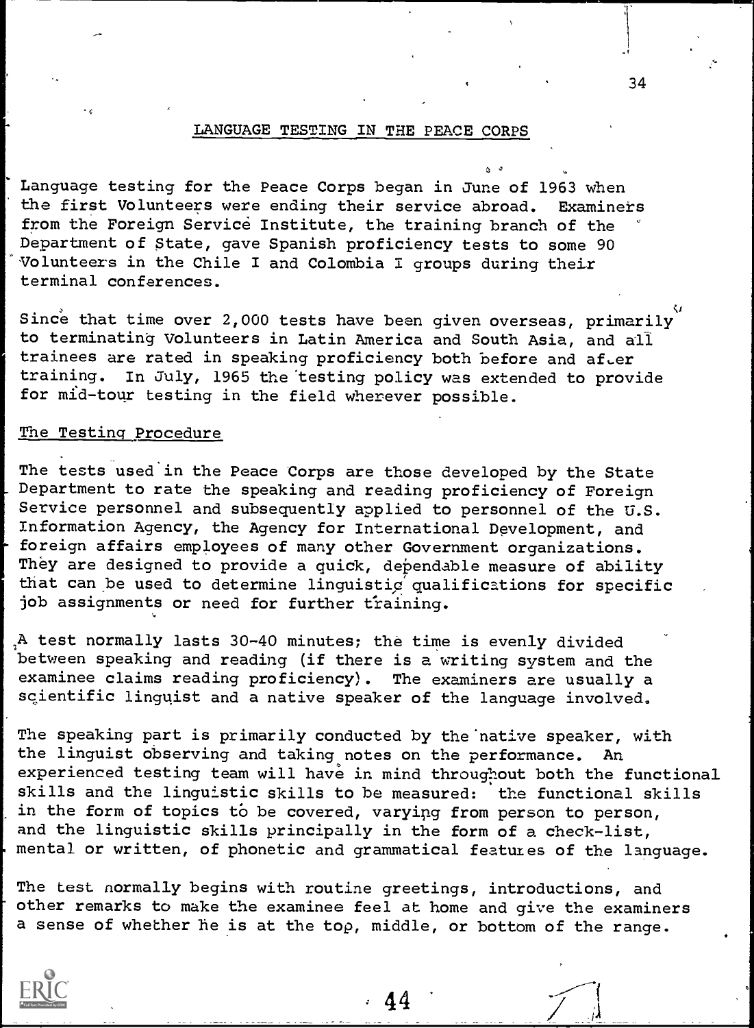## LANGUAGE TESTING IN THE PEACE CORPS

Language testing for the Peace Corps began in June of 1963 when the first Volunteers were ending their service abroad. Examiners from the Foreign Service Institute, the training branch of the Department of State, gave Spanish proficiency tests to some 90 Volunteers in the Chile I and Colombia I groups during their terminal conferences.

Since that time over 2,000 tests have been given overseas, primarily to terminating Volunteers in Latin America and South Asia, and all trainees are rated in speaking proficiency both before and after training. In July, 1965 the testing policy was extended to provide for mid-tour testing in the field wherever possible.

### The Testing Procedure

The tests used in the Peace Corps are those developed by the State Department to rate the speaking and reading proficiency of Foreign Service personnel and subsequently applied to personnel of the U.S. Information Agency, the Agency for International Development, and foreign affairs employees of many other Government organizations. They are designed to provide a quick, dependable measure of ability that can be used to determine linguistic qualifications for specific job assignments or need for further training.

A test normally lasts 30-40 minutes; the time is evenly divided between speaking and reading (if there is a writing system and the examinee claims reading proficiency). The examiners are usually a scientific linguist and a native speaker of the language involved.

The speaking part is primarily conducted by the native speaker, with the linguist observing and taking notes on the performance. An experienced testing team will have in mind throughout both the functional skills and the linguistic skills to be measured: the functional skills in the form of topics to be covered, varying from person to person, and the linguistic skills principally in the form of a check-list, mental or written, of phonetic and grammatical features of the language.

The test normally begins with routine greetings, introductions, and other remarks to make the examinee feel at home and give the examiners a sense of whether he is at the top, middle, or bottom of the range.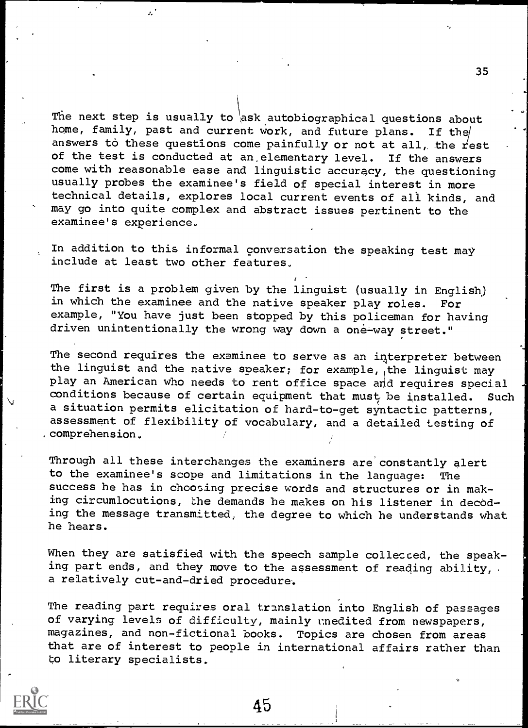The next step is usually to ask autobiographical questions about home, family, past and current work, and future plans. If the answers to these questions come painfully or not at all, the rest of the test is conducted at an elementary level. If the answers come with reasonable ease and linguistic accuracy, the questioning usually probes the examinee's field of special interest in more technical details, explores local current events of all kinds, and may go into quite complex and abstract issues pertinent to the examinee's experience.

In addition to this informal conversation the speaking test may include at least two other features.

The first is a problem given by the linguist (usually in English) in which the examinee and the native speaker play roles. For example, "You have just been stopped by this policeman for having driven unintentionally the wrong way down a one-way street."

The second requires the examinee to serve as an interpreter between the linguist and the native speaker; for example, the linguist may play an American who needs to rent office space and requires special conditions because of certain equipment that must be installed. Such a situation permits elicitation of hard-to-get syntactic patterns, assessment of flexibility of vocabulary, and a detailed testing of comprehension.

Through all these interchanges the examiners are constantly alert to the examinee's scope and limitations in the language: The success he has in choosing precise words and structures or in making circumlocutions, the demands he makes on his listener in decoding the message transmitted, the degree to which he understands what he hears.

When they are satisfied with the speech sample collected, the speaking part ends, and they move to the assessment of reading ability, a relatively cut-and-dried procedure.

The reading part requires oral translation into English of passages of varying levels of difficulty, mainly unedited from newspapers, magazines, and non-fictional books. Topics are chosen from areas that are of interest to people in international affairs rather than to literary specialists.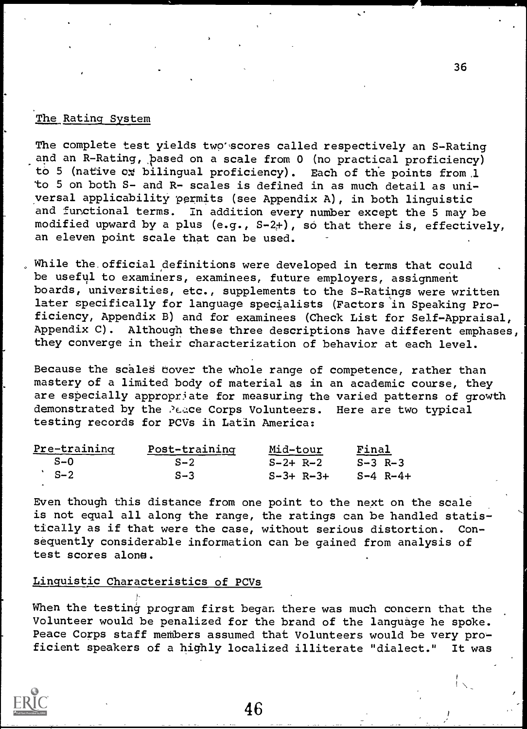## The Rating System

The complete test yields two scores called respectively an S-Rating and an R-Rating, based on a scale from 0 (no practical proficiency) to 5 (native or bilingual proficiency). Each of the points from 1 to 5 on both S- and R- scales is defined in as much detail as universal applicability permits (see Appendix A), in both linguistic and functional terms. In addition every number except the 5 may be modified upward by a plus (e.g., S-2+), so that there is, effectively, an eleven point scale that can be used.

While the official definitions were developed in terms that could be useful to examiners, examinees, future employers, assignment boards, universities, etc., supplements to the S-Ratings were written later specifically for language specialists (Factors in Speaking Proficiency, Appendix B) and for examinees (Check List for Self-Appraisal, Appendix C). Although these three descriptions have different emphases, they converge in their characterization of behavior at each level.

Because the scales cover the whole range of competence, rather than mastery of a limited body of material as in an academic course, they are especially appropriate for measuring the varied patterns of growth demonstrated by the Peace Corps Volunteers. Here are two typical testing records for PCVs in Latin America:

| Pre-training | Post-training | Mid-tour | Final |
|---|---|---|---|
| S-0 | S-2 | S-2+ R-2 | S-3 R-3 |
| S-2 | S-3 | S-3+ R-3+ | S-4 R-4+ |

Even though this distance from one point to the next on the scale is not equal all along the range, the ratings can be handled statistically as if that were the case, without serious distortion. Consequently considerable information can be gained from analysis of test scores alone.

## Linguistic Characteristics of PCVs

When the testing program first began there was much concern that the Volunteer would be penalized for the brand of the language he spoke. Peace Corps staff members assumed that Volunteers would be very proficient speakers of a highly localized illiterate "dialect." It was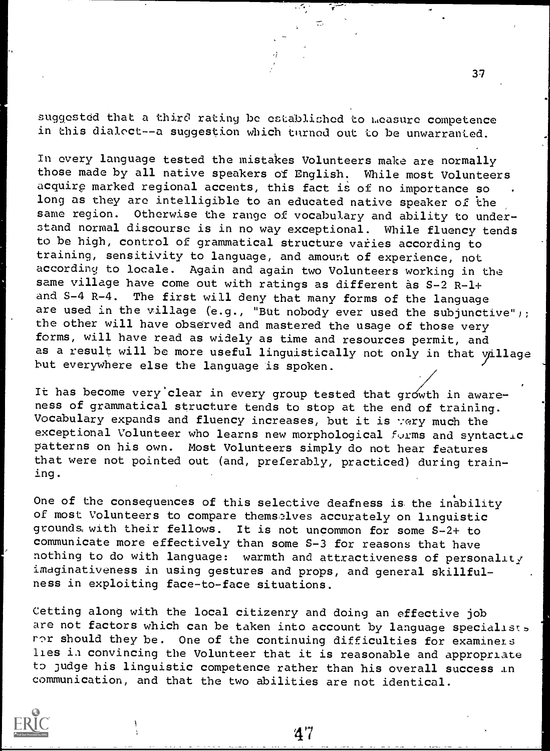suggested that a third rating be established to measure competence in this dialect--a suggestion which turned out to be unwarranted.

In every language tested the mistakes Volunteers make are normally those made by all native speakers of English. While most Volunteers acquire marked regional accents, this fact is of no importance so long as they are intelligible to an educated native speaker of the same region. Otherwise the range of vocabulary and ability to understand normal discourse is in no way exceptional. While fluency tends to be high, control of grammatical structure varies according to training, sensitivity to language, and amount of experience, not according to locale. Again and again two Volunteers working in the same village have come out with ratings as different as S-2 R-1+ and S-4 R-4. The first will deny that many forms of the language are used in the village (e.g., "But nobody ever used the subjunctive"); the other will have observed and mastered the usage of those very forms, will have read as widely as time and resources permit, and as a result will be more useful linguistically not only in that village but everywhere else the language is spoken.

It has become very clear in every group tested that growth in awareness of grammatical structure tends to stop at the end of training. Vocabulary expands and fluency increases, but it is very much the exceptional Volunteer who learns new morphological forms and syntactic patterns on his own. Most Volunteers simply do not hear features that were not pointed out (and, preferably, practiced) during training.

One of the consequences of this selective deafness is the inability of most Volunteers to compare themselves accurately on linguistic grounds with their fellows. It is not uncommon for some S-2+ to communicate more effectively than some S-3 for reasons that have nothing to do with language: warmth and attractiveness of personality imaginativeness in using gestures and props, and general skillfulness in exploiting face-to-face situations.

Getting along with the local citizenry and doing an effective job are not factors which can be taken into account by language specialists nor should they be. One of the continuing difficulties for examiners lies in convincing the Volunteer that it is reasonable and appropriate to judge his linguistic competence rather than his overall success in communication, and that the two abilities are not identical.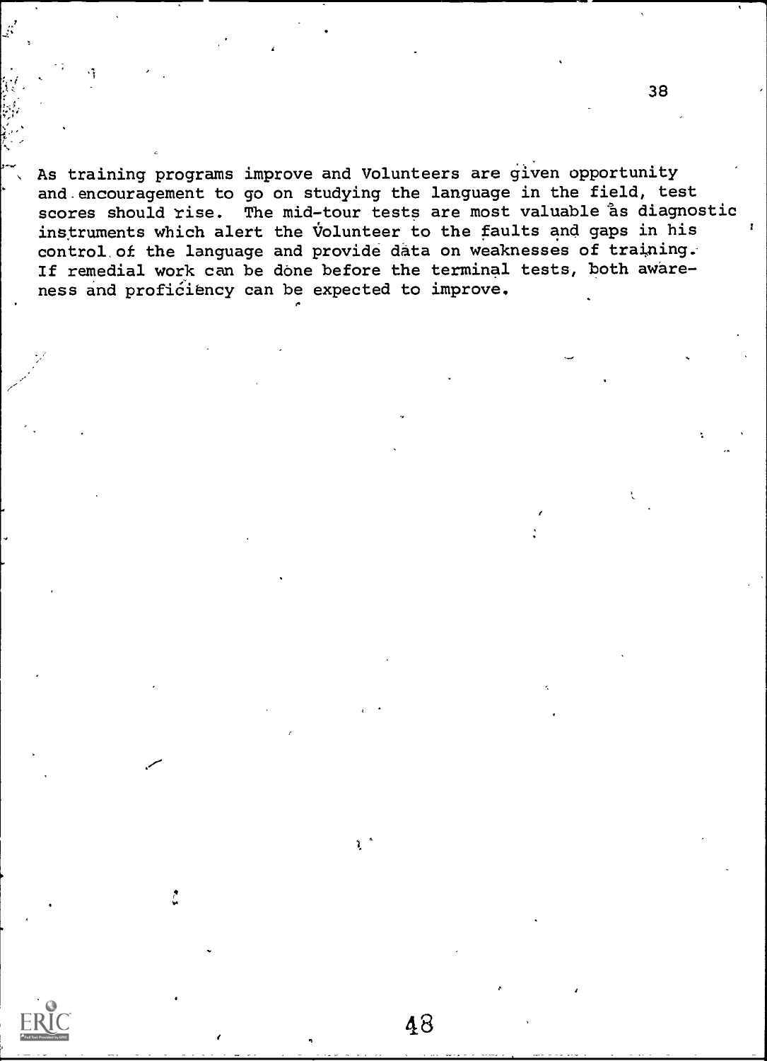As training programs improve and Volunteers are given opportunity and encouragement to go on studying the language in the field, test scores should rise. The mid-tour tests are most valuable as diagnostic instruments which alert the Volunteer to the faults and gaps in his control of the language and provide data on weaknesses of training. If remedial work can be done before the terminal tests, both awareness and proficiency can be expected to improve.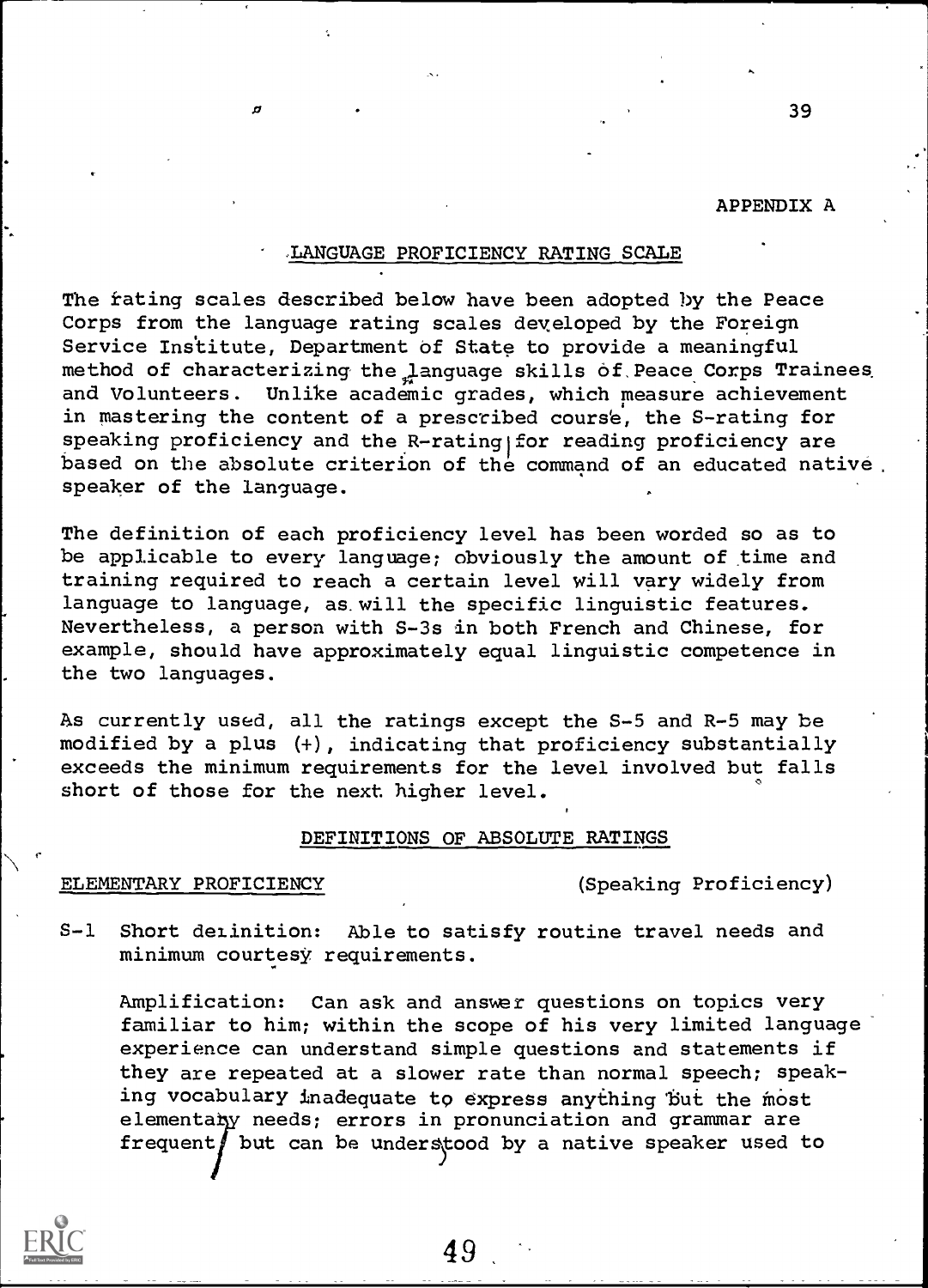APPENDIX A

## LANGUAGE PROFICIENCY RATING SCALE

The rating scales described below have been adopted by the Peace Corps from the language rating scales developed by the Foreign Service Institute, Department of State to provide a meaningful method of characterizing the language skills of Peace Corps Trainees and Volunteers. Unlike academic grades, which measure achievement in mastering the content of a prescribed course, the S-rating for speaking proficiency and the R-rating for reading proficiency are based on the absolute criterion of the command of an educated native speaker of the language.

The definition of each proficiency level has been worded so as to be applicable to every language; obviously the amount of time and training required to reach a certain level will vary widely from language to language, as will the specific linguistic features. Nevertheless, a person with S-3s in both French and Chinese, for example, should have approximately equal linguistic competence in the two languages.

As currently used, all the ratings except the S-5 and R-5 may be modified by a plus (+), indicating that proficiency substantially exceeds the minimum requirements for the level involved but falls short of those for the next higher level.

### DEFINITIONS OF ABSOLUTE RATINGS

ELEMENTARY PROFICIENCY (Speaking Proficiency)

S-1 Short definition: Able to satisfy routine travel needs and minimum courtesy requirements.

Amplification: Can ask and answer questions on topics very familiar to him; within the scope of his very limited language experience can understand simple questions and statements if they are repeated at a slower rate than normal speech; speaking vocabulary inadequate to express anything but the most elementary needs; errors in pronunciation and grammar are frequent but can be understood by a native speaker used to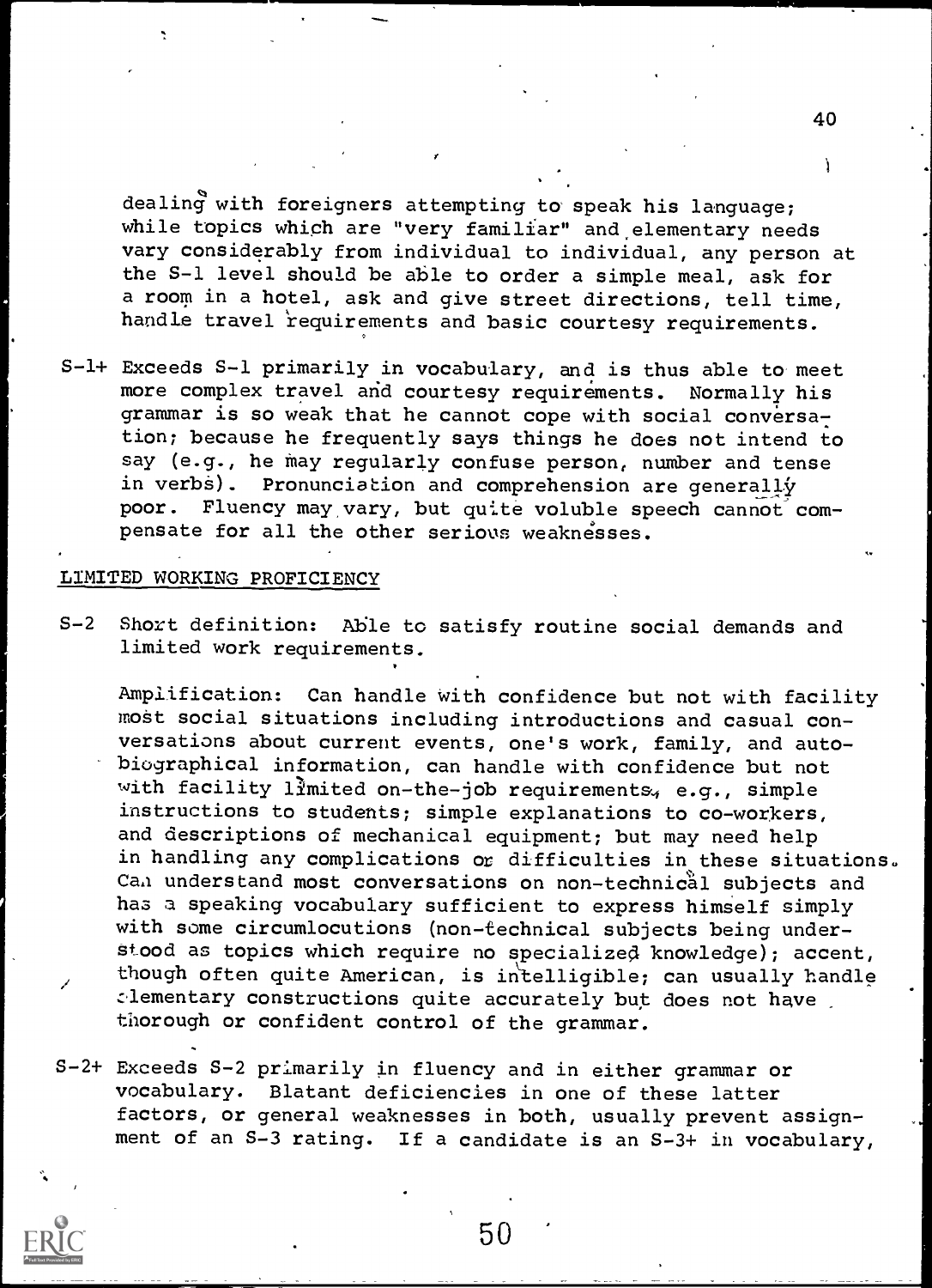dealing with foreigners attempting to speak his language; while topics which are "very familiar" and elementary needs vary considerably from individual to individual, any person at the S-1 level should be able to order a simple meal, ask for a room in a hotel, ask and give street directions, tell time, handle travel requirements and basic courtesy requirements.

S-1+ Exceeds S-1 primarily in vocabulary, and is thus able to meet more complex travel and courtesy requirements. Normally his grammar is so weak that he cannot cope with social conversation; because he frequently says things he does not intend to say (e.g., he may regularly confuse person, number and tense in verbs). Pronunciation and comprehension are generally poor. Fluency may vary, but quite voluble speech cannot compensate for all the other serious weaknesses.

LIMITED WORKING PROFICIENCY

S-2 Short definition: Able to satisfy routine social demands and limited work requirements.

Amplification: Can handle with confidence but not with facility most social situations including introductions and casual conversations about current events, one's work, family, and autobiographical information, can handle with confidence but not with facility limited on-the-job requirements, e.g., simple instructions to students; simple explanations to co-workers, and descriptions of mechanical equipment; but may need help in handling any complications or difficulties in these situations. Can understand most conversations on non-technical subjects and has a speaking vocabulary sufficient to express himself simply with some circumlocutions (non-technical subjects being understood as topics which require no specialized knowledge); accent, though often quite American, is intelligible; can usually handle elementary constructions quite accurately but does not have thorough or confident control of the grammar.

S-2+ Exceeds S-2 primarily in fluency and in either grammar or vocabulary. Blatant deficiencies in one of these latter factors, or general weaknesses in both, usually prevent assignment of an S-3 rating. If a candidate is an S-3+ in vocabulary,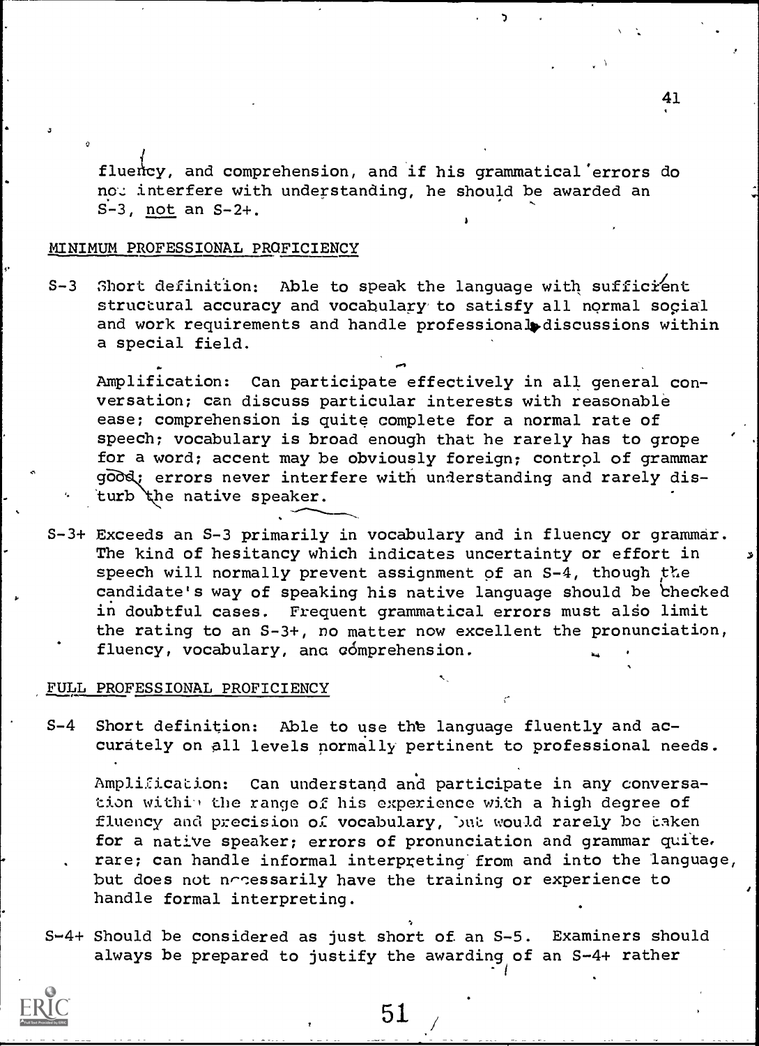fluency, and comprehension, and if his grammatical errors do not interfere with understanding, he should be awarded an S-3, not an S-2+.

## MINIMUM PROFESSIONAL PROFICIENCY

S-3 Short definition: Able to speak the language with sufficient structural accuracy and vocabulary to satisfy all normal social and work requirements and handle professional discussions within a special field.

Amplification: Can participate effectively in all general conversation; can discuss particular interests with reasonable ease; comprehension is quite complete for a normal rate of speech; vocabulary is broad enough that he rarely has to grope for a word; accent may be obviously foreign; control of grammar good; errors never interfere with understanding and rarely disturb the native speaker.

S-3+ Exceeds an S-3 primarily in vocabulary and in fluency or grammar. The kind of hesitancy which indicates uncertainty or effort in speech will normally prevent assignment of an S-4, though the candidate's way of speaking his native language should be checked in doubtful cases. Frequent grammatical errors must also limit the rating to an S-3+, no matter now excellent the pronunciation, fluency, vocabulary, and comprehension.

## FULL PROFESSIONAL PROFICIENCY

S-4 Short definition: Able to use the language fluently and accurately on all levels normally pertinent to professional needs.

Amplification: Can understand and participate in any conversation within the range of his experience with a high degree of fluency and precision of vocabulary, but would rarely be taken for a native speaker; errors of pronunciation and grammar quite rare; can handle informal interpreting from and into the language, but does not necessarily have the training or experience to handle formal interpreting.

S-4+ Should be considered as just short of an S-5. Examiners should always be prepared to justify the awarding of an S-4+ rather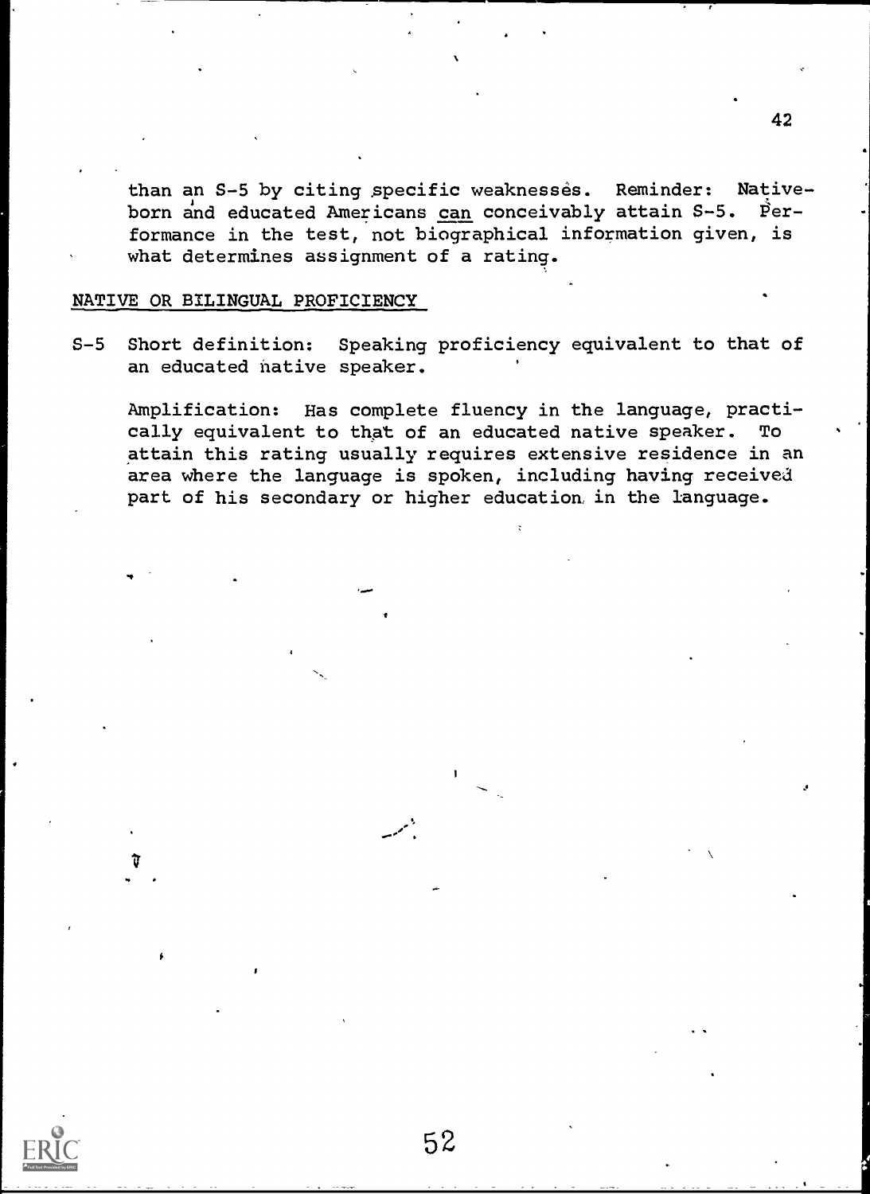than an S-5 by citing specific weaknesses. Reminder: Native-born and educated Americans can conceivably attain S-5. Performance in the test, not biographical information given, is what determines assignment of a rating.

NATIVE OR BILINGUAL PROFICIENCY

S-5 Short definition: Speaking proficiency equivalent to that of an educated native speaker.

Amplification: Has complete fluency in the language, practically equivalent to that of an educated native speaker. To attain this rating usually requires extensive residence in an area where the language is spoken, including having received part of his secondary or higher education in the language.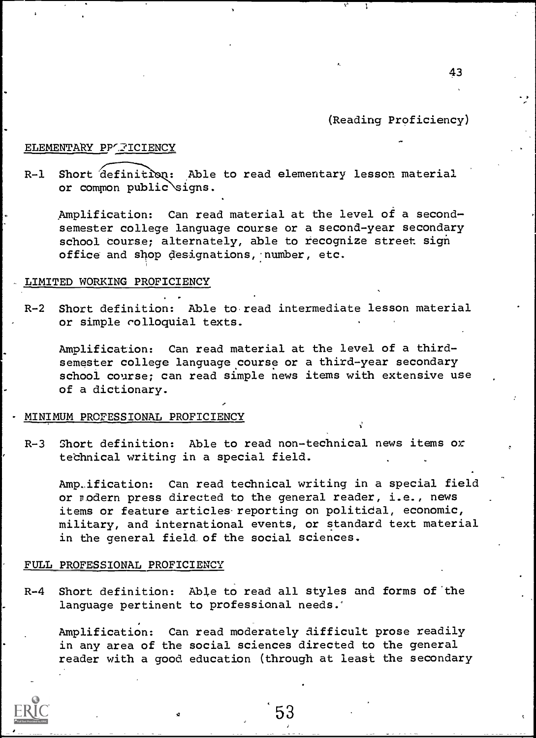(Reading Proficiency)

ELEMENTARY PROFICIENCY

R-1 Short definition: Able to read elementary lesson material or common public signs.

Amplification: Can read material at the level of a second-semester college language course or a second-year secondary school course; alternately, able to recognize street sign office and shop designations, number, etc.

LIMITED WORKING PROFICIENCY

R-2 Short definition: Able to read intermediate lesson material or simple colloquial texts.

Amplification: Can read material at the level of a third-semester college language course or a third-year secondary school course; can read simple news items with extensive use of a dictionary.

MINIMUM PROFESSIONAL PROFICIENCY

R-3 Short definition: Able to read non-technical news items or technical writing in a special field.

Amplification: Can read technical writing in a special field or modern press directed to the general reader, i.e., news items or feature articles reporting on political, economic, military, and international events, or standard text material in the general field of the social sciences.

FULL PROFESSIONAL PROFICIENCY

R-4 Short definition: Able to read all styles and forms of the language pertinent to professional needs.

Amplification: Can read moderately difficult prose readily in any area of the social sciences directed to the general reader with a good education (through at least the secondary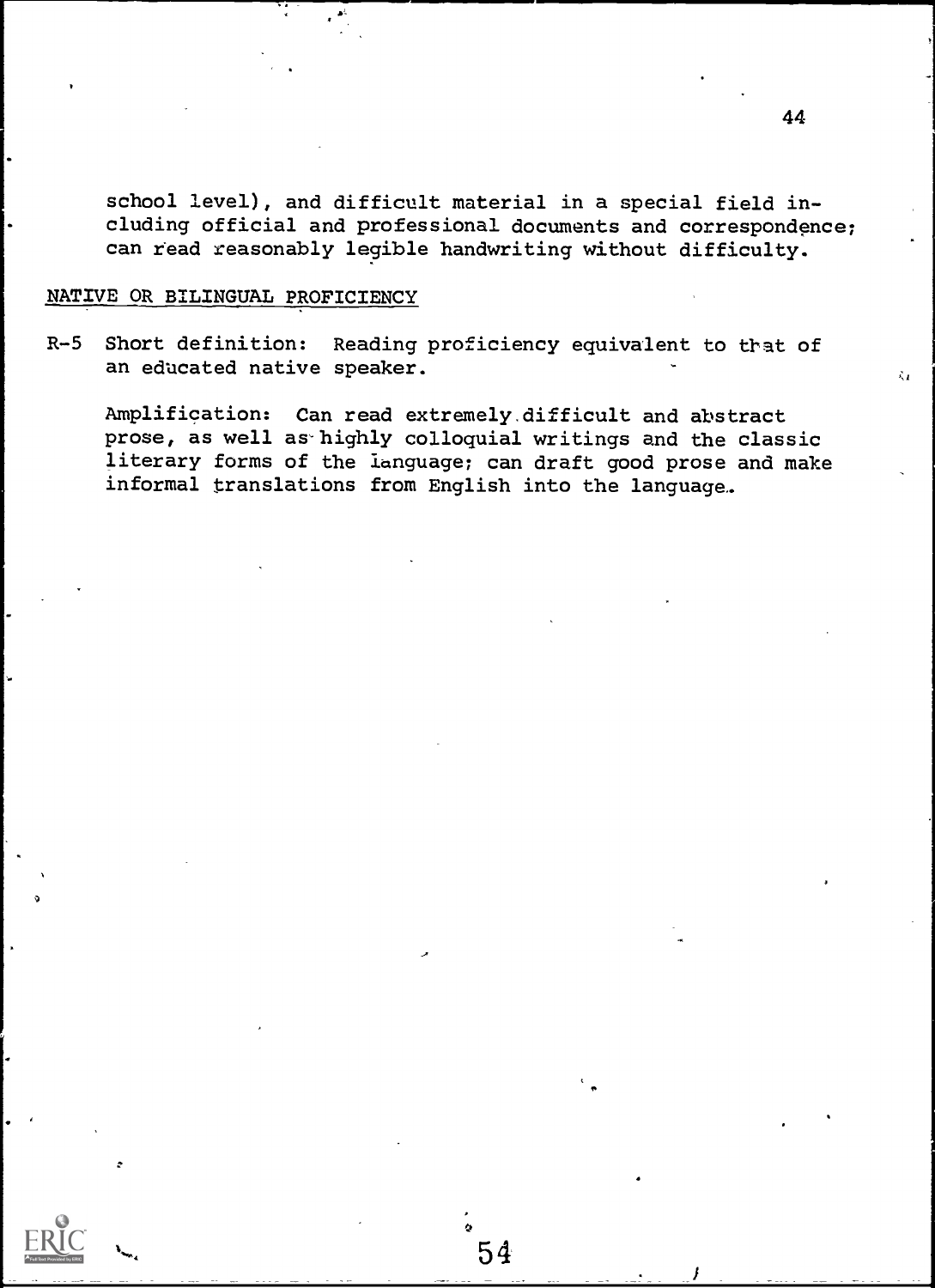school level), and difficult material in a special field including official and professional documents and correspondence; can read reasonably legible handwriting without difficulty.

NATIVE OR BILINGUAL PROFICIENCY

R-5 Short definition: Reading proficiency equivalent to that of an educated native speaker.

Amplification: Can read extremely difficult and abstract prose, as well as highly colloquial writings and the classic literary forms of the language; can draft good prose and make informal translations from English into the language.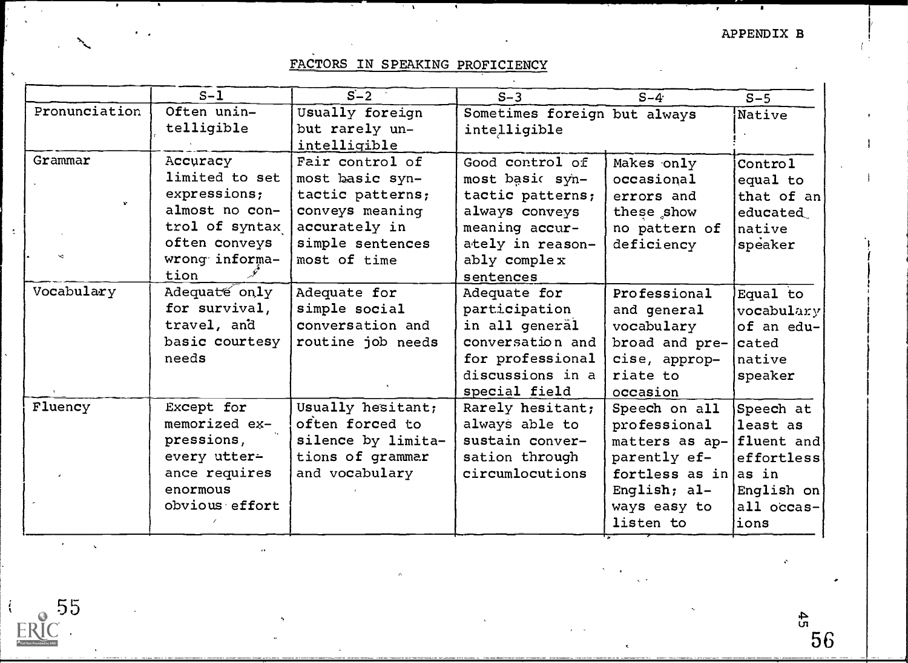APPENDIX B

## FACTORS IN SPEAKING PROFICIENCY

| | S-1 | S-2 | S-3 | S-4 | S-5 |
|---|---|---|---|---|---|
| Pronunciation | Often unintelligible | Usually foreign but rarely unintelligible | Sometimes foreign but always intelligible | | Native |
| Grammar | Accuracy limited to set expressions; almost no control of syntax often conveys wrong information | Fair control of most basic syntactic patterns; conveys meaning accurately in simple sentences most of time | Good control of most basic syntactic patterns; always conveys meaning accurately in reasonably complex sentences | Makes only occasional errors and these show no pattern of deficiency | Control equal to that of an educated native speaker |
| Vocabulary | Adequate only for survival, travel, and basic courtesy needs | Adequate for simple social conversation and routine job needs | Adequate for participation in all general conversation and for professional discussions in a special field | Professional and general vocabulary broad and precise, appropriate to occasion | Equal to vocabulary of an educated native speaker |
| Fluency | Except for memorized expressions, every utterance requires enormous obvious effort | Usually hesitant; often forced to silence by limitations of grammar and vocabulary | Rarely hesitant; always able to sustain conversation through circumlocutions | Speech on all professional matters as apparently effortless as in English; always easy to listen to | Speech at least as fluent and effortless as in English on all occasions |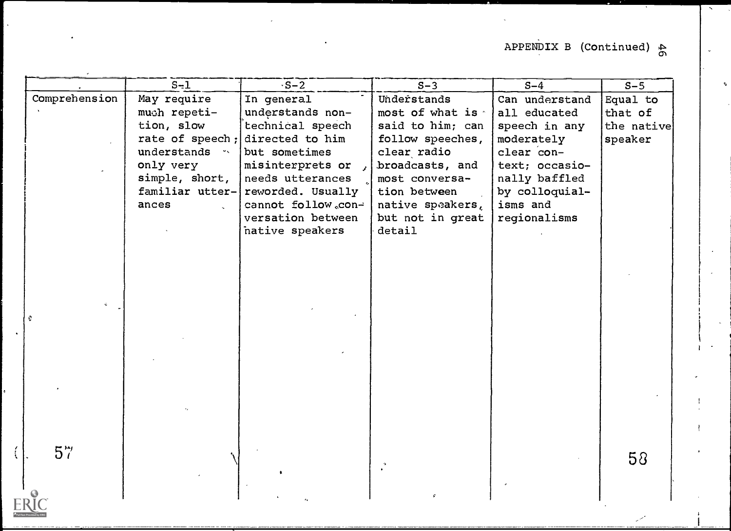APPENDIX B (Continued)

| | S-1 | S-2 | S-3 | S-4 | S-5 |
|---|---|---|---|---|---|
| Comprehension | May require much repetition, slow rate of speech; understands only very simple, short, familiar utterances | In general understands non-technical speech directed to him but sometimes misinterprets or needs utterances reworded. Usually cannot follow conversation between native speakers | Understands most of what is said to him; can follow speeches, clear radio broadcasts, and most conversation between native speakers, but not in great detail | Can understand all educated speech in any moderately clear context; occasionally baffled by colloquialisms and regionalisms | Equal to that of the native speaker |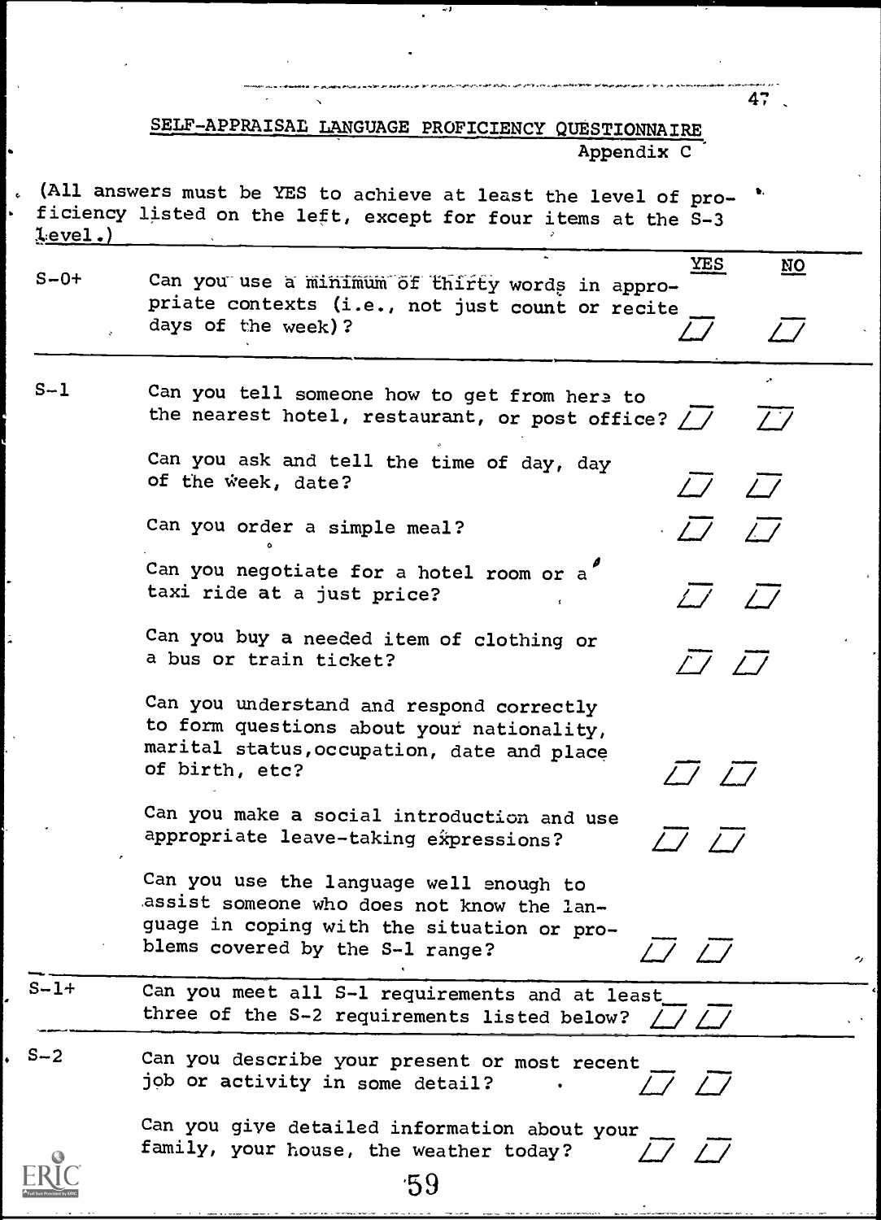## SELF-APPRAISAL LANGUAGE PROFICIENCY QUESTIONNAIRE

Appendix C

(All answers must be YES to achieve at least the level of proficiency listed on the left, except for four items at the S-3 Level.)

| Level | Question | YES | NO |
|---|---|---|---|
| S-0+ | Can you use a minimum of thirty words in appropriate contexts (i.e., not just count or recite days of the week)? | /_/ | /_/ |
| S-1 | Can you tell someone how to get from here to the nearest hotel, restaurant, or post office? | /_/ | /_/ |
| | Can you ask and tell the time of day, day of the week, date? | /_/ | /_/ |
| | Can you order a simple meal? | /_/ | /_/ |
| | Can you negotiate for a hotel room or a taxi ride at a just price? | /_/ | /_/ |
| | Can you buy a needed item of clothing or a bus or train ticket? | /_/ | /_/ |
| | Can you understand and respond correctly to form questions about your nationality, marital status, occupation, date and place of birth, etc? | /_/ | /_/ |
| | Can you make a social introduction and use appropriate leave-taking expressions? | /_/ | /_/ |
| | Can you use the language well enough to assist someone who does not know the language in coping with the situation or problems covered by the S-1 range? | /_/ | /_/ |
| S-1+ | Can you meet all S-1 requirements and at least three of the S-2 requirements listed below? | /_/ | /_/ |
| S-2 | Can you describe your present or most recent job or activity in some detail? | /_/ | /_/ |
| | Can you give detailed information about your family, your house, the weather today? | /_/ | /_/ |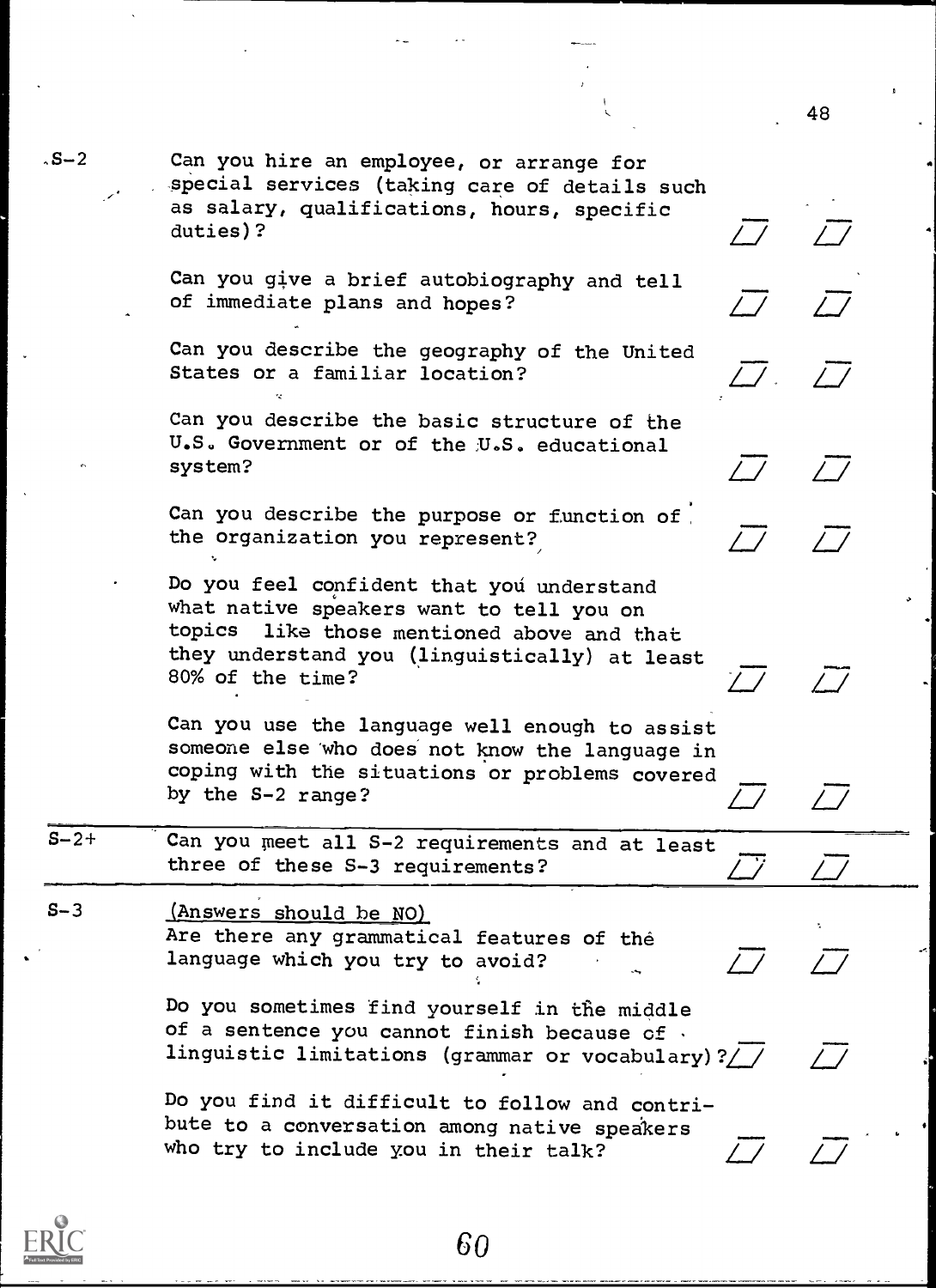| Level | Question | | |
|---|---|---|---|
| S-2 | Can you hire an employee, or arrange for special services (taking care of details such as salary, qualifications, hours, specific duties)? | ☐ | ☐ |
| | Can you give a brief autobiography and tell of immediate plans and hopes? | ☐ | ☐ |
| | Can you describe the geography of the United States or a familiar location? | ☐ | ☐ |
| | Can you describe the basic structure of the U.S. Government or of the U.S. educational system? | ☐ | ☐ |
| | Can you describe the purpose or function of the organization you represent? | ☐ | ☐ |
| | Do you feel confident that you understand what native speakers want to tell you on topics like those mentioned above and that they understand you (linguistically) at least 80% of the time? | ☐ | ☐ |
| | Can you use the language well enough to assist someone else who does not know the language in coping with the situations or problems covered by the S-2 range? | ☐ | ☐ |
| S-2+ | Can you meet all S-2 requirements and at least three of these S-3 requirements? | ☐ | ☐ |
| S-3 | (Answers should be NO) Are there any grammatical features of the language which you try to avoid? | ☐ | ☐ |
| | Do you sometimes find yourself in the middle of a sentence you cannot finish because of linguistic limitations (grammar or vocabulary)? | ☐ | ☐ |
| | Do you find it difficult to follow and contribute to a conversation among native speakers who try to include you in their talk? | ☐ | ☐ |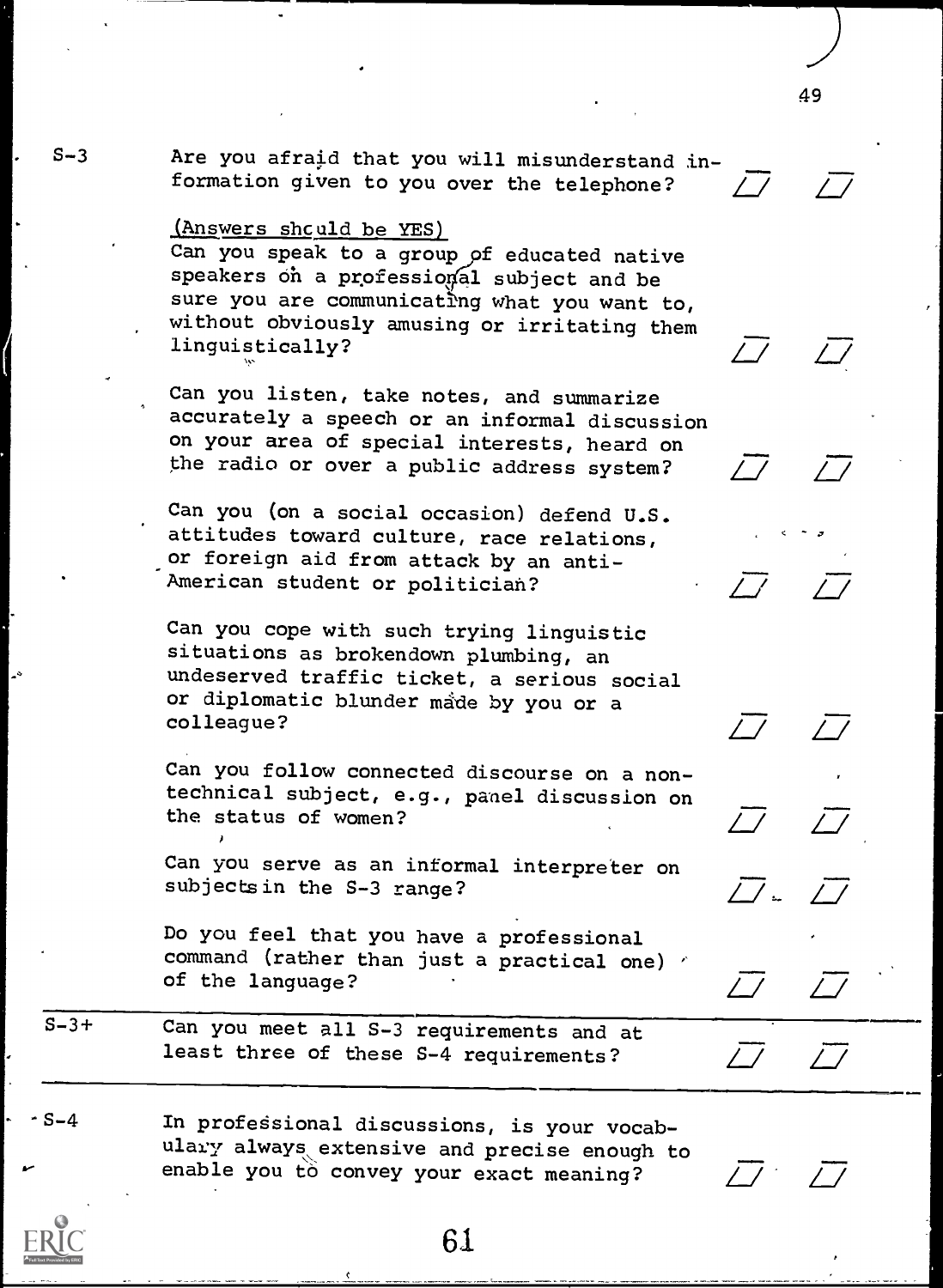| | | | |
|---|---|---|---|
| S-3 | Are you afraid that you will misunderstand information given to you over the telephone? | /_/ | /_/ |
| | (Answers should be YES) Can you speak to a group of educated native speakers on a professional subject and be sure you are communicating what you want to, without obviously amusing or irritating them linguistically? | /_/ | /_/ |
| | Can you listen, take notes, and summarize accurately a speech or an informal discussion on your area of special interests, heard on the radio or over a public address system? | /_/ | /_/ |
| | Can you (on a social occasion) defend U.S. attitudes toward culture, race relations, or foreign aid from attack by an anti-American student or politician? | /_/ | /_/ |
| | Can you cope with such trying linguistic situations as brokendown plumbing, an undeserved traffic ticket, a serious social or diplomatic blunder made by you or a colleague? | /_/ | /_/ |
| | Can you follow connected discourse on a non-technical subject, e.g., panel discussion on the status of women? | /_/ | /_/ |
| | Can you serve as an informal interpreter on subjects in the S-3 range? | /_/ | /_/ |
| | Do you feel that you have a professional command (rather than just a practical one) of the language? | /_/ | /_/ |
| S-3+ | Can you meet all S-3 requirements and at least three of these S-4 requirements? | /_/ | /_/ |
| S-4 | In professional discussions, is your vocabulary always extensive and precise enough to enable you to convey your exact meaning? | /_/ | /_/ |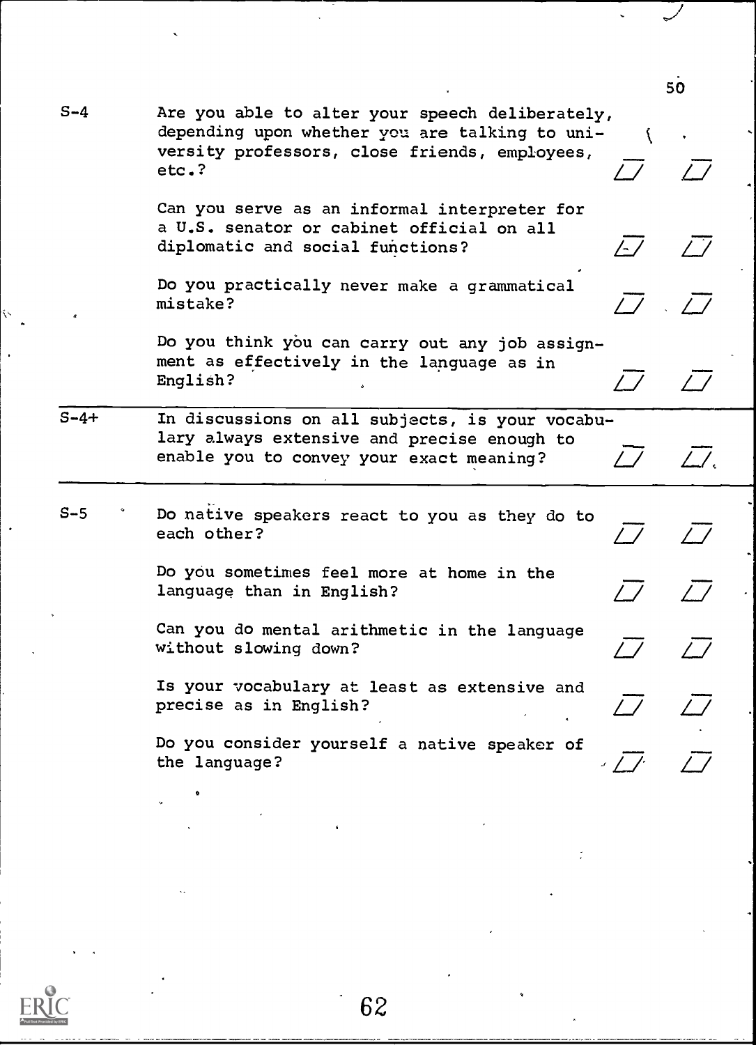| | | | |
|---|---|---|---|
| S-4 | Are you able to alter your speech deliberately, depending upon whether you are talking to university professors, close friends, employees, etc.? | ☐ | ☐ |
| | Can you serve as an informal interpreter for a U.S. senator or cabinet official on all diplomatic and social functions? | ☐ | ☐ |
| | Do you practically never make a grammatical mistake? | ☐ | ☐ |
| | Do you think you can carry out any job assignment as effectively in the language as in English? | ☐ | ☐ |
| S-4+ | In discussions on all subjects, is your vocabulary always extensive and precise enough to enable you to convey your exact meaning? | ☐ | ☐ |
| S-5 | Do native speakers react to you as they do to each other? | ☐ | ☐ |
| | Do you sometimes feel more at home in the language than in English? | ☐ | ☐ |
| | Can you do mental arithmetic in the language without slowing down? | ☐ | ☐ |
| | Is your vocabulary at least as extensive and precise as in English? | ☐ | ☐ |
| | Do you consider yourself a native speaker of the language? | ☐ | ☐ |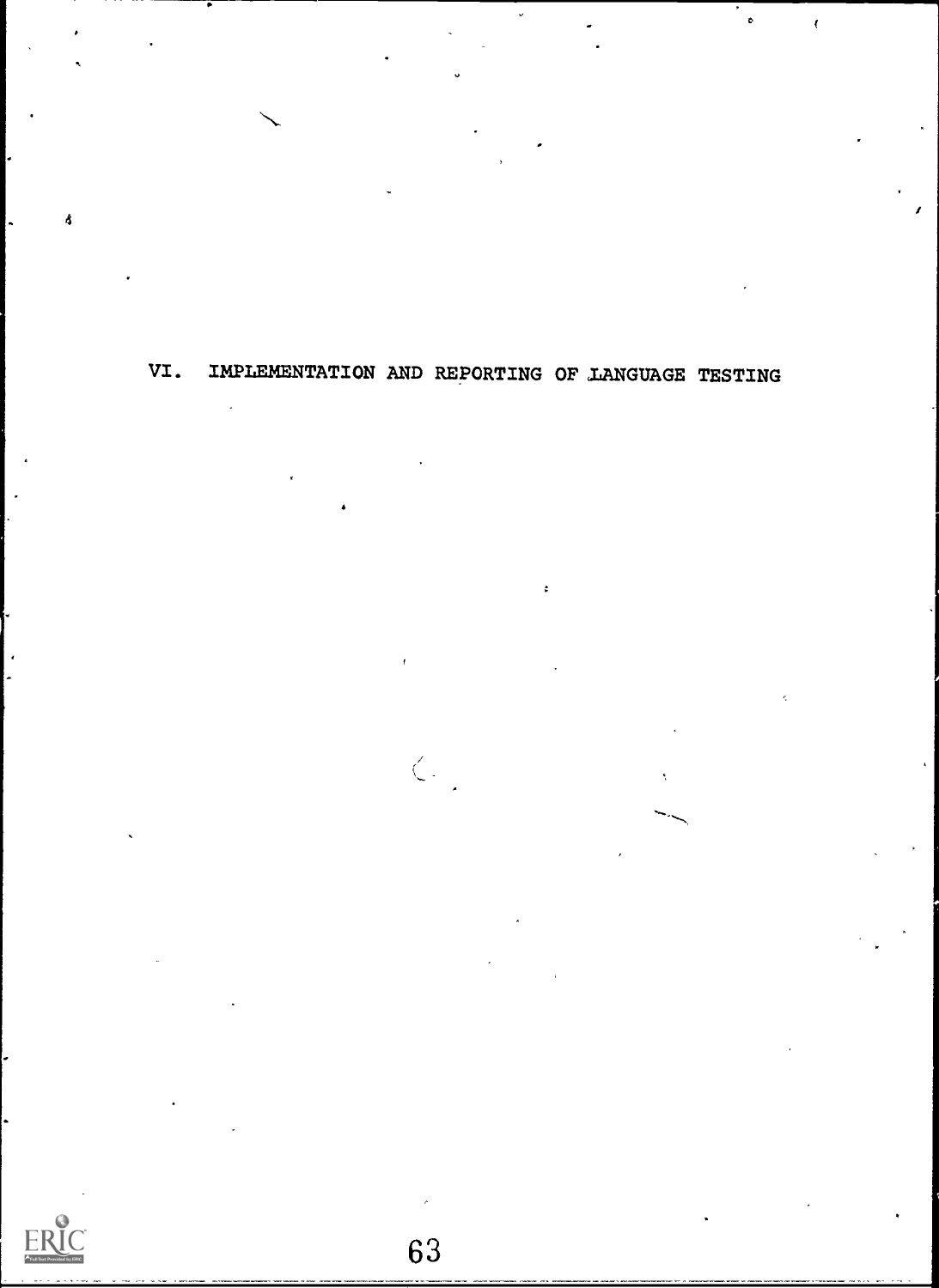# VI. IMPLEMENTATION AND REPORTING OF LANGUAGE TESTING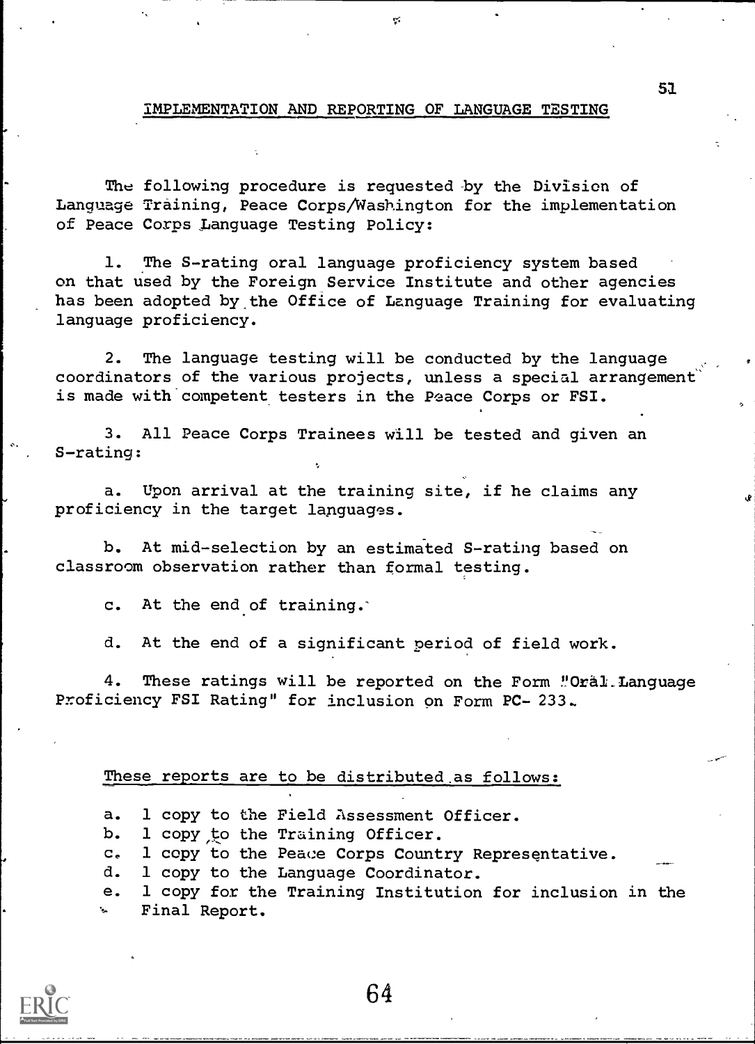## IMPLEMENTATION AND REPORTING OF LANGUAGE TESTING

The following procedure is requested by the Division of Language Training, Peace Corps/Washington for the implementation of Peace Corps Language Testing Policy:

1. The S-rating oral language proficiency system based on that used by the Foreign Service Institute and other agencies has been adopted by the Office of Language Training for evaluating language proficiency.

2. The language testing will be conducted by the language coordinators of the various projects, unless a special arrangement is made with competent testers in the Peace Corps or FSI.

3. All Peace Corps Trainees will be tested and given an S-rating:

   a. Upon arrival at the training site, if he claims any proficiency in the target languages.

   b. At mid-selection by an estimated S-rating based on classroom observation rather than formal testing.

   c. At the end of training.

   d. At the end of a significant period of field work.

4. These ratings will be reported on the Form "Oral Language Proficiency FSI Rating" for inclusion on Form PC- 233.

These reports are to be distributed as follows:

a. 1 copy to the Field Assessment Officer.
b. 1 copy to the Training Officer.
c. 1 copy to the Peace Corps Country Representative.
d. 1 copy to the Language Coordinator.
e. 1 copy for the Training Institution for inclusion in the Final Report.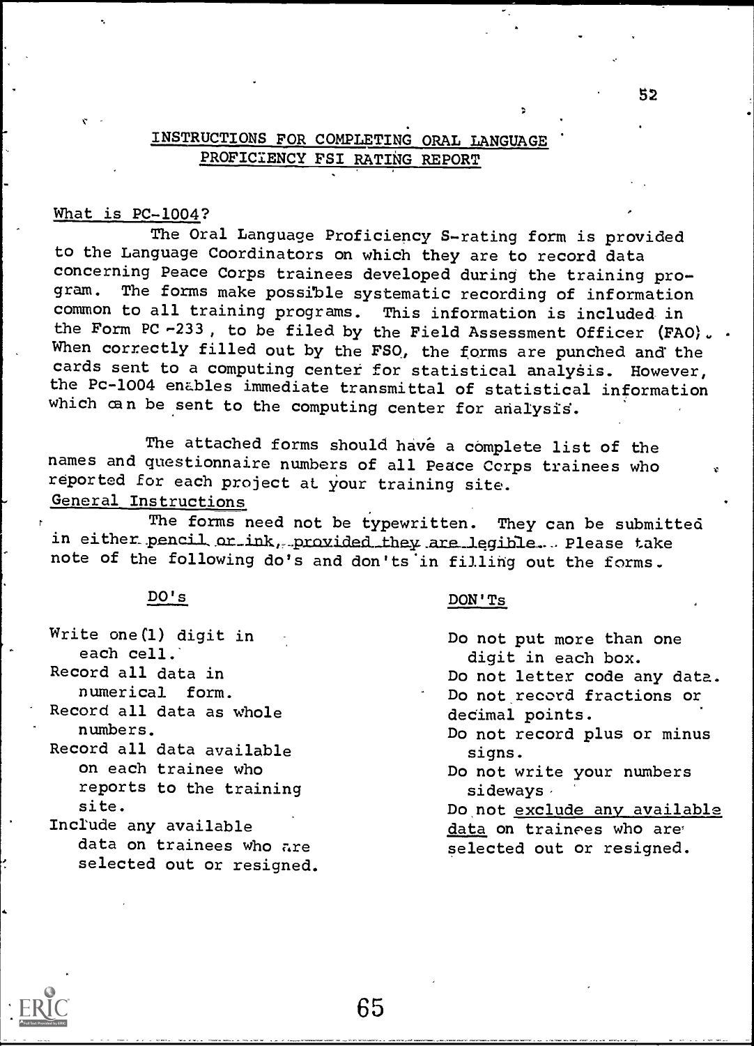## INSTRUCTIONS FOR COMPLETING ORAL LANGUAGE PROFICIENCY FSI RATING REPORT

### What is PC-1004?

The Oral Language Proficiency S-rating form is provided to the Language Coordinators on which they are to record data concerning Peace Corps trainees developed during the training program. The forms make possible systematic recording of information common to all training programs. This information is included in the Form PC -233, to be filed by the Field Assessment Officer (FAO). When correctly filled out by the FSO, the forms are punched and the cards sent to a computing center for statistical analysis. However, the Pc-1004 enables immediate transmittal of statistical information which can be sent to the computing center for analysis.

The attached forms should have a complete list of the names and questionnaire numbers of all Peace Corps trainees who reported for each project at your training site.

### General Instructions

The forms need not be typewritten. They can be submitted in either pencil or ink, provided they are legible. Please take note of the following do's and don'ts in filling out the forms.

**DO's**

- Write one (1) digit in each cell.
- Record all data in numerical form.
- Record all data as whole numbers.
- Record all data available on each trainee who reports to the training site.
- Include any available data on trainees who are selected out or resigned.

**DON'Ts**

- Do not put more than one digit in each box.
- Do not letter code any data.
- Do not record fractions or decimal points.
- Do not record plus or minus signs.
- Do not write your numbers sideways.
- Do not exclude any available data on trainees who are selected out or resigned.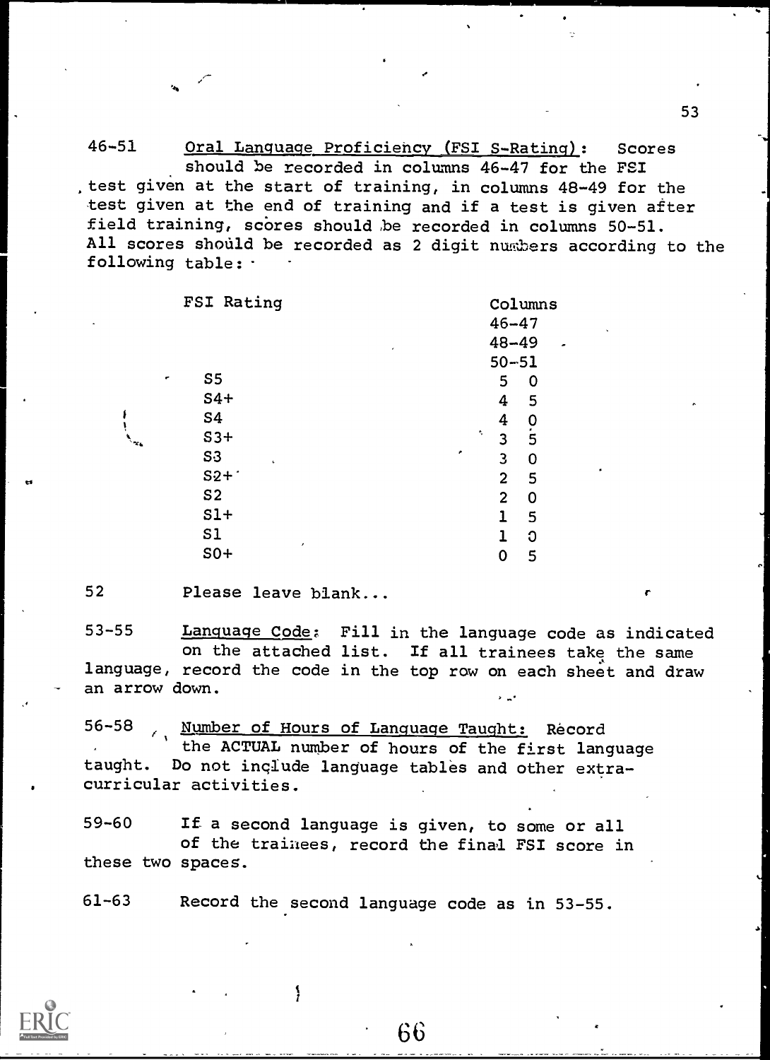46-51 Oral Language Proficiency (FSI S-Rating): Scores should be recorded in columns 46-47 for the FSI test given at the start of training, in columns 48-49 for the test given at the end of training and if a test is given after field training, scores should be recorded in columns 50-51. All scores should be recorded as 2 digit numbers according to the following table:

| FSI Rating | Columns 46-47 48-49 50-51 |
|---|---|
| S5 | 5 0 |
| S4+ | 4 5 |
| S4 | 4 0 |
| S3+ | 3 5 |
| S3 | 3 0 |
| S2+ | 2 5 |
| S2 | 2 0 |
| S1+ | 1 5 |
| S1 | 1 0 |
| S0+ | 0 5 |

52 Please leave blank...

53-55 Language Code: Fill in the language code as indicated on the attached list. If all trainees take the same language, record the code in the top row on each sheet and draw an arrow down.

56-58 Number of Hours of Language Taught: Record the ACTUAL number of hours of the first language taught. Do not include language tables and other extra-curricular activities.

59-60 If a second language is given, to some or all of the trainees, record the final FSI score in these two spaces.

61-63 Record the second language code as in 53-55.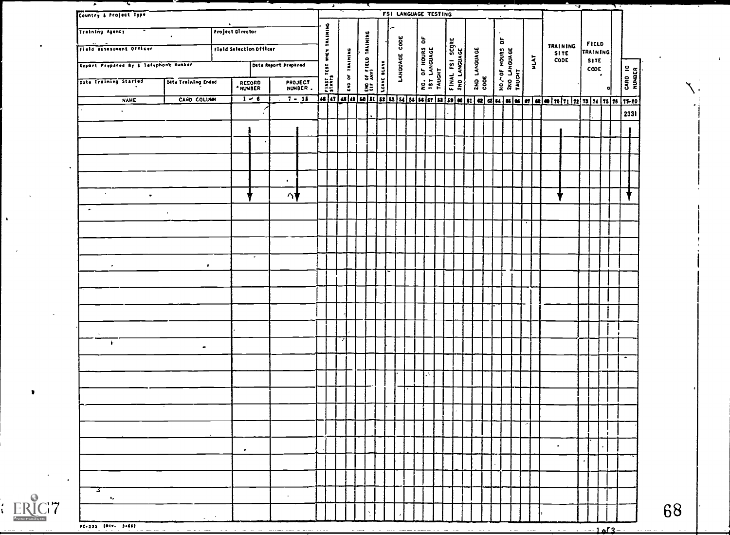| Country & Project Type | | | | FSI LANGUAGE TESTING | | | | | | | | | | | |
|---|---|---|---|---|---|---|---|---|---|---|---|---|---|---|---|
| Training Agency | | Project Director | | | | | | | | | | | | | |
| Field Assessment Officer | | Field Selection Officer | | | | | | | | | | | | | |
| Report Prepared By & Telephone Number | | Date Report Prepared | | | | | | | | | | | | | |
| Date Training Started | Date Training Ended | RECORD NUMBER | PROJECT NUMBER | FIRST TEST WHEN TRAINING STARTS | END OF TRAINING | END OF FIELD TRAINING (IF ANY) | LEAVE BLANK | LANGUAGE CODE | NO. OF HOURS OF 1ST LANGUAGE TAUGHT | FINAL FSI SCORE 2ND LANGUAGE | 2ND LANGUAGE CODE | NO. OF HOURS OF 2ND LANGUAGE TAUGHT | MLAT | TRAINING SITE CODE | FIELD TRAINING SITE CODE | CARD ID NUMBER |
| NAME | CARD COLUMN | 1 – 6 | 7 – 15 | 46 47 | 48 49 | 50 51 | 52 | 53 54 55 | 56 57 58 | 59 60 | 61 62 63 | 64 65 66 | 67 68 | 69 70 71 72 | 73 74 75 76 | 77-80 |
| | | ↓ | ↓ | | | | | | | | | | | ↓ | | 2331 ↓ |

PC-233 (Rev. 3-68)

1 of 3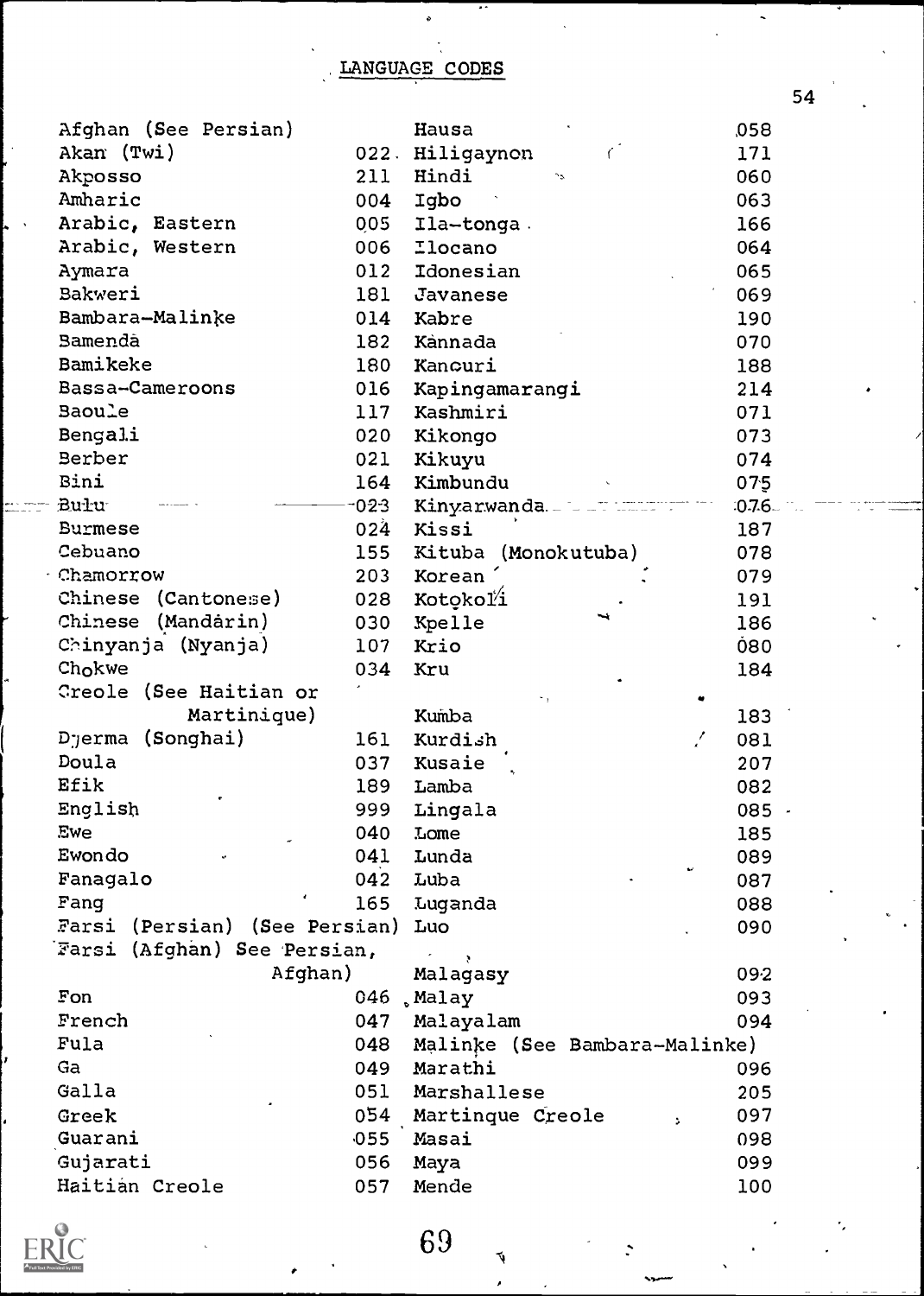## LANGUAGE CODES

| Language | Code |
|---|---|
| Afghan (See Persian) | |
| Akan (Twi) | 022 |
| Akposso | 211 |
| Amharic | 004 |
| Arabic, Eastern | 005 |
| Arabic, Western | 006 |
| Aymara | 012 |
| Bakweri | 181 |
| Bambara-Malinke | 014 |
| Bamenda | 182 |
| Bamikeke | 180 |
| Bassa-Cameroons | 016 |
| Baoule | 117 |
| Bengali | 020 |
| Berber | 021 |
| Bini | 164 |
| Bulu | 023 |
| Burmese | 024 |
| Cebuano | 155 |
| Chamorrow | 203 |
| Chinese (Cantonese) | 028 |
| Chinese (Mandarin) | 030 |
| Chinyanja (Nyanja) | 107 |
| Chokwe | 034 |
| Creole (See Haitian or Martinique) | |
| Djerma (Songhai) | 161 |
| Doula | 037 |
| Efik | 189 |
| English | 999 |
| Ewe | 040 |
| Ewondo | 041 |
| Fanagalo | 042 |
| Fang | 165 |
| Farsi (Persian) (See Persian) | |
| Farsi (Afghan) See Persian, Afghan) | |
| Fon | 046 |
| French | 047 |
| Fula | 048 |
| Ga | 049 |
| Galla | 051 |
| Greek | 054 |
| Guarani | 055 |
| Gujarati | 056 |
| Haitian Creole | 057 |
| Hausa | 058 |
| Hiligaynon | 171 |
| Hindi | 060 |
| Igbo | 063 |
| Ila-tonga | 166 |
| Ilocano | 064 |
| Idonesian | 065 |
| Javanese | 069 |
| Kabre | 190 |
| Kannada | 070 |
| Kanouri | 188 |
| Kapingamarangi | 214 |
| Kashmiri | 071 |
| Kikongo | 073 |
| Kikuyu | 074 |
| Kimbundu | 075 |
| Kinyarwanda | 076 |
| Kissi | 187 |
| Kituba (Monokutuba) | 078 |
| Korean | 079 |
| Kotokoli | 191 |
| Kpelle | 186 |
| Krio | 080 |
| Kru | 184 |
| Kumba | 183 |
| Kurdish | 081 |
| Kusaie | 207 |
| Lamba | 082 |
| Lingala | 085 |
| Lome | 185 |
| Lunda | 089 |
| Luba | 087 |
| Luganda | 088 |
| Luo | 090 |
| Malagasy | 092 |
| Malay | 093 |
| Malayalam | 094 |
| Malinke (See Bambara-Malinke) | |
| Marathi | 096 |
| Marshallese | 205 |
| Martinque Creole | 097 |
| Masai | 098 |
| Maya | 099 |
| Mende | 100 |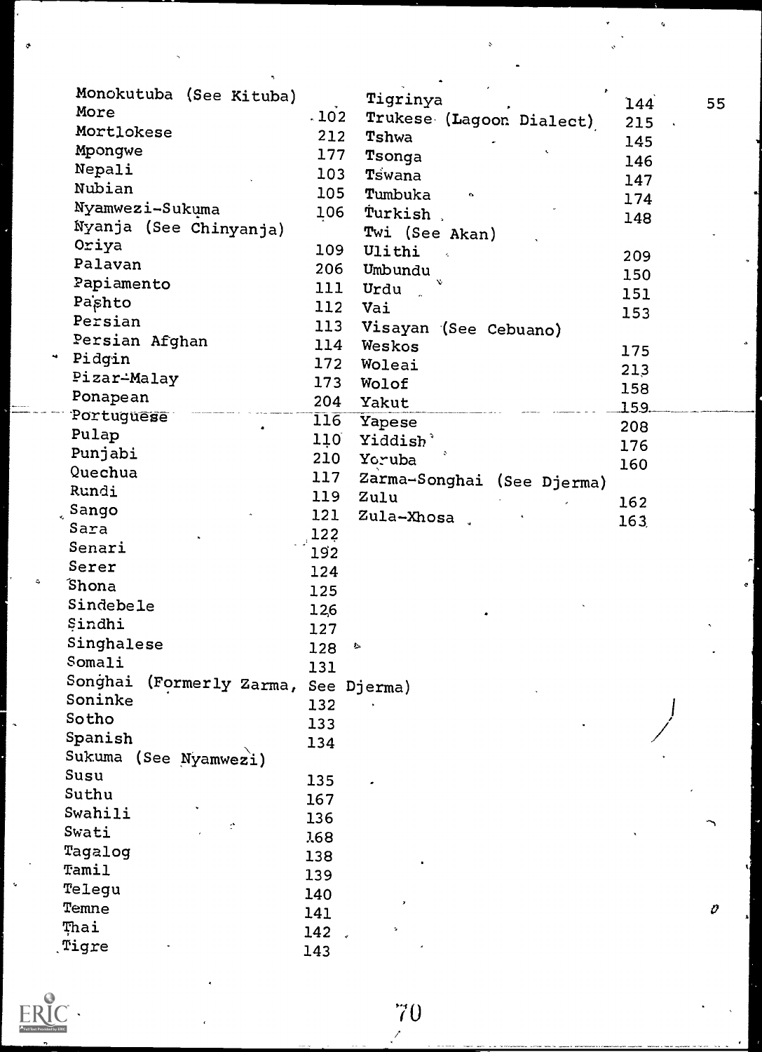| | |
|---|---|
| Monokutuba (See Kituba) | |
| More | 102 |
| Mortlokese | 212 |
| Mpongwe | 177 |
| Nepali | 103 |
| Nubian | 105 |
| Nyamwezi-Sukuma | 106 |
| Nyanja (See Chinyanja) | |
| Oriya | 109 |
| Palavan | 206 |
| Papiamento | 111 |
| Pashto | 112 |
| Persian | 113 |
| Persian Afghan | 114 |
| Pidgin | 172 |
| Pizar-Malay | 173 |
| Ponapean | 204 |
| Portuguese | 116 |
| Pulap | 110 |
| Punjabi | 210 |
| Quechua | 117 |
| Rundi | 119 |
| Sango | 121 |
| Sara | 122 |
| Senari | 192 |
| Serer | 124 |
| Shona | 125 |
| Sindebele | 126 |
| Sindhi | 127 |
| Singhalese | 128 |
| Somali | 131 |
| Songhai (Formerly Zarma, See Djerma) | |
| Soninke | 132 |
| Sotho | 133 |
| Spanish | 134 |
| Sukuma (See Nyamwezi) | |
| Susu | 135 |
| Suthu | 167 |
| Swahili | 136 |
| Swati | 168 |
| Tagalog | 138 |
| Tamil | 139 |
| Telegu | 140 |
| Temne | 141 |
| Thai | 142 |
| Tigre | 143 |
| Tigrinya | 144 |
| Trukese (Lagoon Dialect) | 215 |
| Tshwa | 145 |
| Tsonga | 146 |
| Tswana | 147 |
| Tumbuka | 174 |
| Turkish | 148 |
| Twi (See Akan) | |
| Ulithi | 209 |
| Umbundu | 150 |
| Urdu | 151 |
| Vai | 153 |
| Visayan (See Cebuano) | |
| Weskos | 175 |
| Woleai | 213 |
| Wolof | 158 |
| Yakut | 159 |
| Yapese | 208 |
| Yiddish | 176 |
| Yoruba | 160 |
| Zarma-Songhai (See Djerma) | |
| Zulu | 162 |
| Zula-Xhosa | 163 |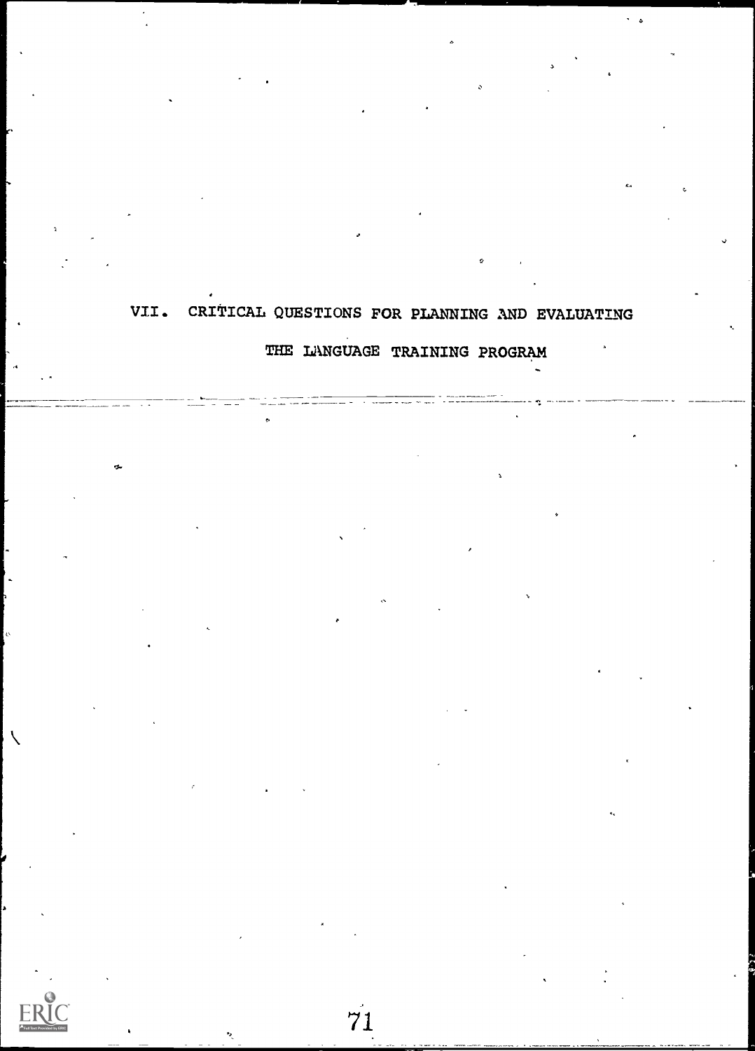# VII. CRITICAL QUESTIONS FOR PLANNING AND EVALUATING THE LANGUAGE TRAINING PROGRAM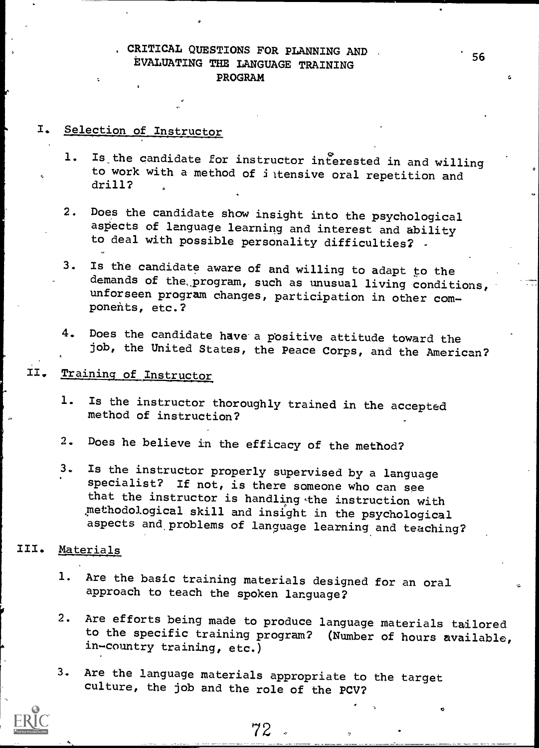# CRITICAL QUESTIONS FOR PLANNING AND EVALUATING THE LANGUAGE TRAINING PROGRAM

## I. Selection of Instructor

1. Is the candidate for instructor interested in and willing to work with a method of intensive oral repetition and drill?

2. Does the candidate show insight into the psychological aspects of language learning and interest and ability to deal with possible personality difficulties?

3. Is the candidate aware of and willing to adapt to the demands of the program, such as unusual living conditions, unforseen program changes, participation in other components, etc.?

4. Does the candidate have a positive attitude toward the job, the United States, the Peace Corps, and the American?

## II. Training of Instructor

1. Is the instructor thoroughly trained in the accepted method of instruction?

2. Does he believe in the efficacy of the method?

3. Is the instructor properly supervised by a language specialist? If not, is there someone who can see that the instructor is handling the instruction with methodological skill and insight in the psychological aspects and problems of language learning and teaching?

## III. Materials

1. Are the basic training materials designed for an oral approach to teach the spoken language?

2. Are efforts being made to produce language materials tailored to the specific training program? (Number of hours available, in-country training, etc.)

3. Are the language materials appropriate to the target culture, the job and the role of the PCV?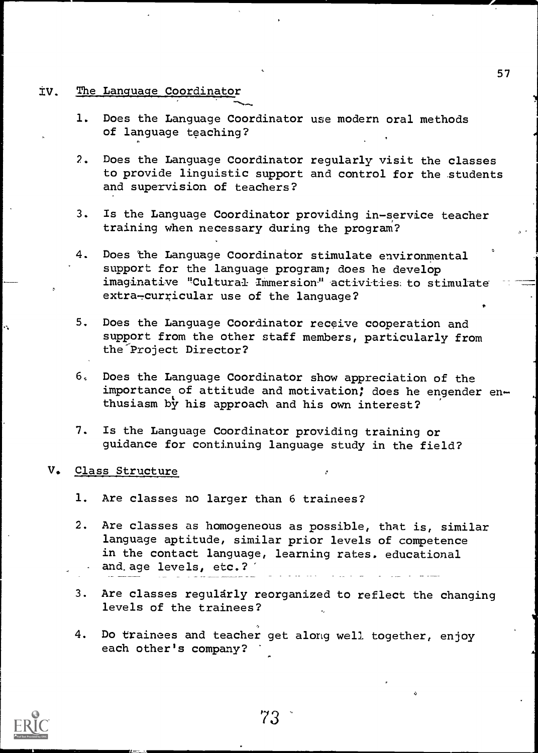## IV. The Language Coordinator

1. Does the Language Coordinator use modern oral methods of language teaching?

2. Does the Language Coordinator regularly visit the classes to provide linguistic support and control for the students and supervision of teachers?

3. Is the Language Coordinator providing in-service teacher training when necessary during the program?

4. Does the Language Coordinator stimulate environmental support for the language program; does he develop imaginative "Cultural Immersion" activities to stimulate extra-curricular use of the language?

5. Does the Language Coordinator receive cooperation and support from the other staff members, particularly from the Project Director?

6. Does the Language Coordinator show appreciation of the importance of attitude and motivation; does he engender enthusiasm by his approach and his own interest?

7. Is the Language Coordinator providing training or guidance for continuing language study in the field?

## V. Class Structure

1. Are classes no larger than 6 trainees?

2. Are classes as homogeneous as possible, that is, similar language aptitude, similar prior levels of competence in the contact language, learning rates, educational and age levels, etc.?

3. Are classes regularly reorganized to reflect the changing levels of the trainees?

4. Do trainees and teacher get along well together, enjoy each other's company?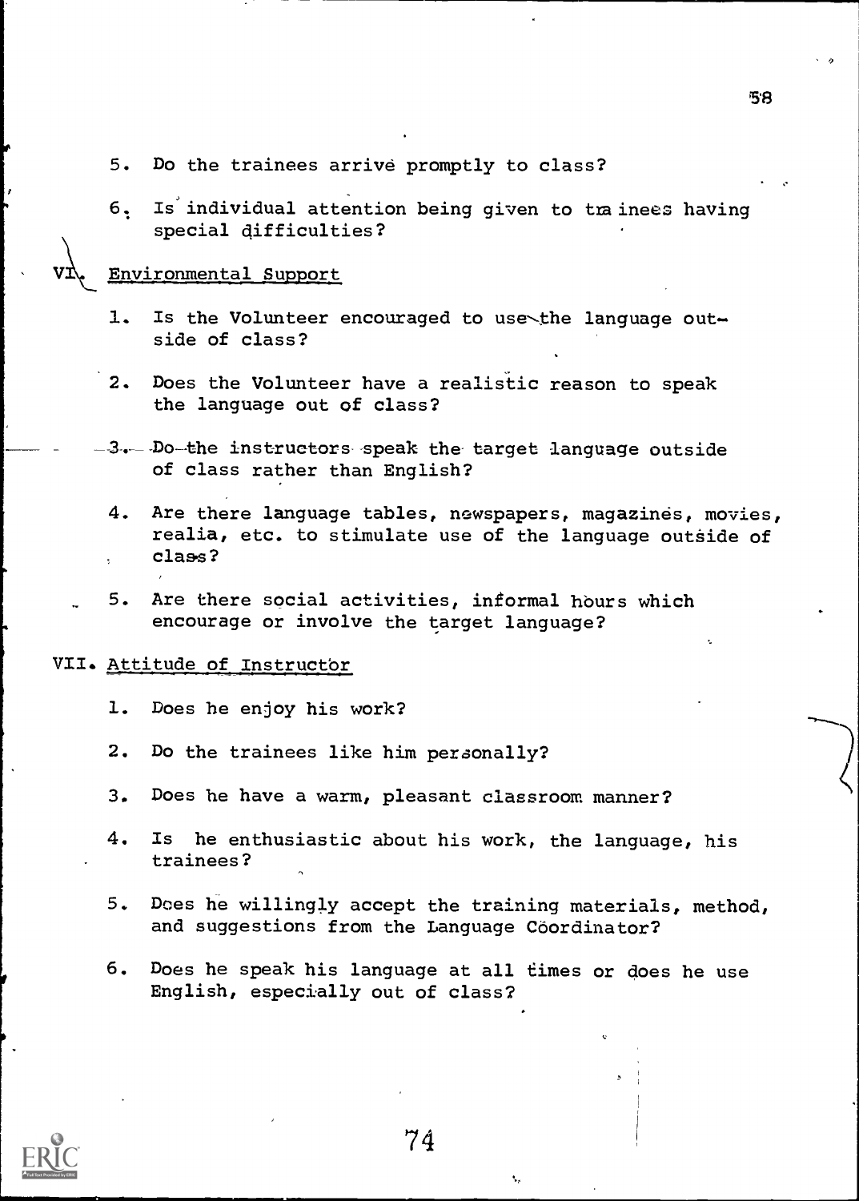5. Do the trainees arrive promptly to class?

6. Is individual attention being given to trainees having special difficulties?

## VI. Environmental Support

1. Is the Volunteer encouraged to use the language outside of class?

2. Does the Volunteer have a realistic reason to speak the language out of class?

3. Do the instructors speak the target language outside of class rather than English?

4. Are there language tables, newspapers, magazines, movies, realia, etc. to stimulate use of the language outside of class?

5. Are there social activities, informal hours which encourage or involve the target language?

## VII. Attitude of Instructor

1. Does he enjoy his work?

2. Do the trainees like him personally?

3. Does he have a warm, pleasant classroom manner?

4. Is he enthusiastic about his work, the language, his trainees?

5. Does he willingly accept the training materials, method, and suggestions from the Language Coordinator?

6. Does he speak his language at all times or does he use English, especially out of class?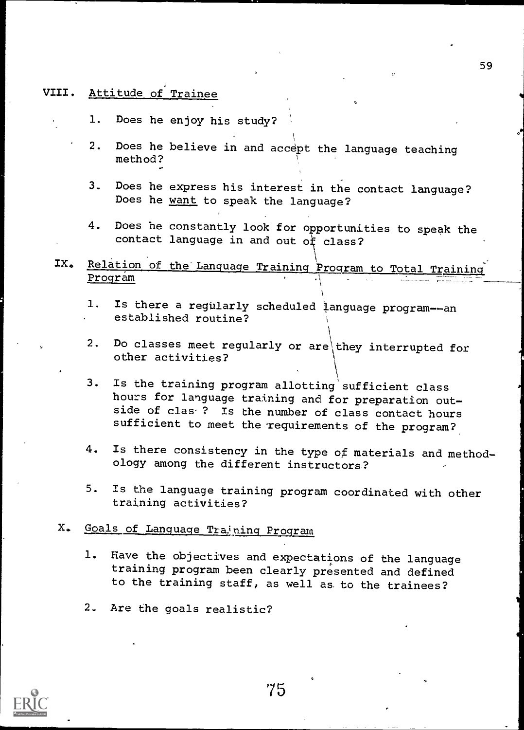## VIII. Attitude of Trainee

1. Does he enjoy his study?

2. Does he believe in and accept the language teaching method?

3. Does he express his interest in the contact language? Does he _want_ to speak the language?

4. Does he constantly look for opportunities to speak the contact language in and out of class?

## IX. Relation of the Language Training Program to Total Training Program

1. Is there a regularly scheduled language program--an established routine?

2. Do classes meet regularly or are they interrupted for other activities?

3. Is the training program allotting sufficient class hours for language training and for preparation outside of class? Is the number of class contact hours sufficient to meet the requirements of the program?

4. Is there consistency in the type of materials and methodology among the different instructors?

5. Is the language training program coordinated with other training activities?

## X. Goals of Language Training Program

1. Have the objectives and expectations of the language training program been clearly presented and defined to the training staff, as well as to the trainees?

2. Are the goals realistic?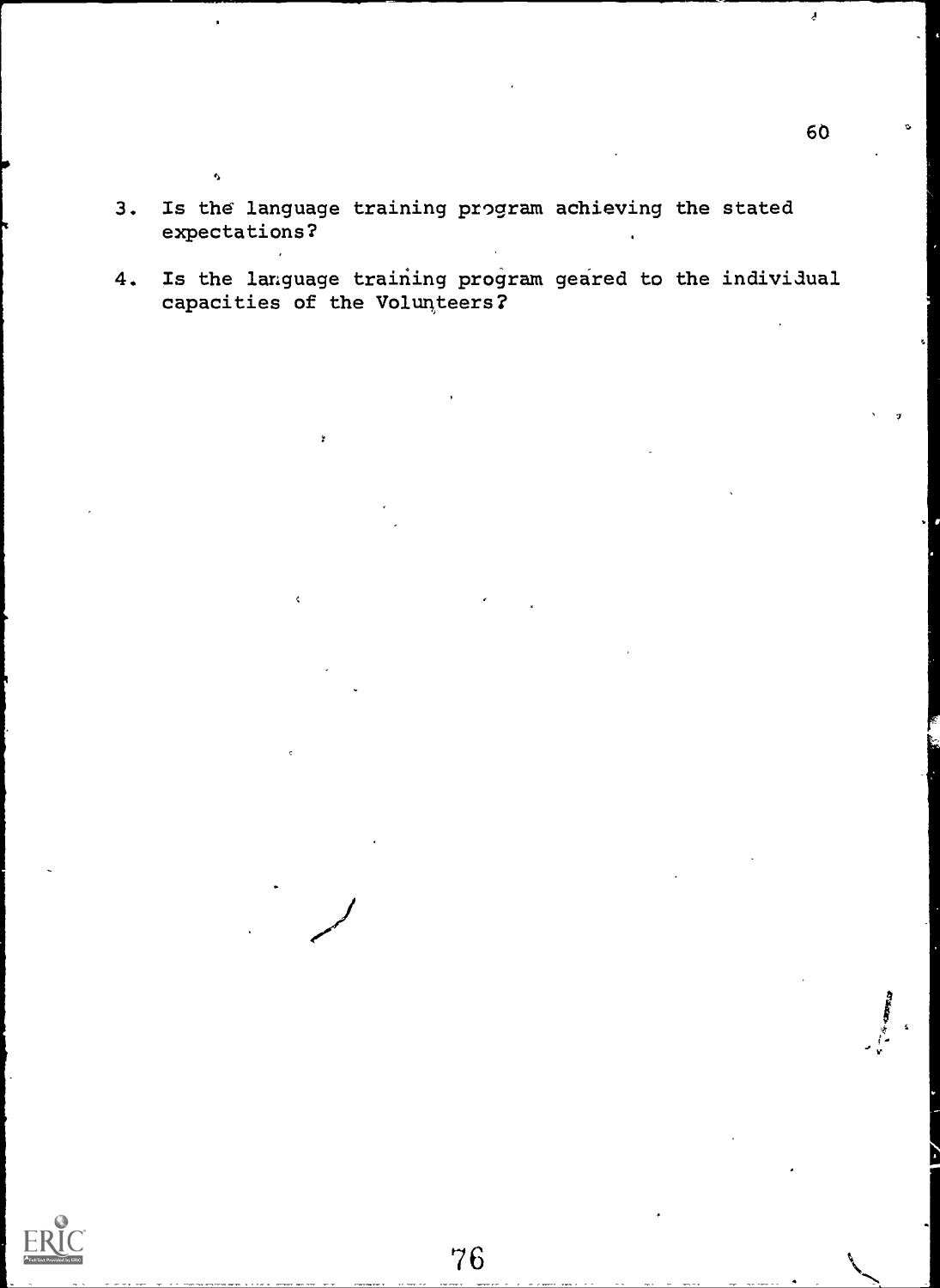3. Is the language training program achieving the stated expectations?

4. Is the language training program geared to the individual capacities of the Volunteers?